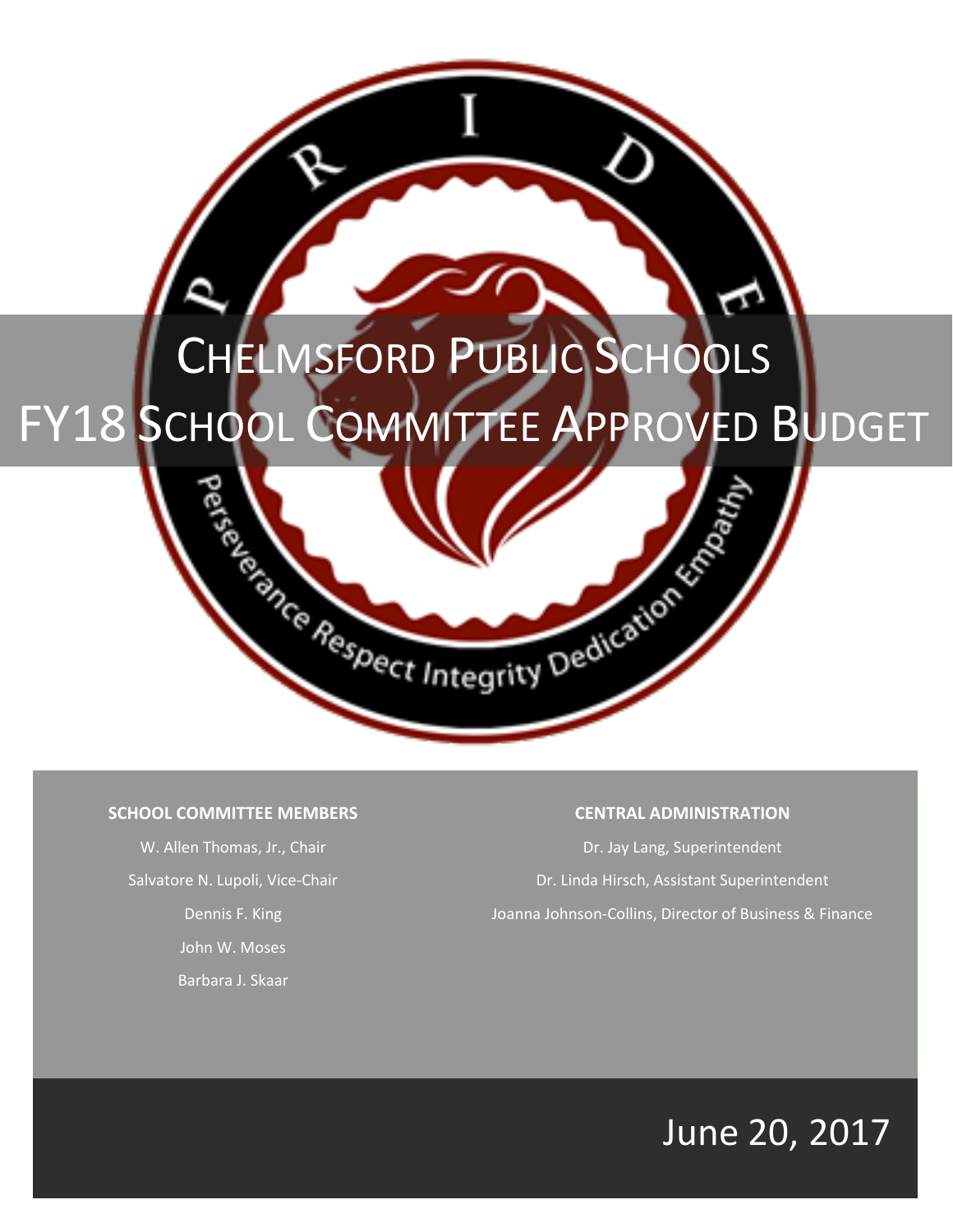# CHELMSFORD PUBLIC SCHOOLS

# FY18 SCHOOL COMMITTEE APPROVED BUDGET

P R I D E

Perseverance Respect Integrity Dedication Empathy

**SCHOOL COMMITTEE MEMBERS**

W. Allen Thomas, Jr., Chair

Salvatore N. Lupoli, Vice-Chair

Dennis F. King

John W. Moses

Barbara J. Skaar

**CENTRAL ADMINISTRATION**

Dr. Jay Lang, Superintendent

Dr. Linda Hirsch, Assistant Superintendent

Joanna Johnson-Collins, Director of Business & Finance

June 20, 2017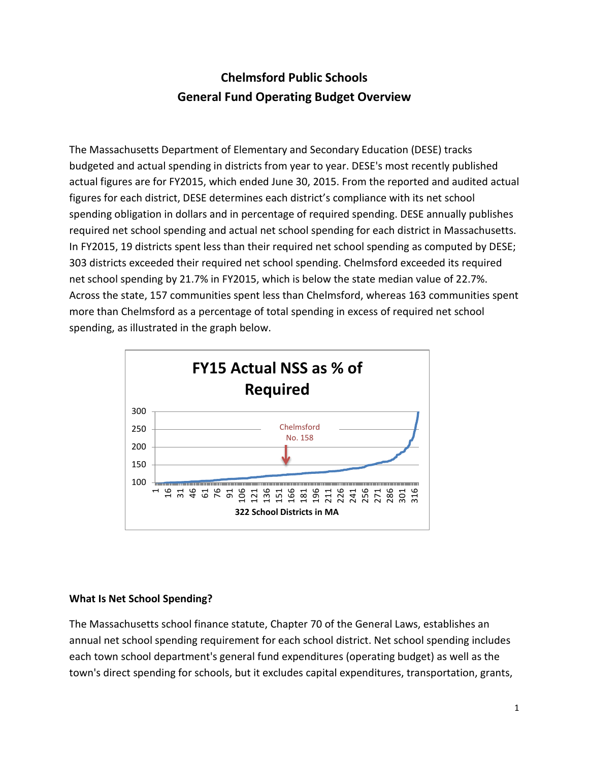# Chelmsford Public Schools
# General Fund Operating Budget Overview

The Massachusetts Department of Elementary and Secondary Education (DESE) tracks budgeted and actual spending in districts from year to year. DESE's most recently published actual figures are for FY2015, which ended June 30, 2015. From the reported and audited actual figures for each district, DESE determines each district's compliance with its net school spending obligation in dollars and in percentage of required spending. DESE annually publishes required net school spending and actual net school spending for each district in Massachusetts. In FY2015, 19 districts spent less than their required net school spending as computed by DESE; 303 districts exceeded their required net school spending. Chelmsford exceeded its required net school spending by 21.7% in FY2015, which is below the state median value of 22.7%. Across the state, 157 communities spent less than Chelmsford, whereas 163 communities spent more than Chelmsford as a percentage of total spending in excess of required net school spending, as illustrated in the graph below.

**FY15 Actual NSS as % of Required**

Chelmsford No. 158

322 School Districts in MA

## What Is Net School Spending?

The Massachusetts school finance statute, Chapter 70 of the General Laws, establishes an annual net school spending requirement for each school district. Net school spending includes each town school department's general fund expenditures (operating budget) as well as the town's direct spending for schools, but it excludes capital expenditures, transportation, grants,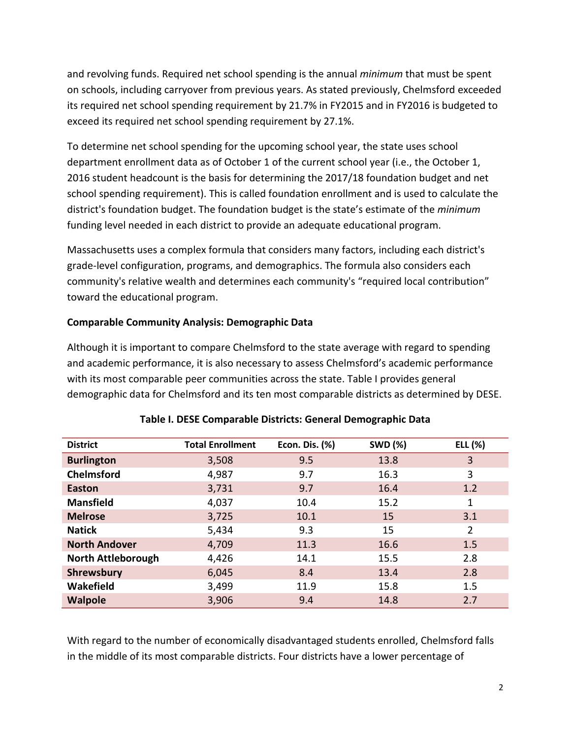and revolving funds. Required net school spending is the annual *minimum* that must be spent on schools, including carryover from previous years. As stated previously, Chelmsford exceeded its required net school spending requirement by 21.7% in FY2015 and in FY2016 is budgeted to exceed its required net school spending requirement by 27.1%.

To determine net school spending for the upcoming school year, the state uses school department enrollment data as of October 1 of the current school year (i.e., the October 1, 2016 student headcount is the basis for determining the 2017/18 foundation budget and net school spending requirement). This is called foundation enrollment and is used to calculate the district's foundation budget. The foundation budget is the state's estimate of the *minimum* funding level needed in each district to provide an adequate educational program.

Massachusetts uses a complex formula that considers many factors, including each district's grade-level configuration, programs, and demographics. The formula also considers each community's relative wealth and determines each community's "required local contribution" toward the educational program.

**Comparable Community Analysis: Demographic Data**

Although it is important to compare Chelmsford to the state average with regard to spending and academic performance, it is also necessary to assess Chelmsford's academic performance with its most comparable peer communities across the state. Table I provides general demographic data for Chelmsford and its ten most comparable districts as determined by DESE.

**Table I. DESE Comparable Districts: General Demographic Data**

| District | Total Enrollment | Econ. Dis. (%) | SWD (%) | ELL (%) |
|---|---|---|---|---|
| **Burlington** | 3,508 | 9.5 | 13.8 | 3 |
| **Chelmsford** | 4,987 | 9.7 | 16.3 | 3 |
| **Easton** | 3,731 | 9.7 | 16.4 | 1.2 |
| **Mansfield** | 4,037 | 10.4 | 15.2 | 1 |
| **Melrose** | 3,725 | 10.1 | 15 | 3.1 |
| **Natick** | 5,434 | 9.3 | 15 | 2 |
| **North Andover** | 4,709 | 11.3 | 16.6 | 1.5 |
| **North Attleborough** | 4,426 | 14.1 | 15.5 | 2.8 |
| **Shrewsbury** | 6,045 | 8.4 | 13.4 | 2.8 |
| **Wakefield** | 3,499 | 11.9 | 15.8 | 1.5 |
| **Walpole** | 3,906 | 9.4 | 14.8 | 2.7 |

With regard to the number of economically disadvantaged students enrolled, Chelmsford falls in the middle of its most comparable districts. Four districts have a lower percentage of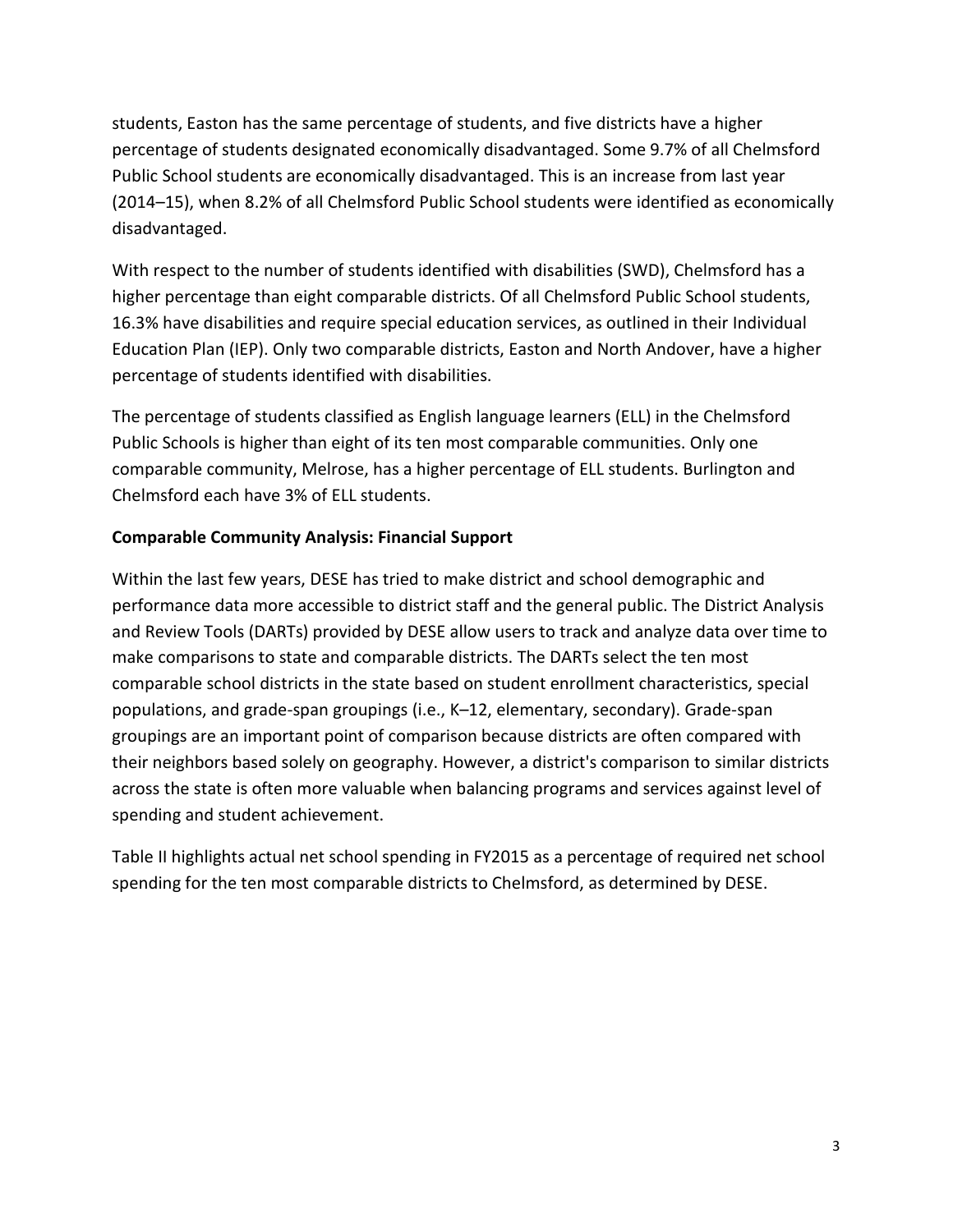students, Easton has the same percentage of students, and five districts have a higher percentage of students designated economically disadvantaged. Some 9.7% of all Chelmsford Public School students are economically disadvantaged. This is an increase from last year (2014–15), when 8.2% of all Chelmsford Public School students were identified as economically disadvantaged.

With respect to the number of students identified with disabilities (SWD), Chelmsford has a higher percentage than eight comparable districts. Of all Chelmsford Public School students, 16.3% have disabilities and require special education services, as outlined in their Individual Education Plan (IEP). Only two comparable districts, Easton and North Andover, have a higher percentage of students identified with disabilities.

The percentage of students classified as English language learners (ELL) in the Chelmsford Public Schools is higher than eight of its ten most comparable communities. Only one comparable community, Melrose, has a higher percentage of ELL students. Burlington and Chelmsford each have 3% of ELL students.

**Comparable Community Analysis: Financial Support**

Within the last few years, DESE has tried to make district and school demographic and performance data more accessible to district staff and the general public. The District Analysis and Review Tools (DARTs) provided by DESE allow users to track and analyze data over time to make comparisons to state and comparable districts. The DARTs select the ten most comparable school districts in the state based on student enrollment characteristics, special populations, and grade-span groupings (i.e., K–12, elementary, secondary). Grade-span groupings are an important point of comparison because districts are often compared with their neighbors based solely on geography. However, a district's comparison to similar districts across the state is often more valuable when balancing programs and services against level of spending and student achievement.

Table II highlights actual net school spending in FY2015 as a percentage of required net school spending for the ten most comparable districts to Chelmsford, as determined by DESE.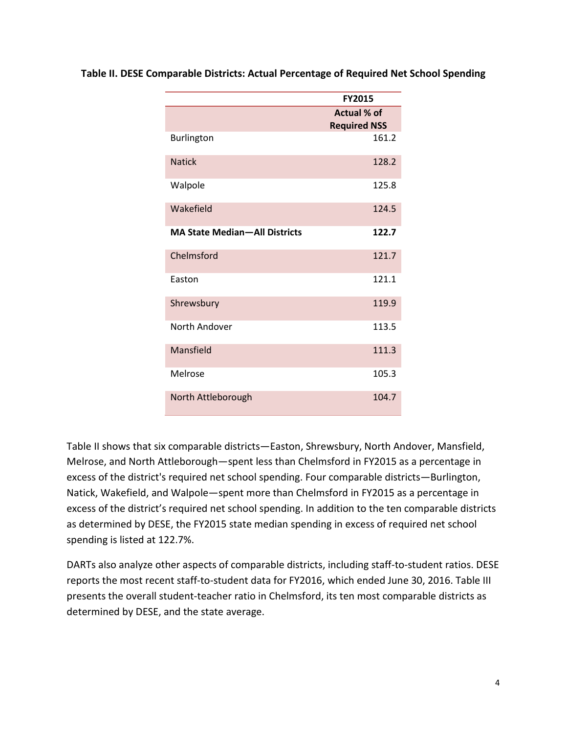**Table II. DESE Comparable Districts: Actual Percentage of Required Net School Spending**

| | FY2015 |
|---|---|
| | **Actual % of Required NSS** |
| Burlington | 161.2 |
| Natick | 128.2 |
| Walpole | 125.8 |
| Wakefield | 124.5 |
| **MA State Median—All Districts** | **122.7** |
| Chelmsford | 121.7 |
| Easton | 121.1 |
| Shrewsbury | 119.9 |
| North Andover | 113.5 |
| Mansfield | 111.3 |
| Melrose | 105.3 |
| North Attleborough | 104.7 |

Table II shows that six comparable districts—Easton, Shrewsbury, North Andover, Mansfield, Melrose, and North Attleborough—spent less than Chelmsford in FY2015 as a percentage in excess of the district's required net school spending. Four comparable districts—Burlington, Natick, Wakefield, and Walpole—spent more than Chelmsford in FY2015 as a percentage in excess of the district's required net school spending. In addition to the ten comparable districts as determined by DESE, the FY2015 state median spending in excess of required net school spending is listed at 122.7%.

DARTs also analyze other aspects of comparable districts, including staff-to-student ratios. DESE reports the most recent staff-to-student data for FY2016, which ended June 30, 2016. Table III presents the overall student-teacher ratio in Chelmsford, its ten most comparable districts as determined by DESE, and the state average.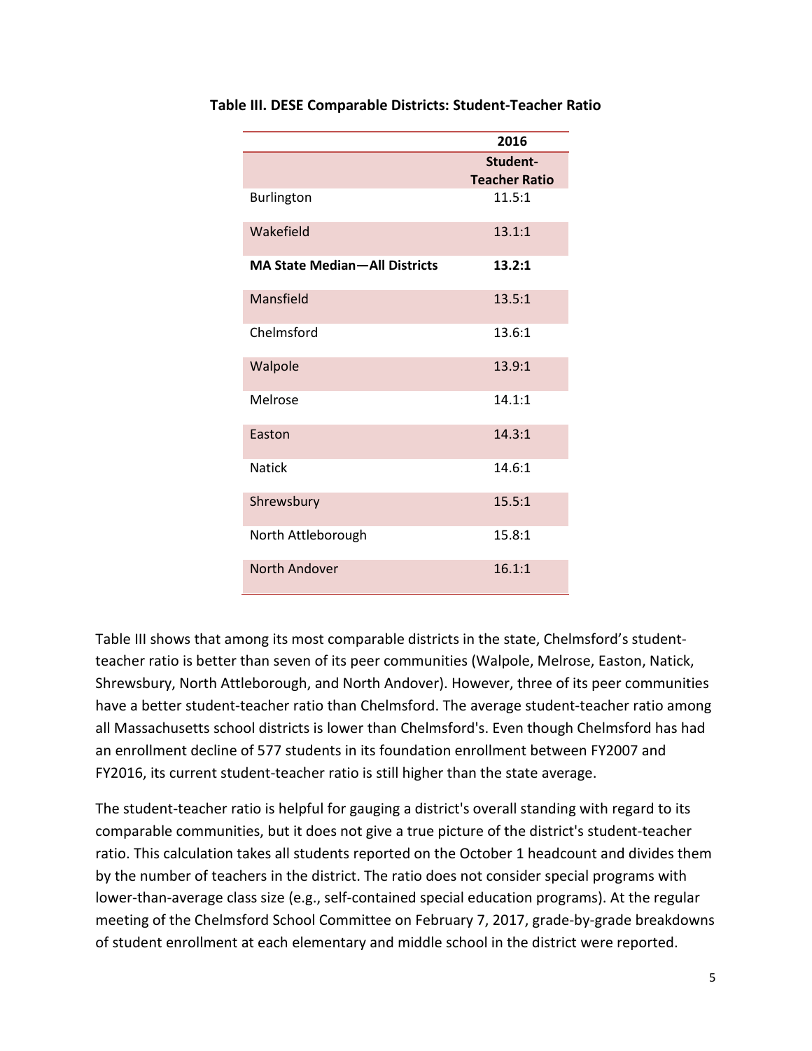**Table III. DESE Comparable Districts: Student-Teacher Ratio**

| | 2016 |
|---|---|
| | **Student-Teacher Ratio** |
| Burlington | 11.5:1 |
| Wakefield | 13.1:1 |
| **MA State Median—All Districts** | **13.2:1** |
| Mansfield | 13.5:1 |
| Chelmsford | 13.6:1 |
| Walpole | 13.9:1 |
| Melrose | 14.1:1 |
| Easton | 14.3:1 |
| Natick | 14.6:1 |
| Shrewsbury | 15.5:1 |
| North Attleborough | 15.8:1 |
| North Andover | 16.1:1 |

Table III shows that among its most comparable districts in the state, Chelmsford's student-teacher ratio is better than seven of its peer communities (Walpole, Melrose, Easton, Natick, Shrewsbury, North Attleborough, and North Andover). However, three of its peer communities have a better student-teacher ratio than Chelmsford. The average student-teacher ratio among all Massachusetts school districts is lower than Chelmsford's. Even though Chelmsford has had an enrollment decline of 577 students in its foundation enrollment between FY2007 and FY2016, its current student-teacher ratio is still higher than the state average.

The student-teacher ratio is helpful for gauging a district's overall standing with regard to its comparable communities, but it does not give a true picture of the district's student-teacher ratio. This calculation takes all students reported on the October 1 headcount and divides them by the number of teachers in the district. The ratio does not consider special programs with lower-than-average class size (e.g., self-contained special education programs). At the regular meeting of the Chelmsford School Committee on February 7, 2017, grade-by-grade breakdowns of student enrollment at each elementary and middle school in the district were reported.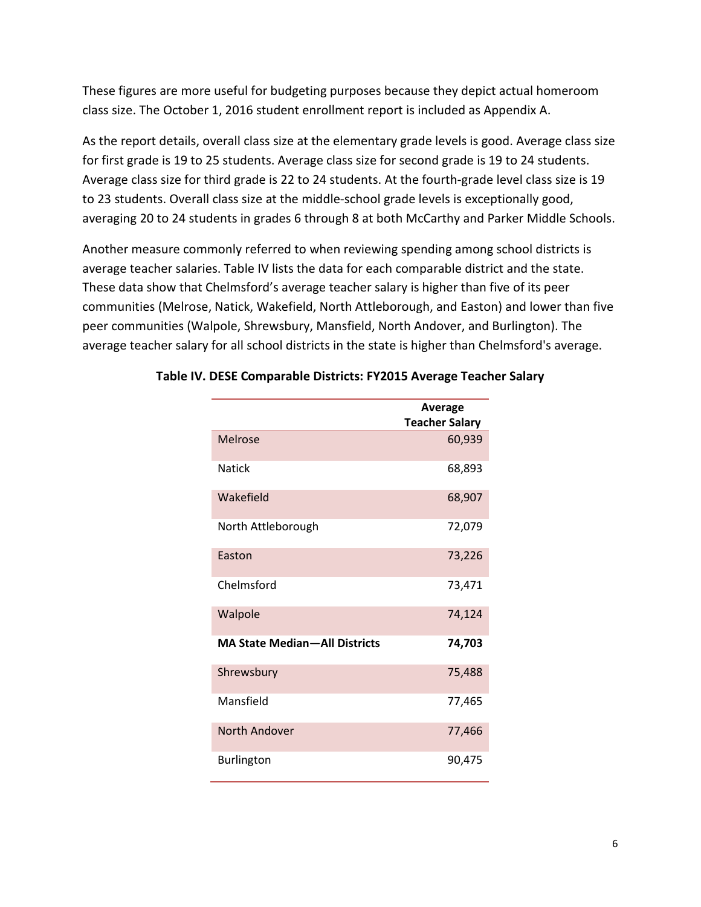These figures are more useful for budgeting purposes because they depict actual homeroom class size. The October 1, 2016 student enrollment report is included as Appendix A.

As the report details, overall class size at the elementary grade levels is good. Average class size for first grade is 19 to 25 students. Average class size for second grade is 19 to 24 students. Average class size for third grade is 22 to 24 students. At the fourth-grade level class size is 19 to 23 students. Overall class size at the middle-school grade levels is exceptionally good, averaging 20 to 24 students in grades 6 through 8 at both McCarthy and Parker Middle Schools.

Another measure commonly referred to when reviewing spending among school districts is average teacher salaries. Table IV lists the data for each comparable district and the state. These data show that Chelmsford's average teacher salary is higher than five of its peer communities (Melrose, Natick, Wakefield, North Attleborough, and Easton) and lower than five peer communities (Walpole, Shrewsbury, Mansfield, North Andover, and Burlington). The average teacher salary for all school districts in the state is higher than Chelmsford's average.

**Table IV. DESE Comparable Districts: FY2015 Average Teacher Salary**

| | Average Teacher Salary |
|---|---:|
| Melrose | 60,939 |
| Natick | 68,893 |
| Wakefield | 68,907 |
| North Attleborough | 72,079 |
| Easton | 73,226 |
| Chelmsford | 73,471 |
| Walpole | 74,124 |
| **MA State Median—All Districts** | **74,703** |
| Shrewsbury | 75,488 |
| Mansfield | 77,465 |
| North Andover | 77,466 |
| Burlington | 90,475 |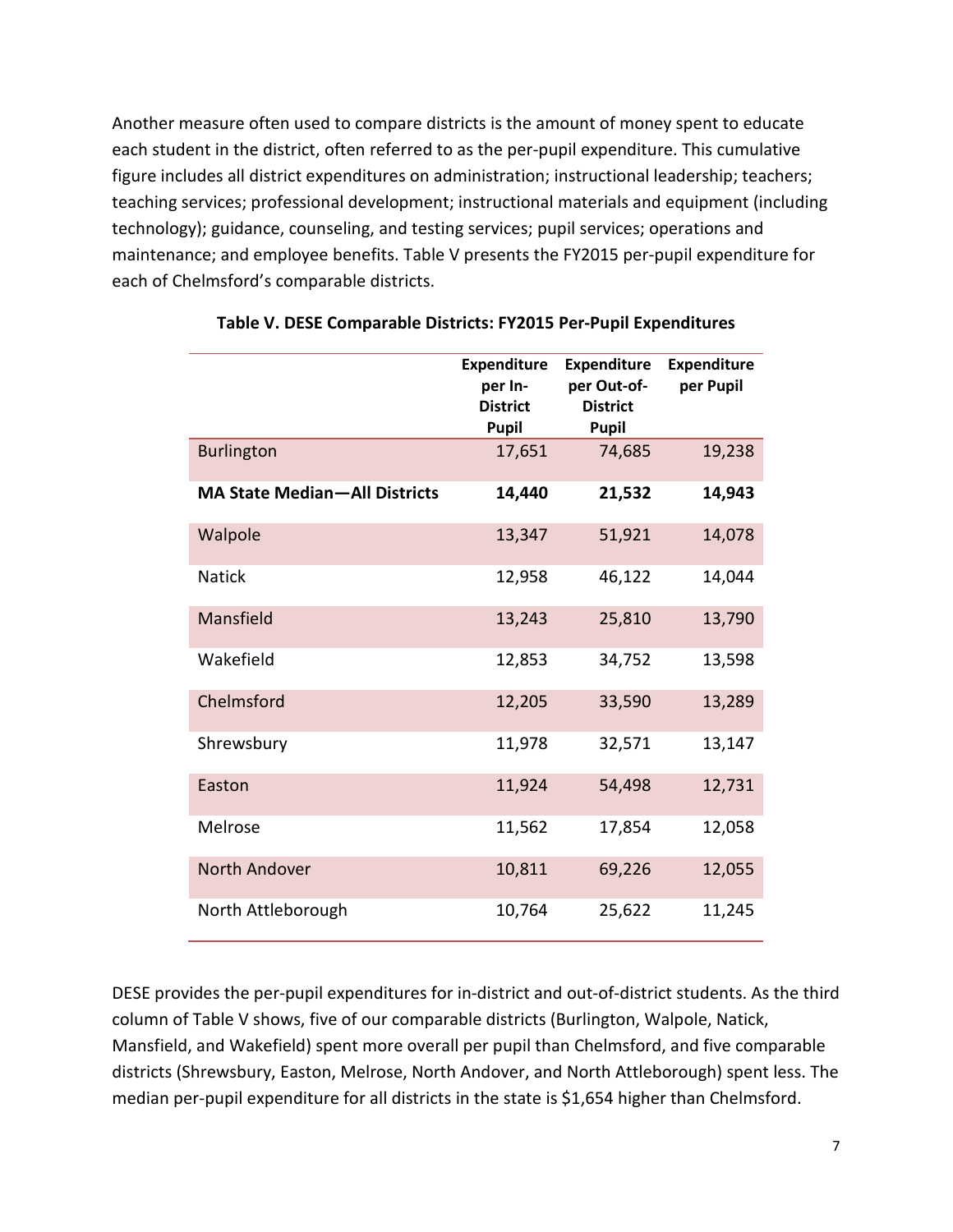Another measure often used to compare districts is the amount of money spent to educate each student in the district, often referred to as the per-pupil expenditure. This cumulative figure includes all district expenditures on administration; instructional leadership; teachers; teaching services; professional development; instructional materials and equipment (including technology); guidance, counseling, and testing services; pupil services; operations and maintenance; and employee benefits. Table V presents the FY2015 per-pupil expenditure for each of Chelmsford's comparable districts.

**Table V. DESE Comparable Districts: FY2015 Per-Pupil Expenditures**

| | Expenditure per In-District Pupil | Expenditure per Out-of-District Pupil | Expenditure per Pupil |
|---|---|---|---|
| Burlington | 17,651 | 74,685 | 19,238 |
| **MA State Median—All Districts** | **14,440** | **21,532** | **14,943** |
| Walpole | 13,347 | 51,921 | 14,078 |
| Natick | 12,958 | 46,122 | 14,044 |
| Mansfield | 13,243 | 25,810 | 13,790 |
| Wakefield | 12,853 | 34,752 | 13,598 |
| Chelmsford | 12,205 | 33,590 | 13,289 |
| Shrewsbury | 11,978 | 32,571 | 13,147 |
| Easton | 11,924 | 54,498 | 12,731 |
| Melrose | 11,562 | 17,854 | 12,058 |
| North Andover | 10,811 | 69,226 | 12,055 |
| North Attleborough | 10,764 | 25,622 | 11,245 |

DESE provides the per-pupil expenditures for in-district and out-of-district students. As the third column of Table V shows, five of our comparable districts (Burlington, Walpole, Natick, Mansfield, and Wakefield) spent more overall per pupil than Chelmsford, and five comparable districts (Shrewsbury, Easton, Melrose, North Andover, and North Attleborough) spent less. The median per-pupil expenditure for all districts in the state is $1,654 higher than Chelmsford.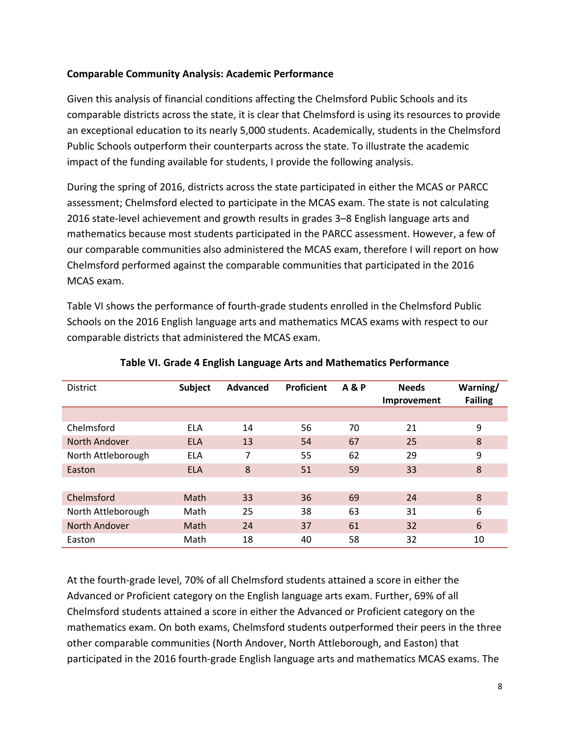**Comparable Community Analysis: Academic Performance**

Given this analysis of financial conditions affecting the Chelmsford Public Schools and its comparable districts across the state, it is clear that Chelmsford is using its resources to provide an exceptional education to its nearly 5,000 students. Academically, students in the Chelmsford Public Schools outperform their counterparts across the state. To illustrate the academic impact of the funding available for students, I provide the following analysis.

During the spring of 2016, districts across the state participated in either the MCAS or PARCC assessment; Chelmsford elected to participate in the MCAS exam. The state is not calculating 2016 state-level achievement and growth results in grades 3–8 English language arts and mathematics because most students participated in the PARCC assessment. However, a few of our comparable communities also administered the MCAS exam, therefore I will report on how Chelmsford performed against the comparable communities that participated in the 2016 MCAS exam.

Table VI shows the performance of fourth-grade students enrolled in the Chelmsford Public Schools on the 2016 English language arts and mathematics MCAS exams with respect to our comparable districts that administered the MCAS exam.

**Table VI. Grade 4 English Language Arts and Mathematics Performance**

| District | Subject | Advanced | Proficient | A & P | Needs Improvement | Warning/ Failing |
|---|---|---|---|---|---|---|
| | | | | | | |
| Chelmsford | ELA | 14 | 56 | 70 | 21 | 9 |
| North Andover | ELA | 13 | 54 | 67 | 25 | 8 |
| North Attleborough | ELA | 7 | 55 | 62 | 29 | 9 |
| Easton | ELA | 8 | 51 | 59 | 33 | 8 |
| | | | | | | |
| Chelmsford | Math | 33 | 36 | 69 | 24 | 8 |
| North Attleborough | Math | 25 | 38 | 63 | 31 | 6 |
| North Andover | Math | 24 | 37 | 61 | 32 | 6 |
| Easton | Math | 18 | 40 | 58 | 32 | 10 |

At the fourth-grade level, 70% of all Chelmsford students attained a score in either the Advanced or Proficient category on the English language arts exam. Further, 69% of all Chelmsford students attained a score in either the Advanced or Proficient category on the mathematics exam. On both exams, Chelmsford students outperformed their peers in the three other comparable communities (North Andover, North Attleborough, and Easton) that participated in the 2016 fourth-grade English language arts and mathematics MCAS exams. The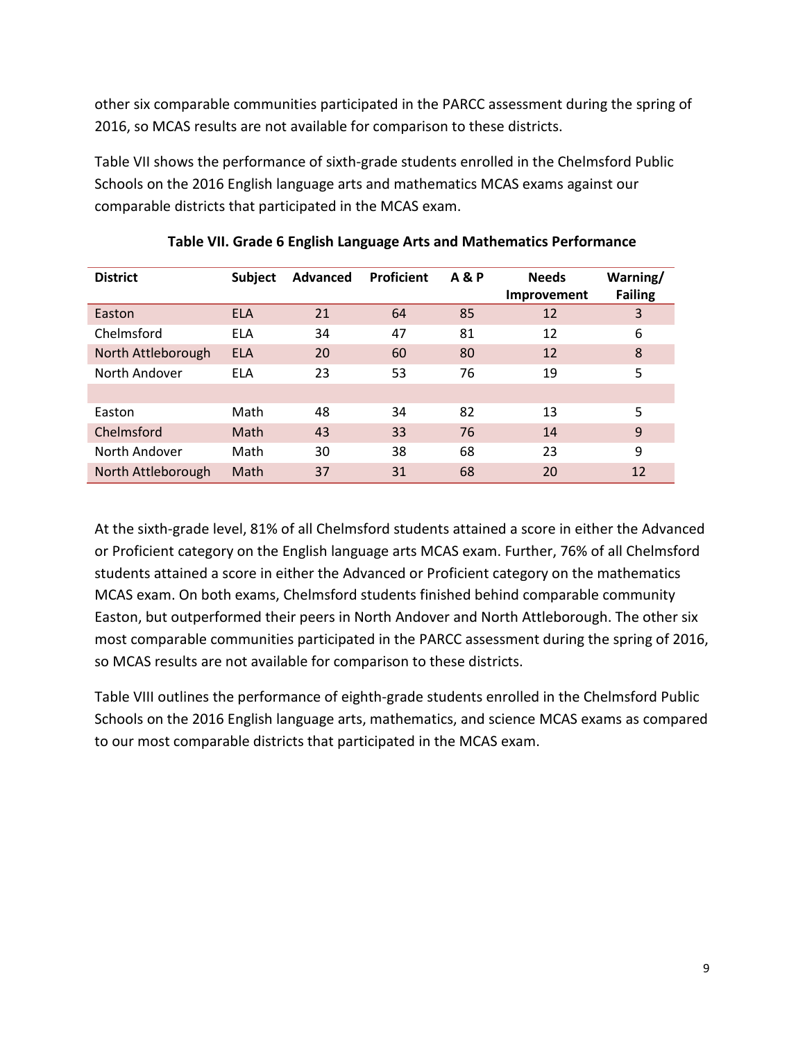other six comparable communities participated in the PARCC assessment during the spring of 2016, so MCAS results are not available for comparison to these districts.

Table VII shows the performance of sixth-grade students enrolled in the Chelmsford Public Schools on the 2016 English language arts and mathematics MCAS exams against our comparable districts that participated in the MCAS exam.

**Table VII. Grade 6 English Language Arts and Mathematics Performance**

| District | Subject | Advanced | Proficient | A & P | Needs Improvement | Warning/ Failing |
|---|---|---|---|---|---|---|
| Easton | ELA | 21 | 64 | 85 | 12 | 3 |
| Chelmsford | ELA | 34 | 47 | 81 | 12 | 6 |
| North Attleborough | ELA | 20 | 60 | 80 | 12 | 8 |
| North Andover | ELA | 23 | 53 | 76 | 19 | 5 |
| | | | | | | |
| Easton | Math | 48 | 34 | 82 | 13 | 5 |
| Chelmsford | Math | 43 | 33 | 76 | 14 | 9 |
| North Andover | Math | 30 | 38 | 68 | 23 | 9 |
| North Attleborough | Math | 37 | 31 | 68 | 20 | 12 |

At the sixth-grade level, 81% of all Chelmsford students attained a score in either the Advanced or Proficient category on the English language arts MCAS exam. Further, 76% of all Chelmsford students attained a score in either the Advanced or Proficient category on the mathematics MCAS exam. On both exams, Chelmsford students finished behind comparable community Easton, but outperformed their peers in North Andover and North Attleborough. The other six most comparable communities participated in the PARCC assessment during the spring of 2016, so MCAS results are not available for comparison to these districts.

Table VIII outlines the performance of eighth-grade students enrolled in the Chelmsford Public Schools on the 2016 English language arts, mathematics, and science MCAS exams as compared to our most comparable districts that participated in the MCAS exam.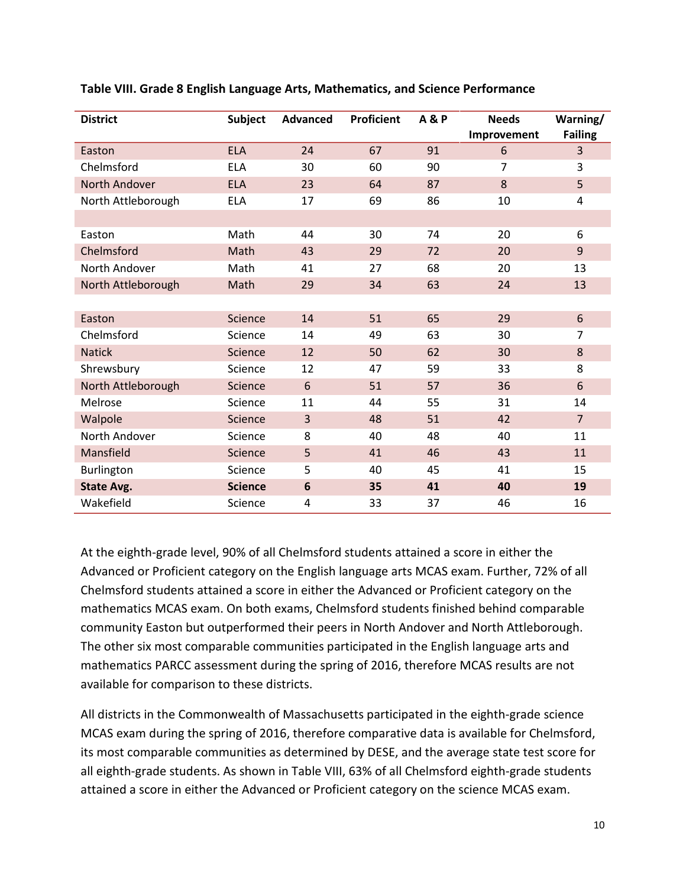**Table VIII. Grade 8 English Language Arts, Mathematics, and Science Performance**

| District | Subject | Advanced | Proficient | A & P | Needs Improvement | Warning/ Failing |
|---|---|---|---|---|---|---|
| Easton | ELA | 24 | 67 | 91 | 6 | 3 |
| Chelmsford | ELA | 30 | 60 | 90 | 7 | 3 |
| North Andover | ELA | 23 | 64 | 87 | 8 | 5 |
| North Attleborough | ELA | 17 | 69 | 86 | 10 | 4 |
| | | | | | | |
| Easton | Math | 44 | 30 | 74 | 20 | 6 |
| Chelmsford | Math | 43 | 29 | 72 | 20 | 9 |
| North Andover | Math | 41 | 27 | 68 | 20 | 13 |
| North Attleborough | Math | 29 | 34 | 63 | 24 | 13 |
| | | | | | | |
| Easton | Science | 14 | 51 | 65 | 29 | 6 |
| Chelmsford | Science | 14 | 49 | 63 | 30 | 7 |
| Natick | Science | 12 | 50 | 62 | 30 | 8 |
| Shrewsbury | Science | 12 | 47 | 59 | 33 | 8 |
| North Attleborough | Science | 6 | 51 | 57 | 36 | 6 |
| Melrose | Science | 11 | 44 | 55 | 31 | 14 |
| Walpole | Science | 3 | 48 | 51 | 42 | 7 |
| North Andover | Science | 8 | 40 | 48 | 40 | 11 |
| Mansfield | Science | 5 | 41 | 46 | 43 | 11 |
| Burlington | Science | 5 | 40 | 45 | 41 | 15 |
| **State Avg.** | **Science** | **6** | **35** | **41** | **40** | **19** |
| Wakefield | Science | 4 | 33 | 37 | 46 | 16 |

At the eighth-grade level, 90% of all Chelmsford students attained a score in either the Advanced or Proficient category on the English language arts MCAS exam. Further, 72% of all Chelmsford students attained a score in either the Advanced or Proficient category on the mathematics MCAS exam. On both exams, Chelmsford students finished behind comparable community Easton but outperformed their peers in North Andover and North Attleborough. The other six most comparable communities participated in the English language arts and mathematics PARCC assessment during the spring of 2016, therefore MCAS results are not available for comparison to these districts.

All districts in the Commonwealth of Massachusetts participated in the eighth-grade science MCAS exam during the spring of 2016, therefore comparative data is available for Chelmsford, its most comparable communities as determined by DESE, and the average state test score for all eighth-grade students. As shown in Table VIII, 63% of all Chelmsford eighth-grade students attained a score in either the Advanced or Proficient category on the science MCAS exam.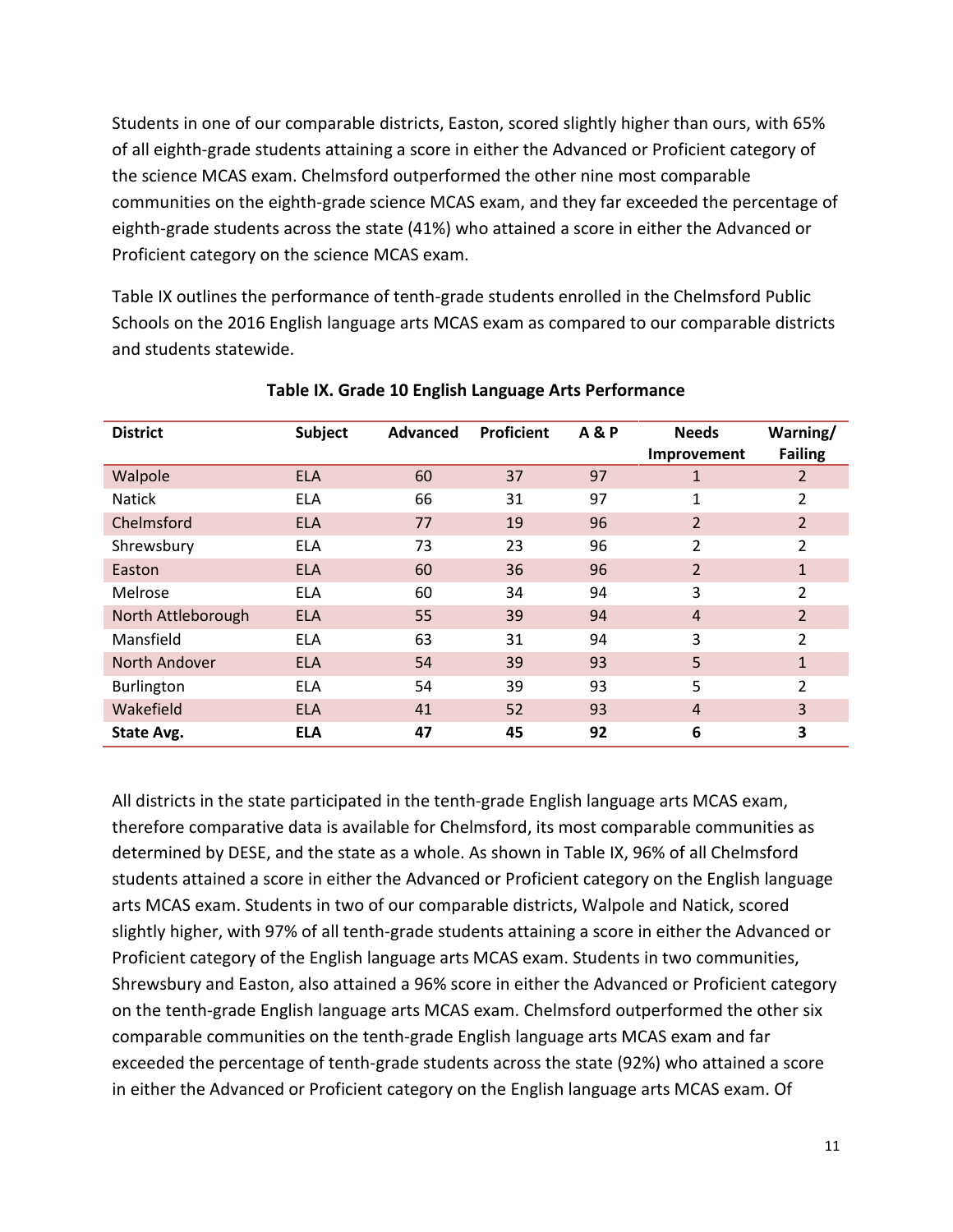Students in one of our comparable districts, Easton, scored slightly higher than ours, with 65% of all eighth-grade students attaining a score in either the Advanced or Proficient category of the science MCAS exam. Chelmsford outperformed the other nine most comparable communities on the eighth-grade science MCAS exam, and they far exceeded the percentage of eighth-grade students across the state (41%) who attained a score in either the Advanced or Proficient category on the science MCAS exam.

Table IX outlines the performance of tenth-grade students enrolled in the Chelmsford Public Schools on the 2016 English language arts MCAS exam as compared to our comparable districts and students statewide.

**Table IX. Grade 10 English Language Arts Performance**

| District | Subject | Advanced | Proficient | A & P | Needs Improvement | Warning/ Failing |
|---|---|---|---|---|---|---|
| Walpole | ELA | 60 | 37 | 97 | 1 | 2 |
| Natick | ELA | 66 | 31 | 97 | 1 | 2 |
| Chelmsford | ELA | 77 | 19 | 96 | 2 | 2 |
| Shrewsbury | ELA | 73 | 23 | 96 | 2 | 2 |
| Easton | ELA | 60 | 36 | 96 | 2 | 1 |
| Melrose | ELA | 60 | 34 | 94 | 3 | 2 |
| North Attleborough | ELA | 55 | 39 | 94 | 4 | 2 |
| Mansfield | ELA | 63 | 31 | 94 | 3 | 2 |
| North Andover | ELA | 54 | 39 | 93 | 5 | 1 |
| Burlington | ELA | 54 | 39 | 93 | 5 | 2 |
| Wakefield | ELA | 41 | 52 | 93 | 4 | 3 |
| **State Avg.** | **ELA** | **47** | **45** | **92** | **6** | **3** |

All districts in the state participated in the tenth-grade English language arts MCAS exam, therefore comparative data is available for Chelmsford, its most comparable communities as determined by DESE, and the state as a whole. As shown in Table IX, 96% of all Chelmsford students attained a score in either the Advanced or Proficient category on the English language arts MCAS exam. Students in two of our comparable districts, Walpole and Natick, scored slightly higher, with 97% of all tenth-grade students attaining a score in either the Advanced or Proficient category of the English language arts MCAS exam. Students in two communities, Shrewsbury and Easton, also attained a 96% score in either the Advanced or Proficient category on the tenth-grade English language arts MCAS exam. Chelmsford outperformed the other six comparable communities on the tenth-grade English language arts MCAS exam and far exceeded the percentage of tenth-grade students across the state (92%) who attained a score in either the Advanced or Proficient category on the English language arts MCAS exam. Of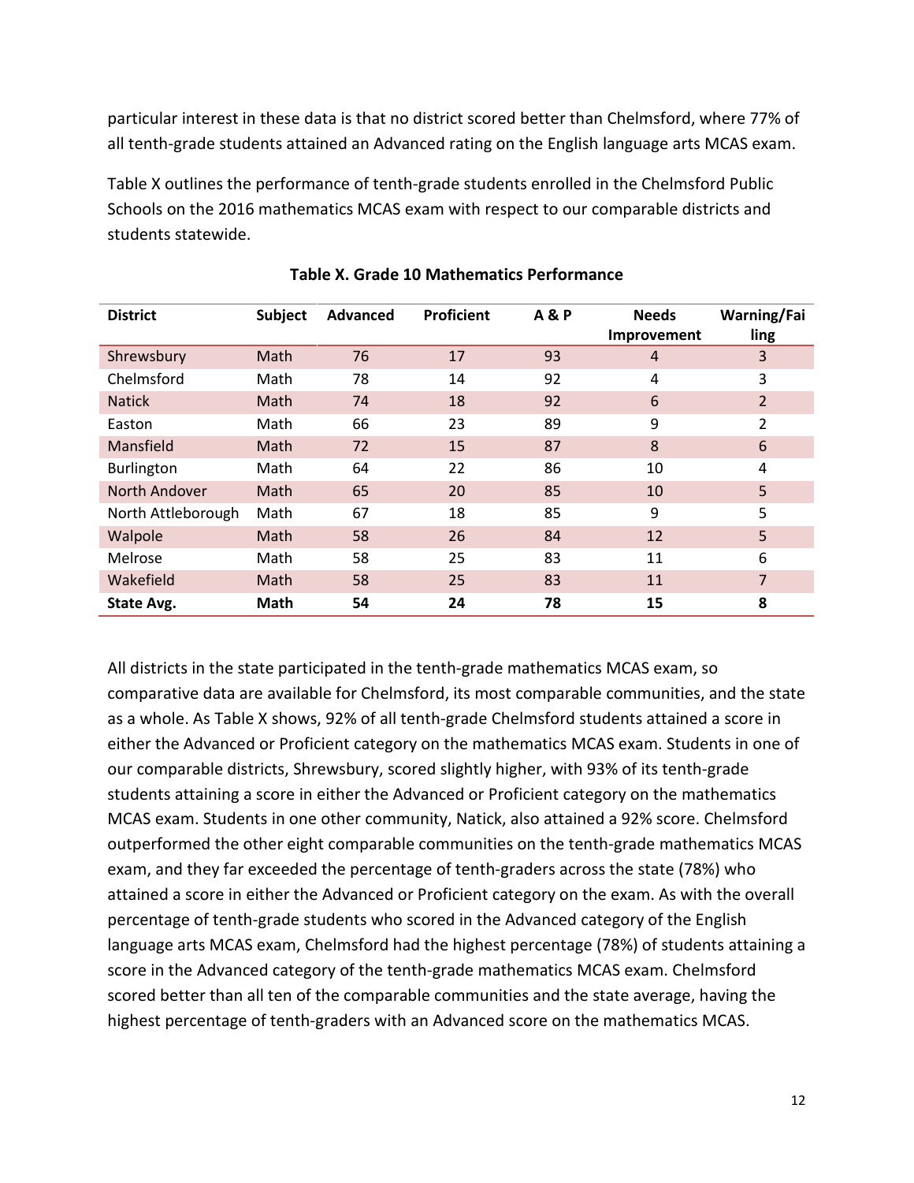particular interest in these data is that no district scored better than Chelmsford, where 77% of all tenth-grade students attained an Advanced rating on the English language arts MCAS exam.

Table X outlines the performance of tenth-grade students enrolled in the Chelmsford Public Schools on the 2016 mathematics MCAS exam with respect to our comparable districts and students statewide.

**Table X. Grade 10 Mathematics Performance**

| District | Subject | Advanced | Proficient | A & P | Needs Improvement | Warning/Failing |
|---|---|---|---|---|---|---|
| Shrewsbury | Math | 76 | 17 | 93 | 4 | 3 |
| Chelmsford | Math | 78 | 14 | 92 | 4 | 3 |
| Natick | Math | 74 | 18 | 92 | 6 | 2 |
| Easton | Math | 66 | 23 | 89 | 9 | 2 |
| Mansfield | Math | 72 | 15 | 87 | 8 | 6 |
| Burlington | Math | 64 | 22 | 86 | 10 | 4 |
| North Andover | Math | 65 | 20 | 85 | 10 | 5 |
| North Attleborough | Math | 67 | 18 | 85 | 9 | 5 |
| Walpole | Math | 58 | 26 | 84 | 12 | 5 |
| Melrose | Math | 58 | 25 | 83 | 11 | 6 |
| Wakefield | Math | 58 | 25 | 83 | 11 | 7 |
| **State Avg.** | **Math** | **54** | **24** | **78** | **15** | **8** |

All districts in the state participated in the tenth-grade mathematics MCAS exam, so comparative data are available for Chelmsford, its most comparable communities, and the state as a whole. As Table X shows, 92% of all tenth-grade Chelmsford students attained a score in either the Advanced or Proficient category on the mathematics MCAS exam. Students in one of our comparable districts, Shrewsbury, scored slightly higher, with 93% of its tenth-grade students attaining a score in either the Advanced or Proficient category on the mathematics MCAS exam. Students in one other community, Natick, also attained a 92% score. Chelmsford outperformed the other eight comparable communities on the tenth-grade mathematics MCAS exam, and they far exceeded the percentage of tenth-graders across the state (78%) who attained a score in either the Advanced or Proficient category on the exam. As with the overall percentage of tenth-grade students who scored in the Advanced category of the English language arts MCAS exam, Chelmsford had the highest percentage (78%) of students attaining a score in the Advanced category of the tenth-grade mathematics MCAS exam. Chelmsford scored better than all ten of the comparable communities and the state average, having the highest percentage of tenth-graders with an Advanced score on the mathematics MCAS.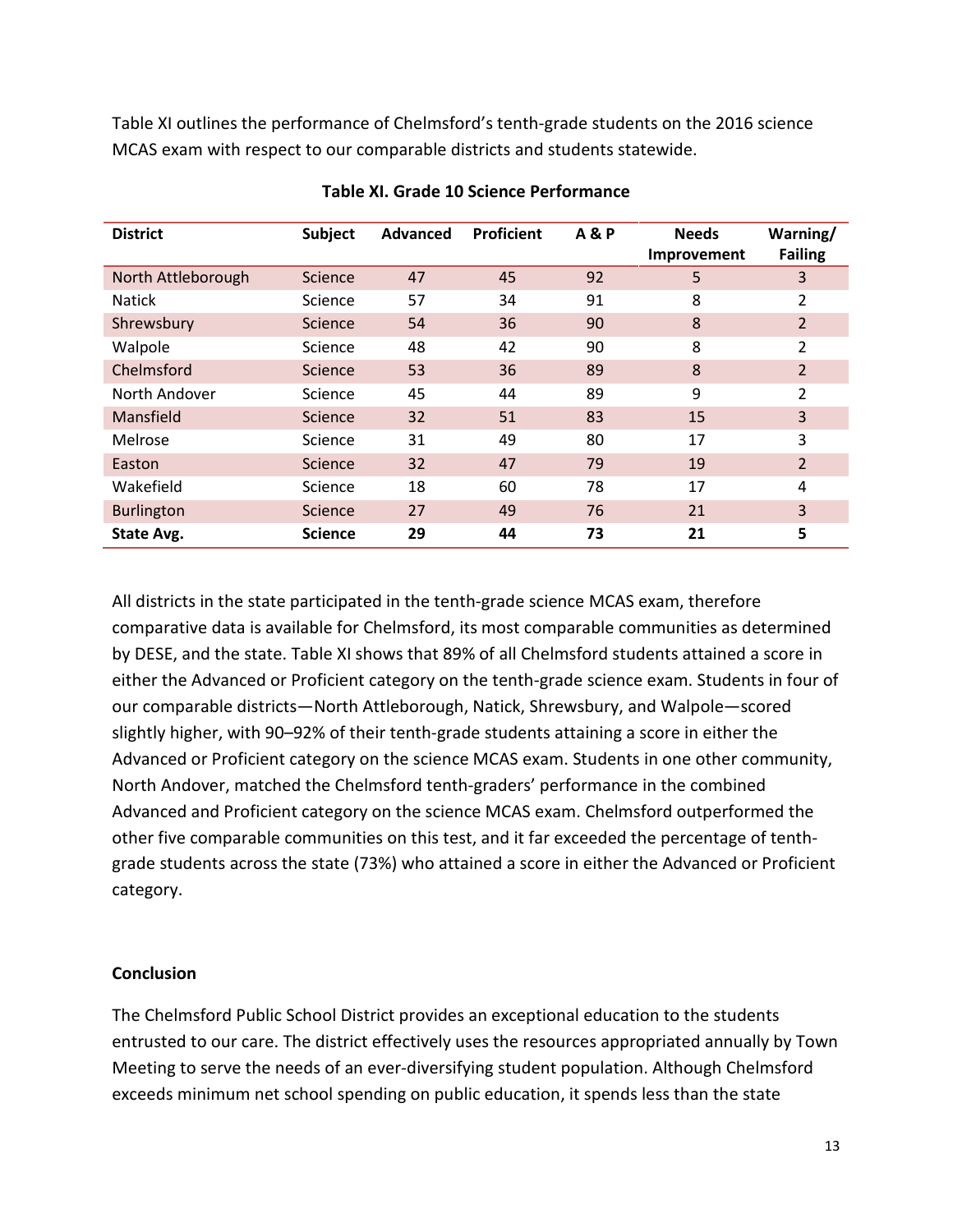Table XI outlines the performance of Chelmsford's tenth-grade students on the 2016 science MCAS exam with respect to our comparable districts and students statewide.

**Table XI. Grade 10 Science Performance**

| District | Subject | Advanced | Proficient | A & P | Needs Improvement | Warning/ Failing |
|---|---|---|---|---|---|---|
| North Attleborough | Science | 47 | 45 | 92 | 5 | 3 |
| Natick | Science | 57 | 34 | 91 | 8 | 2 |
| Shrewsbury | Science | 54 | 36 | 90 | 8 | 2 |
| Walpole | Science | 48 | 42 | 90 | 8 | 2 |
| Chelmsford | Science | 53 | 36 | 89 | 8 | 2 |
| North Andover | Science | 45 | 44 | 89 | 9 | 2 |
| Mansfield | Science | 32 | 51 | 83 | 15 | 3 |
| Melrose | Science | 31 | 49 | 80 | 17 | 3 |
| Easton | Science | 32 | 47 | 79 | 19 | 2 |
| Wakefield | Science | 18 | 60 | 78 | 17 | 4 |
| Burlington | Science | 27 | 49 | 76 | 21 | 3 |
| **State Avg.** | **Science** | **29** | **44** | **73** | **21** | **5** |

All districts in the state participated in the tenth-grade science MCAS exam, therefore comparative data is available for Chelmsford, its most comparable communities as determined by DESE, and the state. Table XI shows that 89% of all Chelmsford students attained a score in either the Advanced or Proficient category on the tenth-grade science exam. Students in four of our comparable districts—North Attleborough, Natick, Shrewsbury, and Walpole—scored slightly higher, with 90–92% of their tenth-grade students attaining a score in either the Advanced or Proficient category on the science MCAS exam. Students in one other community, North Andover, matched the Chelmsford tenth-graders' performance in the combined Advanced and Proficient category on the science MCAS exam. Chelmsford outperformed the other five comparable communities on this test, and it far exceeded the percentage of tenth-grade students across the state (73%) who attained a score in either the Advanced or Proficient category.

## Conclusion

The Chelmsford Public School District provides an exceptional education to the students entrusted to our care. The district effectively uses the resources appropriated annually by Town Meeting to serve the needs of an ever-diversifying student population. Although Chelmsford exceeds minimum net school spending on public education, it spends less than the state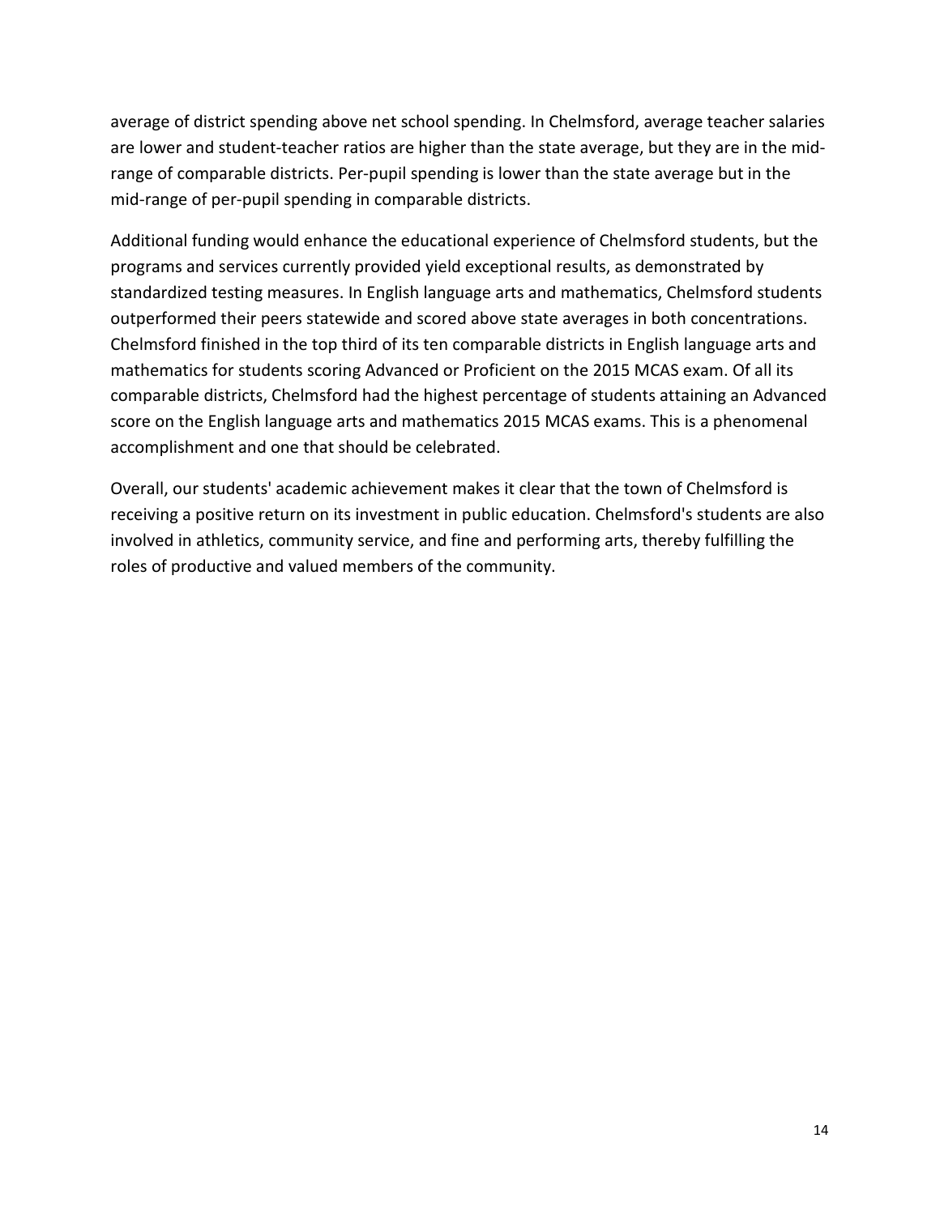average of district spending above net school spending. In Chelmsford, average teacher salaries are lower and student-teacher ratios are higher than the state average, but they are in the mid-range of comparable districts. Per-pupil spending is lower than the state average but in the mid-range of per-pupil spending in comparable districts.

Additional funding would enhance the educational experience of Chelmsford students, but the programs and services currently provided yield exceptional results, as demonstrated by standardized testing measures. In English language arts and mathematics, Chelmsford students outperformed their peers statewide and scored above state averages in both concentrations. Chelmsford finished in the top third of its ten comparable districts in English language arts and mathematics for students scoring Advanced or Proficient on the 2015 MCAS exam. Of all its comparable districts, Chelmsford had the highest percentage of students attaining an Advanced score on the English language arts and mathematics 2015 MCAS exams. This is a phenomenal accomplishment and one that should be celebrated.

Overall, our students' academic achievement makes it clear that the town of Chelmsford is receiving a positive return on its investment in public education. Chelmsford's students are also involved in athletics, community service, and fine and performing arts, thereby fulfilling the roles of productive and valued members of the community.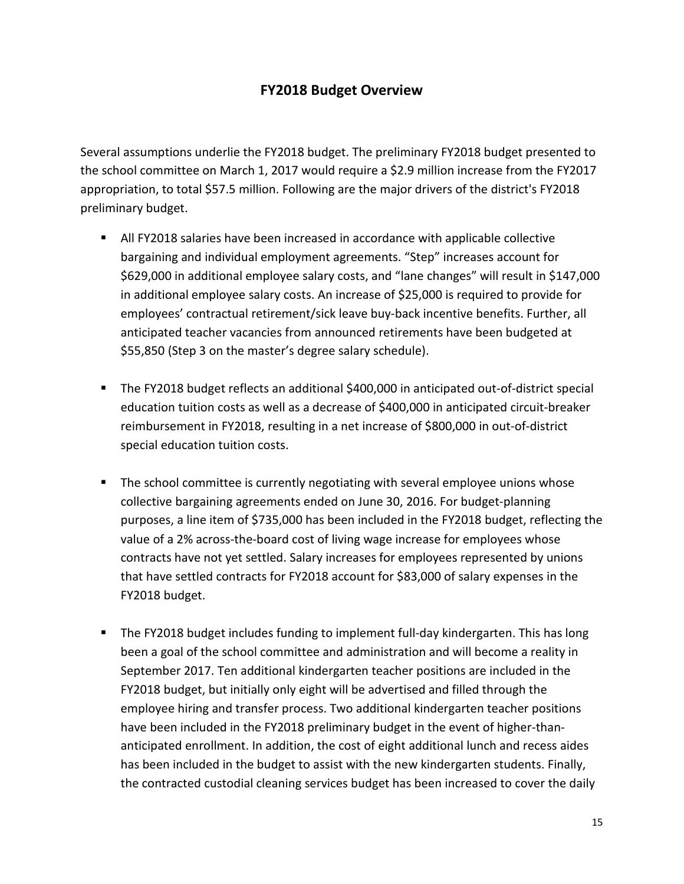# FY2018 Budget Overview

Several assumptions underlie the FY2018 budget. The preliminary FY2018 budget presented to the school committee on March 1, 2017 would require a $2.9 million increase from the FY2017 appropriation, to total $57.5 million. Following are the major drivers of the district's FY2018 preliminary budget.

- All FY2018 salaries have been increased in accordance with applicable collective bargaining and individual employment agreements. “Step” increases account for $629,000 in additional employee salary costs, and “lane changes” will result in $147,000 in additional employee salary costs. An increase of $25,000 is required to provide for employees’ contractual retirement/sick leave buy-back incentive benefits. Further, all anticipated teacher vacancies from announced retirements have been budgeted at $55,850 (Step 3 on the master’s degree salary schedule).

- The FY2018 budget reflects an additional $400,000 in anticipated out-of-district special education tuition costs as well as a decrease of $400,000 in anticipated circuit-breaker reimbursement in FY2018, resulting in a net increase of $800,000 in out-of-district special education tuition costs.

- The school committee is currently negotiating with several employee unions whose collective bargaining agreements ended on June 30, 2016. For budget-planning purposes, a line item of $735,000 has been included in the FY2018 budget, reflecting the value of a 2% across-the-board cost of living wage increase for employees whose contracts have not yet settled. Salary increases for employees represented by unions that have settled contracts for FY2018 account for $83,000 of salary expenses in the FY2018 budget.

- The FY2018 budget includes funding to implement full-day kindergarten. This has long been a goal of the school committee and administration and will become a reality in September 2017. Ten additional kindergarten teacher positions are included in the FY2018 budget, but initially only eight will be advertised and filled through the employee hiring and transfer process. Two additional kindergarten teacher positions have been included in the FY2018 preliminary budget in the event of higher-than-anticipated enrollment. In addition, the cost of eight additional lunch and recess aides has been included in the budget to assist with the new kindergarten students. Finally, the contracted custodial cleaning services budget has been increased to cover the daily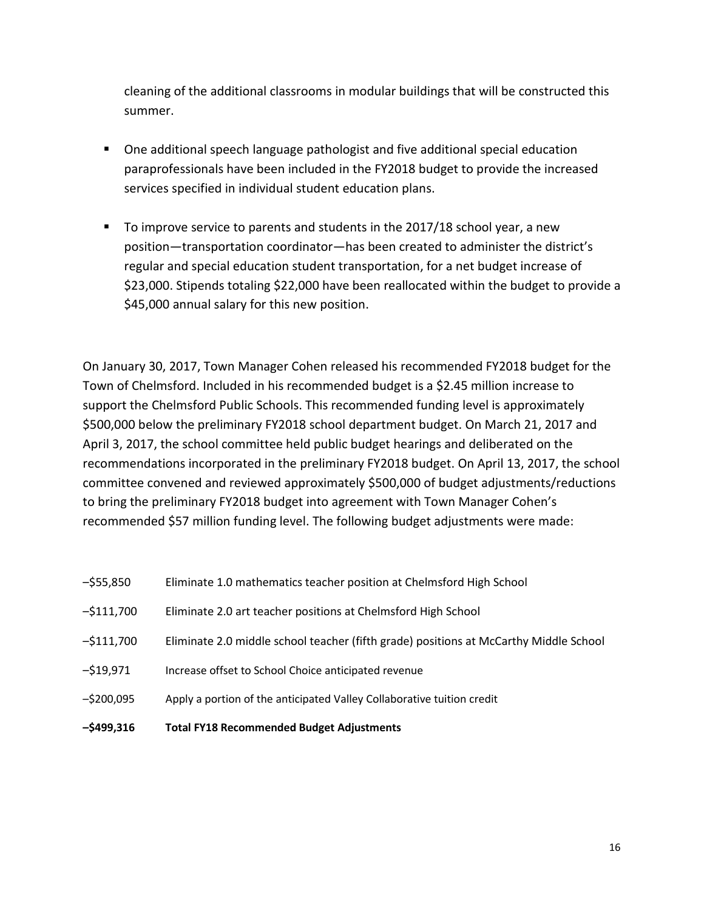cleaning of the additional classrooms in modular buildings that will be constructed this summer.

- One additional speech language pathologist and five additional special education paraprofessionals have been included in the FY2018 budget to provide the increased services specified in individual student education plans.

- To improve service to parents and students in the 2017/18 school year, a new position—transportation coordinator—has been created to administer the district's regular and special education student transportation, for a net budget increase of $23,000. Stipends totaling $22,000 have been reallocated within the budget to provide a $45,000 annual salary for this new position.

On January 30, 2017, Town Manager Cohen released his recommended FY2018 budget for the Town of Chelmsford. Included in his recommended budget is a $2.45 million increase to support the Chelmsford Public Schools. This recommended funding level is approximately $500,000 below the preliminary FY2018 school department budget. On March 21, 2017 and April 3, 2017, the school committee held public budget hearings and deliberated on the recommendations incorporated in the preliminary FY2018 budget. On April 13, 2017, the school committee convened and reviewed approximately $500,000 of budget adjustments/reductions to bring the preliminary FY2018 budget into agreement with Town Manager Cohen's recommended $57 million funding level. The following budget adjustments were made:

| | |
|---|---|
| –$55,850 | Eliminate 1.0 mathematics teacher position at Chelmsford High School |
| –$111,700 | Eliminate 2.0 art teacher positions at Chelmsford High School |
| –$111,700 | Eliminate 2.0 middle school teacher (fifth grade) positions at McCarthy Middle School |
| –$19,971 | Increase offset to School Choice anticipated revenue |
| –$200,095 | Apply a portion of the anticipated Valley Collaborative tuition credit |
| **–$499,316** | **Total FY18 Recommended Budget Adjustments** |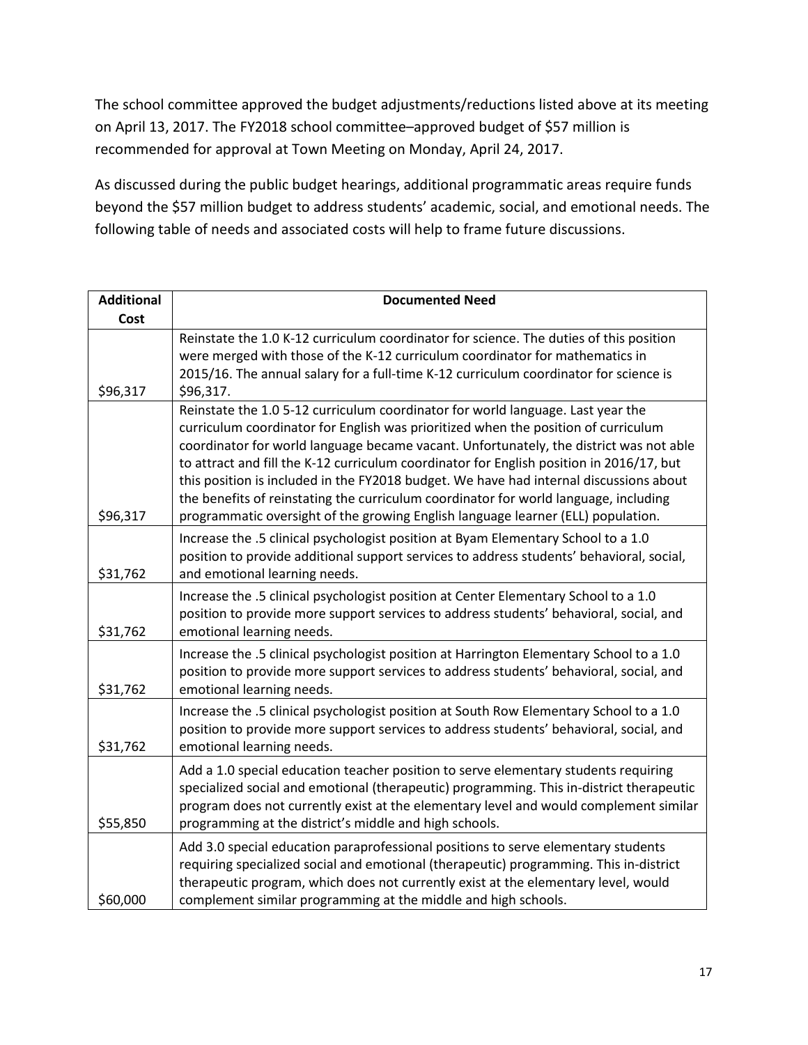The school committee approved the budget adjustments/reductions listed above at its meeting on April 13, 2017. The FY2018 school committee–approved budget of $57 million is recommended for approval at Town Meeting on Monday, April 24, 2017.

As discussed during the public budget hearings, additional programmatic areas require funds beyond the $57 million budget to address students' academic, social, and emotional needs. The following table of needs and associated costs will help to frame future discussions.

| Additional Cost | Documented Need |
|---|---|
| $96,317 | Reinstate the 1.0 K-12 curriculum coordinator for science. The duties of this position were merged with those of the K-12 curriculum coordinator for mathematics in 2015/16. The annual salary for a full-time K-12 curriculum coordinator for science is $96,317. |
| $96,317 | Reinstate the 1.0 5-12 curriculum coordinator for world language. Last year the curriculum coordinator for English was prioritized when the position of curriculum coordinator for world language became vacant. Unfortunately, the district was not able to attract and fill the K-12 curriculum coordinator for English position in 2016/17, but this position is included in the FY2018 budget. We have had internal discussions about the benefits of reinstating the curriculum coordinator for world language, including programmatic oversight of the growing English language learner (ELL) population. |
| $31,762 | Increase the .5 clinical psychologist position at Byam Elementary School to a 1.0 position to provide additional support services to address students' behavioral, social, and emotional learning needs. |
| $31,762 | Increase the .5 clinical psychologist position at Center Elementary School to a 1.0 position to provide more support services to address students' behavioral, social, and emotional learning needs. |
| $31,762 | Increase the .5 clinical psychologist position at Harrington Elementary School to a 1.0 position to provide more support services to address students' behavioral, social, and emotional learning needs. |
| $31,762 | Increase the .5 clinical psychologist position at South Row Elementary School to a 1.0 position to provide more support services to address students' behavioral, social, and emotional learning needs. |
| $55,850 | Add a 1.0 special education teacher position to serve elementary students requiring specialized social and emotional (therapeutic) programming. This in-district therapeutic program does not currently exist at the elementary level and would complement similar programming at the district's middle and high schools. |
| $60,000 | Add 3.0 special education paraprofessional positions to serve elementary students requiring specialized social and emotional (therapeutic) programming. This in-district therapeutic program, which does not currently exist at the elementary level, would complement similar programming at the middle and high schools. |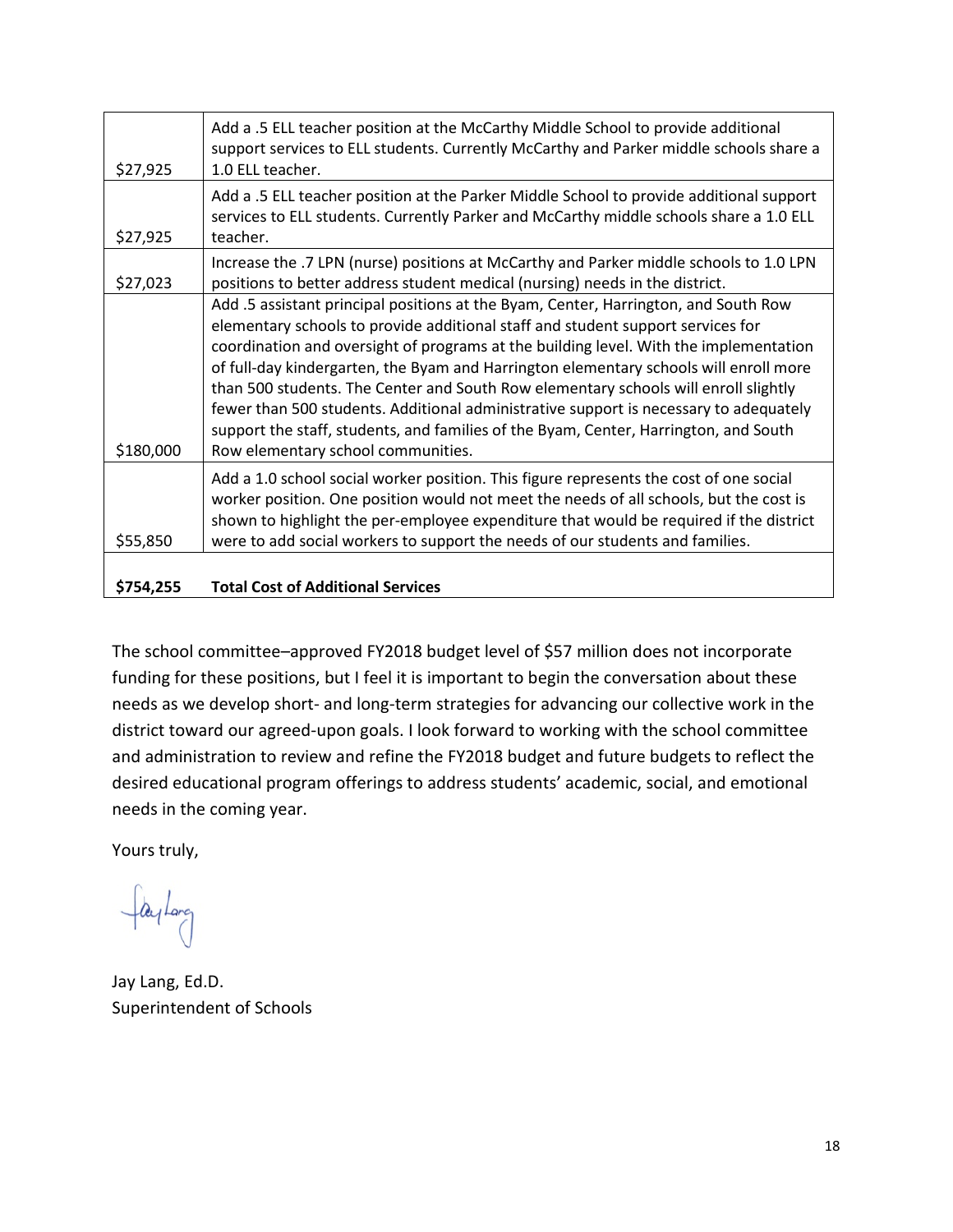| | |
|---|---|
| $27,925 | Add a .5 ELL teacher position at the McCarthy Middle School to provide additional support services to ELL students. Currently McCarthy and Parker middle schools share a 1.0 ELL teacher. |
| $27,925 | Add a .5 ELL teacher position at the Parker Middle School to provide additional support services to ELL students. Currently Parker and McCarthy middle schools share a 1.0 ELL teacher. |
| $27,023 | Increase the .7 LPN (nurse) positions at McCarthy and Parker middle schools to 1.0 LPN positions to better address student medical (nursing) needs in the district. |
| $180,000 | Add .5 assistant principal positions at the Byam, Center, Harrington, and South Row elementary schools to provide additional staff and student support services for coordination and oversight of programs at the building level. With the implementation of full-day kindergarten, the Byam and Harrington elementary schools will enroll more than 500 students. The Center and South Row elementary schools will enroll slightly fewer than 500 students. Additional administrative support is necessary to adequately support the staff, students, and families of the Byam, Center, Harrington, and South Row elementary school communities. |
| $55,850 | Add a 1.0 school social worker position. This figure represents the cost of one social worker position. One position would not meet the needs of all schools, but the cost is shown to highlight the per-employee expenditure that would be required if the district were to add social workers to support the needs of our students and families. |
| **$754,255** | **Total Cost of Additional Services** |

The school committee–approved FY2018 budget level of $57 million does not incorporate funding for these positions, but I feel it is important to begin the conversation about these needs as we develop short- and long-term strategies for advancing our collective work in the district toward our agreed-upon goals. I look forward to working with the school committee and administration to review and refine the FY2018 budget and future budgets to reflect the desired educational program offerings to address students' academic, social, and emotional needs in the coming year.

Yours truly,

Jay Lang, Ed.D.
Superintendent of Schools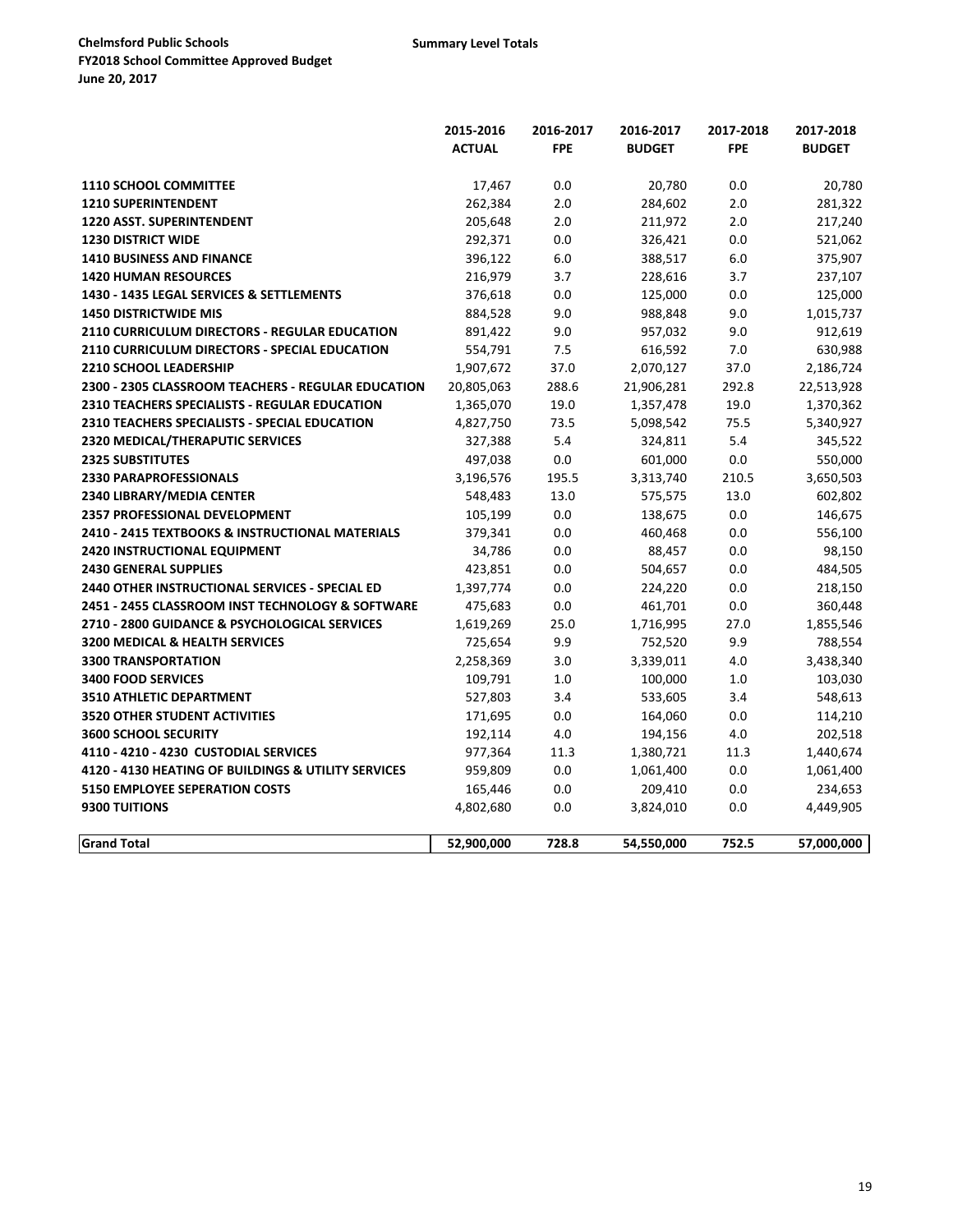**Chelmsford Public Schools**
**FY2018 School Committee Approved Budget**
**June 20, 2017**

**Summary Level Totals**

| | 2015-2016 ACTUAL | 2016-2017 FPE | 2016-2017 BUDGET | 2017-2018 FPE | 2017-2018 BUDGET |
|---|---|---|---|---|---|
| **1110 SCHOOL COMMITTEE** | 17,467 | 0.0 | 20,780 | 0.0 | 20,780 |
| **1210 SUPERINTENDENT** | 262,384 | 2.0 | 284,602 | 2.0 | 281,322 |
| **1220 ASST. SUPERINTENDENT** | 205,648 | 2.0 | 211,972 | 2.0 | 217,240 |
| **1230 DISTRICT WIDE** | 292,371 | 0.0 | 326,421 | 0.0 | 521,062 |
| **1410 BUSINESS AND FINANCE** | 396,122 | 6.0 | 388,517 | 6.0 | 375,907 |
| **1420 HUMAN RESOURCES** | 216,979 | 3.7 | 228,616 | 3.7 | 237,107 |
| **1430 - 1435 LEGAL SERVICES & SETTLEMENTS** | 376,618 | 0.0 | 125,000 | 0.0 | 125,000 |
| **1450 DISTRICTWIDE MIS** | 884,528 | 9.0 | 988,848 | 9.0 | 1,015,737 |
| **2110 CURRICULUM DIRECTORS - REGULAR EDUCATION** | 891,422 | 9.0 | 957,032 | 9.0 | 912,619 |
| **2110 CURRICULUM DIRECTORS - SPECIAL EDUCATION** | 554,791 | 7.5 | 616,592 | 7.0 | 630,988 |
| **2210 SCHOOL LEADERSHIP** | 1,907,672 | 37.0 | 2,070,127 | 37.0 | 2,186,724 |
| **2300 - 2305 CLASSROOM TEACHERS - REGULAR EDUCATION** | 20,805,063 | 288.6 | 21,906,281 | 292.8 | 22,513,928 |
| **2310 TEACHERS SPECIALISTS - REGULAR EDUCATION** | 1,365,070 | 19.0 | 1,357,478 | 19.0 | 1,370,362 |
| **2310 TEACHERS SPECIALISTS - SPECIAL EDUCATION** | 4,827,750 | 73.5 | 5,098,542 | 75.5 | 5,340,927 |
| **2320 MEDICAL/THERAPUTIC SERVICES** | 327,388 | 5.4 | 324,811 | 5.4 | 345,522 |
| **2325 SUBSTITUTES** | 497,038 | 0.0 | 601,000 | 0.0 | 550,000 |
| **2330 PARAPROFESSIONALS** | 3,196,576 | 195.5 | 3,313,740 | 210.5 | 3,650,503 |
| **2340 LIBRARY/MEDIA CENTER** | 548,483 | 13.0 | 575,575 | 13.0 | 602,802 |
| **2357 PROFESSIONAL DEVELOPMENT** | 105,199 | 0.0 | 138,675 | 0.0 | 146,675 |
| **2410 - 2415 TEXTBOOKS & INSTRUCTIONAL MATERIALS** | 379,341 | 0.0 | 460,468 | 0.0 | 556,100 |
| **2420 INSTRUCTIONAL EQUIPMENT** | 34,786 | 0.0 | 88,457 | 0.0 | 98,150 |
| **2430 GENERAL SUPPLIES** | 423,851 | 0.0 | 504,657 | 0.0 | 484,505 |
| **2440 OTHER INSTRUCTIONAL SERVICES - SPECIAL ED** | 1,397,774 | 0.0 | 224,220 | 0.0 | 218,150 |
| **2451 - 2455 CLASSROOM INST TECHNOLOGY & SOFTWARE** | 475,683 | 0.0 | 461,701 | 0.0 | 360,448 |
| **2710 - 2800 GUIDANCE & PSYCHOLOGICAL SERVICES** | 1,619,269 | 25.0 | 1,716,995 | 27.0 | 1,855,546 |
| **3200 MEDICAL & HEALTH SERVICES** | 725,654 | 9.9 | 752,520 | 9.9 | 788,554 |
| **3300 TRANSPORTATION** | 2,258,369 | 3.0 | 3,339,011 | 4.0 | 3,438,340 |
| **3400 FOOD SERVICES** | 109,791 | 1.0 | 100,000 | 1.0 | 103,030 |
| **3510 ATHLETIC DEPARTMENT** | 527,803 | 3.4 | 533,605 | 3.4 | 548,613 |
| **3520 OTHER STUDENT ACTIVITIES** | 171,695 | 0.0 | 164,060 | 0.0 | 114,210 |
| **3600 SCHOOL SECURITY** | 192,114 | 4.0 | 194,156 | 4.0 | 202,518 |
| **4110 - 4210 - 4230 CUSTODIAL SERVICES** | 977,364 | 11.3 | 1,380,721 | 11.3 | 1,440,674 |
| **4120 - 4130 HEATING OF BUILDINGS & UTILITY SERVICES** | 959,809 | 0.0 | 1,061,400 | 0.0 | 1,061,400 |
| **5150 EMPLOYEE SEPERATION COSTS** | 165,446 | 0.0 | 209,410 | 0.0 | 234,653 |
| **9300 TUITIONS** | 4,802,680 | 0.0 | 3,824,010 | 0.0 | 4,449,905 |
| **Grand Total** | **52,900,000** | **728.8** | **54,550,000** | **752.5** | **57,000,000** |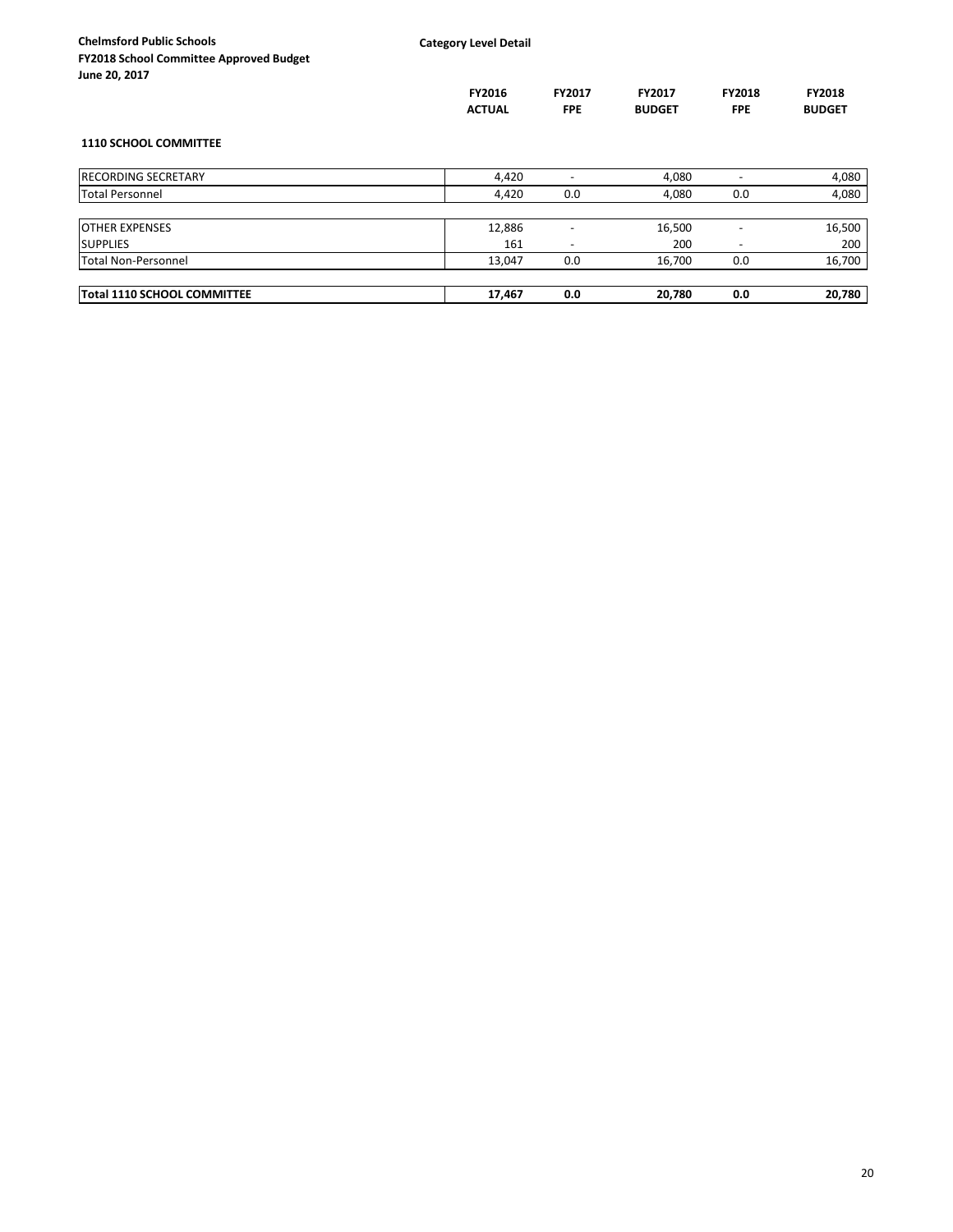**Chelmsford Public Schools**
**FY2018 School Committee Approved Budget**
**June 20, 2017**

**Category Level Detail**

**1110 SCHOOL COMMITTEE**

| | FY2016 ACTUAL | FY2017 FPE | FY2017 BUDGET | FY2018 FPE | FY2018 BUDGET |
|---|---|---|---|---|---|
| RECORDING SECRETARY | 4,420 | - | 4,080 | - | 4,080 |
| Total Personnel | 4,420 | 0.0 | 4,080 | 0.0 | 4,080 |
| | | | | | |
| OTHER EXPENSES | 12,886 | - | 16,500 | - | 16,500 |
| SUPPLIES | 161 | - | 200 | - | 200 |
| Total Non-Personnel | 13,047 | 0.0 | 16,700 | 0.0 | 16,700 |
| | | | | | |
| **Total 1110 SCHOOL COMMITTEE** | **17,467** | **0.0** | **20,780** | **0.0** | **20,780** |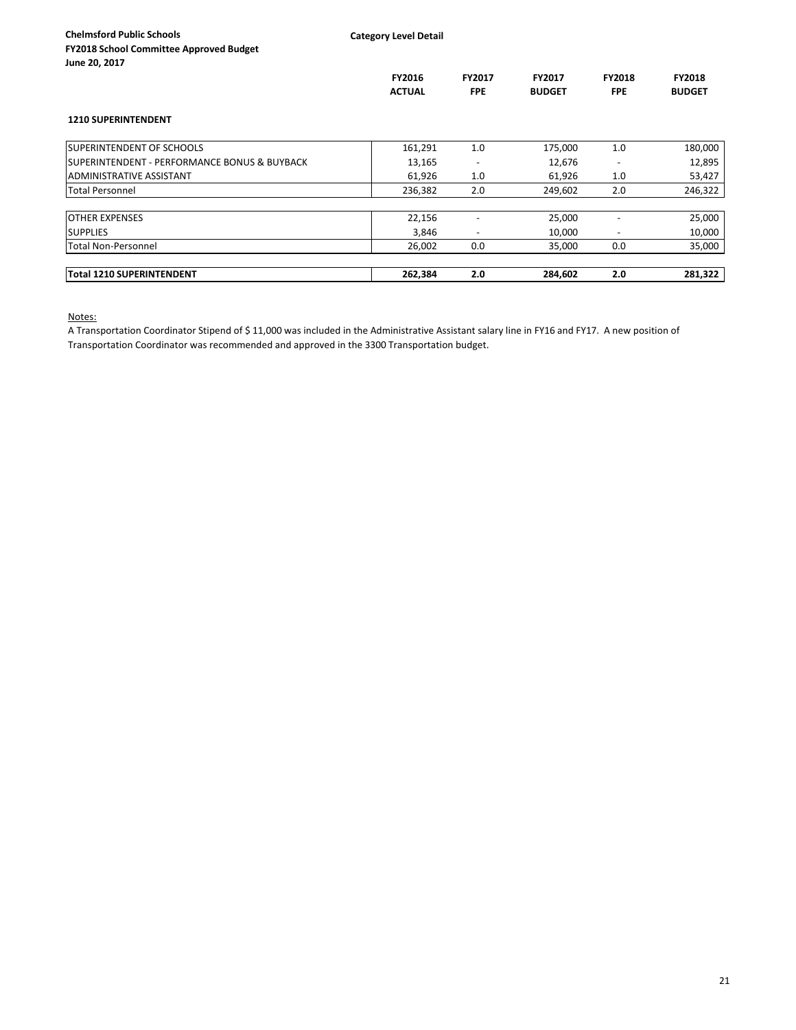**Chelmsford Public Schools**
**FY2018 School Committee Approved Budget**
**June 20, 2017**

**Category Level Detail**

| | FY2016 ACTUAL | FY2017 FPE | FY2017 BUDGET | FY2018 FPE | FY2018 BUDGET |
|---|---|---|---|---|---|
| **1210 SUPERINTENDENT** | | | | | |
| SUPERINTENDENT OF SCHOOLS | 161,291 | 1.0 | 175,000 | 1.0 | 180,000 |
| SUPERINTENDENT - PERFORMANCE BONUS & BUYBACK | 13,165 | - | 12,676 | - | 12,895 |
| ADMINISTRATIVE ASSISTANT | 61,926 | 1.0 | 61,926 | 1.0 | 53,427 |
| Total Personnel | 236,382 | 2.0 | 249,602 | 2.0 | 246,322 |
| OTHER EXPENSES | 22,156 | - | 25,000 | - | 25,000 |
| SUPPLIES | 3,846 | - | 10,000 | - | 10,000 |
| Total Non-Personnel | 26,002 | 0.0 | 35,000 | 0.0 | 35,000 |
| **Total 1210 SUPERINTENDENT** | **262,384** | **2.0** | **284,602** | **2.0** | **281,322** |

Notes:

A Transportation Coordinator Stipend of $ 11,000 was included in the Administrative Assistant salary line in FY16 and FY17. A new position of Transportation Coordinator was recommended and approved in the 3300 Transportation budget.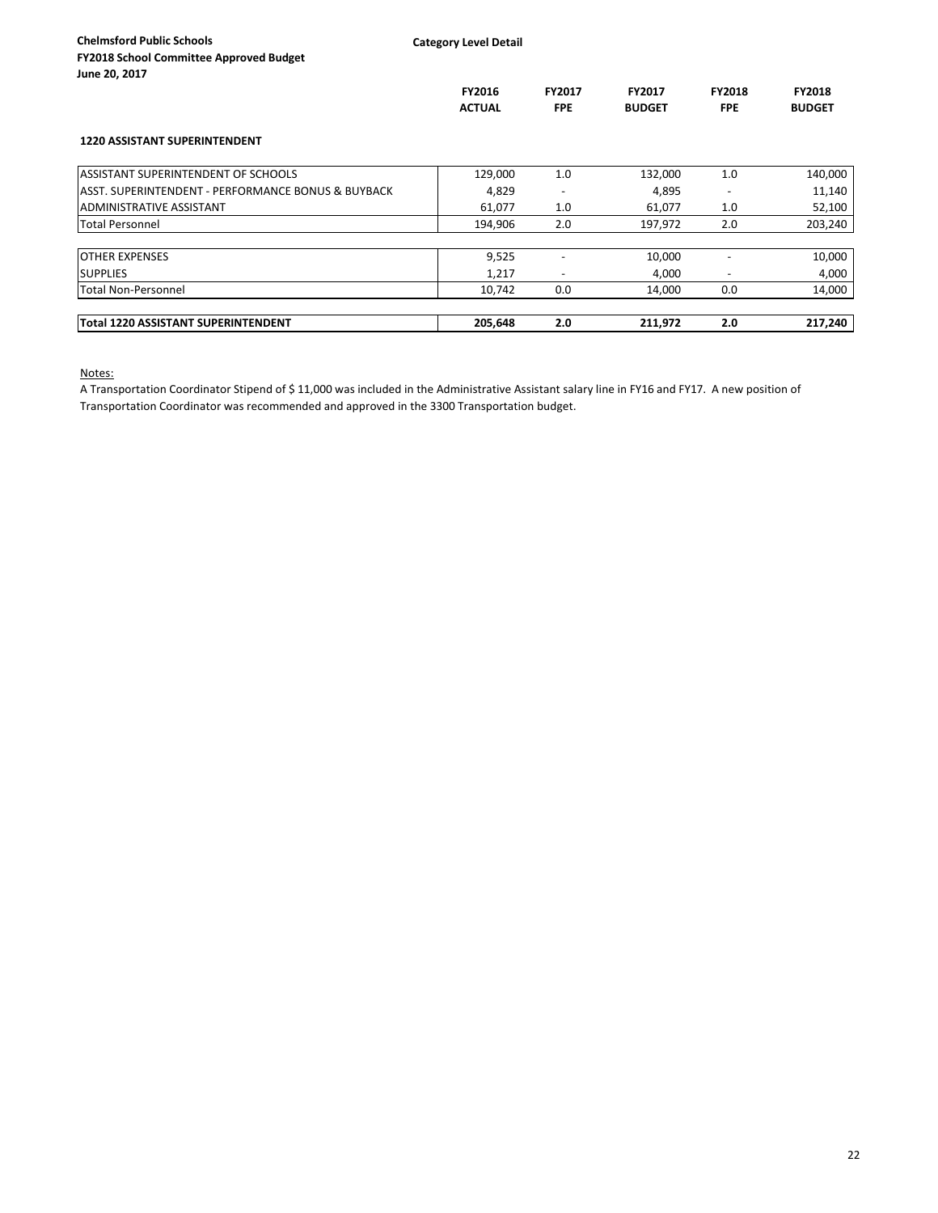**Chelmsford Public Schools**
**FY2018 School Committee Approved Budget**
**June 20, 2017**

**Category Level Detail**

### 1220 ASSISTANT SUPERINTENDENT

| | FY2016 ACTUAL | FY2017 FPE | FY2017 BUDGET | FY2018 FPE | FY2018 BUDGET |
|---|---|---|---|---|---|
| ASSISTANT SUPERINTENDENT OF SCHOOLS | 129,000 | 1.0 | 132,000 | 1.0 | 140,000 |
| ASST. SUPERINTENDENT - PERFORMANCE BONUS & BUYBACK | 4,829 | - | 4,895 | - | 11,140 |
| ADMINISTRATIVE ASSISTANT | 61,077 | 1.0 | 61,077 | 1.0 | 52,100 |
| Total Personnel | 194,906 | 2.0 | 197,972 | 2.0 | 203,240 |
| | | | | | |
| OTHER EXPENSES | 9,525 | - | 10,000 | - | 10,000 |
| SUPPLIES | 1,217 | - | 4,000 | - | 4,000 |
| Total Non-Personnel | 10,742 | 0.0 | 14,000 | 0.0 | 14,000 |
| | | | | | |
| **Total 1220 ASSISTANT SUPERINTENDENT** | **205,648** | **2.0** | **211,972** | **2.0** | **217,240** |

Notes:

A Transportation Coordinator Stipend of $ 11,000 was included in the Administrative Assistant salary line in FY16 and FY17. A new position of Transportation Coordinator was recommended and approved in the 3300 Transportation budget.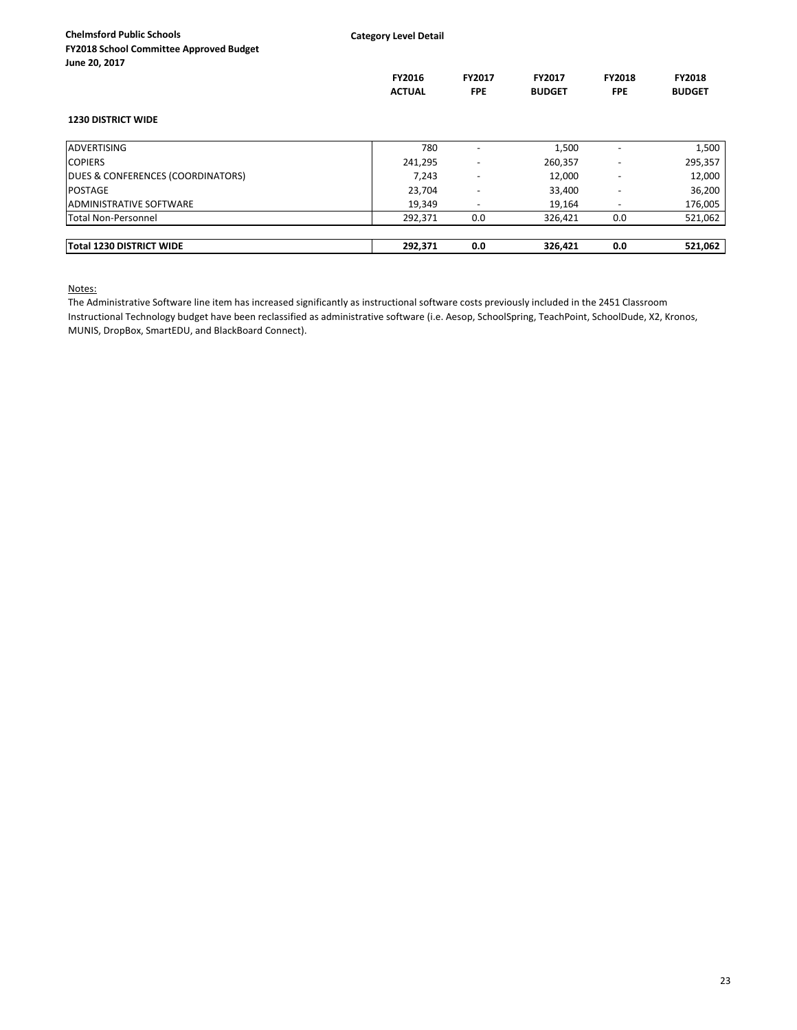**Chelmsford Public Schools**
**FY2018 School Committee Approved Budget**
**June 20, 2017**

**Category Level Detail**

**1230 DISTRICT WIDE**

| | FY2016 ACTUAL | FY2017 FPE | FY2017 BUDGET | FY2018 FPE | FY2018 BUDGET |
|---|---|---|---|---|---|
| ADVERTISING | 780 | - | 1,500 | - | 1,500 |
| COPIERS | 241,295 | - | 260,357 | - | 295,357 |
| DUES & CONFERENCES (COORDINATORS) | 7,243 | - | 12,000 | - | 12,000 |
| POSTAGE | 23,704 | - | 33,400 | - | 36,200 |
| ADMINISTRATIVE SOFTWARE | 19,349 | - | 19,164 | - | 176,005 |
| Total Non-Personnel | 292,371 | 0.0 | 326,421 | 0.0 | 521,062 |
| **Total 1230 DISTRICT WIDE** | **292,371** | **0.0** | **326,421** | **0.0** | **521,062** |

Notes:

The Administrative Software line item has increased significantly as instructional software costs previously included in the 2451 Classroom Instructional Technology budget have been reclassified as administrative software (i.e. Aesop, SchoolSpring, TeachPoint, SchoolDude, X2, Kronos, MUNIS, DropBox, SmartEDU, and BlackBoard Connect).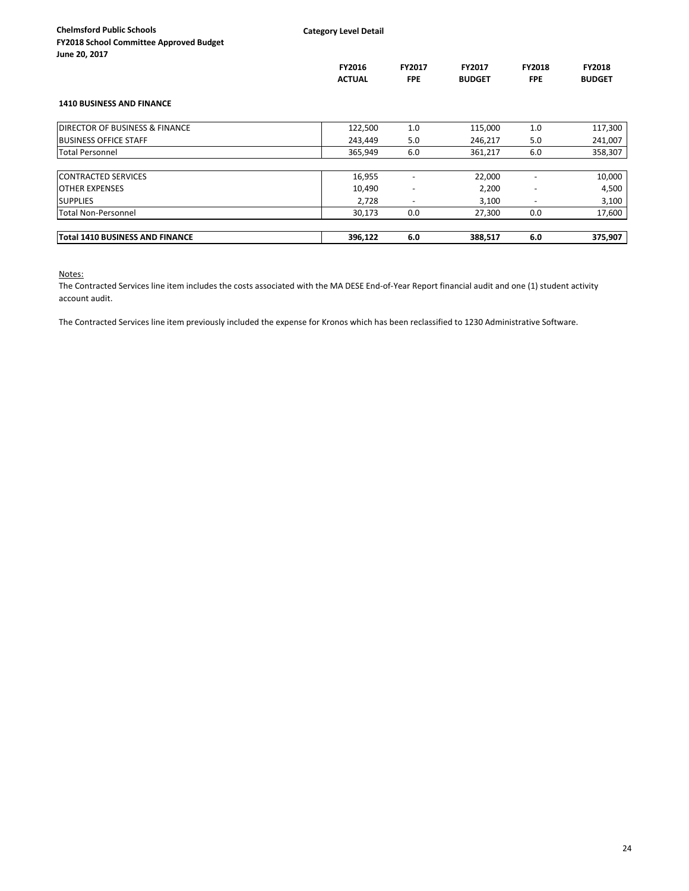**Chelmsford Public Schools**
**FY2018 School Committee Approved Budget**
**June 20, 2017**

**Category Level Detail**

### 1410 BUSINESS AND FINANCE

| | FY2016 ACTUAL | FY2017 FPE | FY2017 BUDGET | FY2018 FPE | FY2018 BUDGET |
|---|---|---|---|---|---|
| DIRECTOR OF BUSINESS & FINANCE | 122,500 | 1.0 | 115,000 | 1.0 | 117,300 |
| BUSINESS OFFICE STAFF | 243,449 | 5.0 | 246,217 | 5.0 | 241,007 |
| Total Personnel | 365,949 | 6.0 | 361,217 | 6.0 | 358,307 |
| | | | | | |
| CONTRACTED SERVICES | 16,955 | - | 22,000 | - | 10,000 |
| OTHER EXPENSES | 10,490 | - | 2,200 | - | 4,500 |
| SUPPLIES | 2,728 | - | 3,100 | - | 3,100 |
| Total Non-Personnel | 30,173 | 0.0 | 27,300 | 0.0 | 17,600 |
| | | | | | |
| **Total 1410 BUSINESS AND FINANCE** | **396,122** | **6.0** | **388,517** | **6.0** | **375,907** |

Notes:

The Contracted Services line item includes the costs associated with the MA DESE End-of-Year Report financial audit and one (1) student activity account audit.

The Contracted Services line item previously included the expense for Kronos which has been reclassified to 1230 Administrative Software.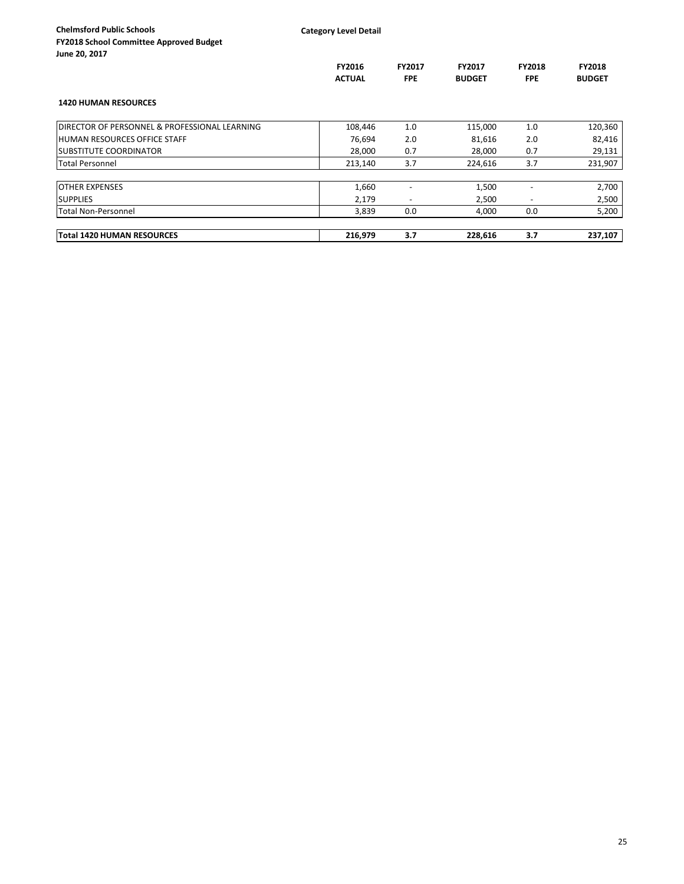**Chelmsford Public Schools**
**FY2018 School Committee Approved Budget**
**June 20, 2017**

**Category Level Detail**

| | FY2016 ACTUAL | FY2017 FPE | FY2017 BUDGET | FY2018 FPE | FY2018 BUDGET |
|---|---|---|---|---|---|
| **1420 HUMAN RESOURCES** | | | | | |
| DIRECTOR OF PERSONNEL & PROFESSIONAL LEARNING | 108,446 | 1.0 | 115,000 | 1.0 | 120,360 |
| HUMAN RESOURCES OFFICE STAFF | 76,694 | 2.0 | 81,616 | 2.0 | 82,416 |
| SUBSTITUTE COORDINATOR | 28,000 | 0.7 | 28,000 | 0.7 | 29,131 |
| Total Personnel | 213,140 | 3.7 | 224,616 | 3.7 | 231,907 |
| OTHER EXPENSES | 1,660 | - | 1,500 | - | 2,700 |
| SUPPLIES | 2,179 | - | 2,500 | - | 2,500 |
| Total Non-Personnel | 3,839 | 0.0 | 4,000 | 0.0 | 5,200 |
| **Total 1420 HUMAN RESOURCES** | **216,979** | **3.7** | **228,616** | **3.7** | **237,107** |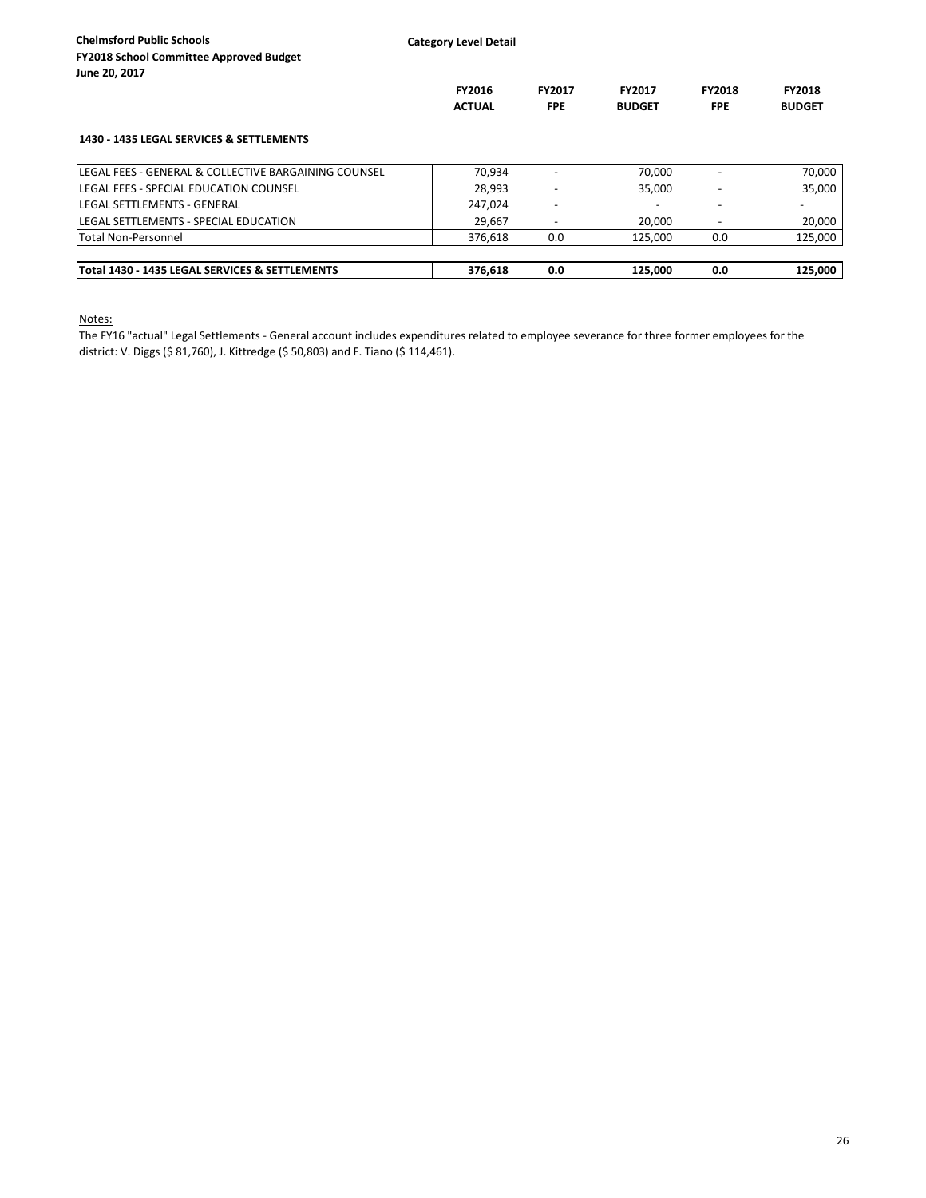**Chelmsford Public Schools**
**FY2018 School Committee Approved Budget**
**June 20, 2017**

**Category Level Detail**

| | FY2016 ACTUAL | FY2017 FPE | FY2017 BUDGET | FY2018 FPE | FY2018 BUDGET |
|---|---|---|---|---|---|
| **1430 - 1435 LEGAL SERVICES & SETTLEMENTS** | | | | | |
| LEGAL FEES - GENERAL & COLLECTIVE BARGAINING COUNSEL | 70,934 | - | 70,000 | - | 70,000 |
| LEGAL FEES - SPECIAL EDUCATION COUNSEL | 28,993 | - | 35,000 | - | 35,000 |
| LEGAL SETTLEMENTS - GENERAL | 247,024 | - | - | - | - |
| LEGAL SETTLEMENTS - SPECIAL EDUCATION | 29,667 | - | 20,000 | - | 20,000 |
| Total Non-Personnel | 376,618 | 0.0 | 125,000 | 0.0 | 125,000 |
| **Total 1430 - 1435 LEGAL SERVICES & SETTLEMENTS** | **376,618** | **0.0** | **125,000** | **0.0** | **125,000** |

Notes:

The FY16 "actual" Legal Settlements - General account includes expenditures related to employee severance for three former employees for the district: V. Diggs ($ 81,760), J. Kittredge ($ 50,803) and F. Tiano ($ 114,461).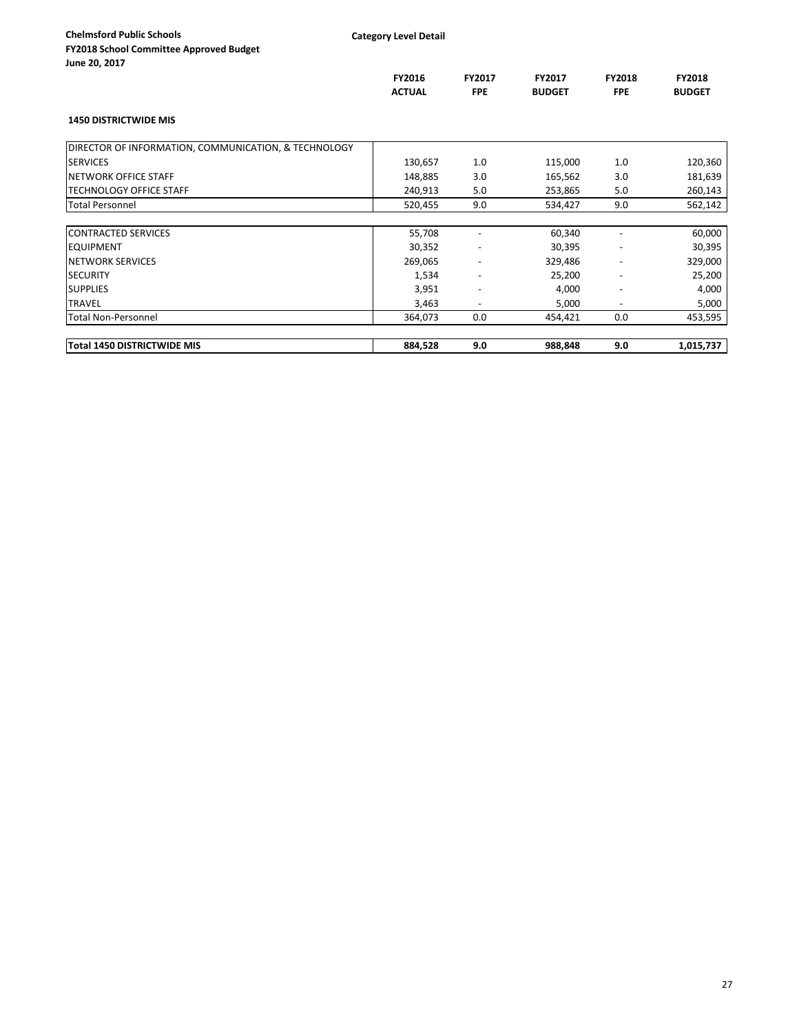**Chelmsford Public Schools**
**FY2018 School Committee Approved Budget**
**June 20, 2017**

**Category Level Detail**

### 1450 DISTRICTWIDE MIS

| | FY2016 ACTUAL | FY2017 FPE | FY2017 BUDGET | FY2018 FPE | FY2018 BUDGET |
|---|---|---|---|---|---|
| DIRECTOR OF INFORMATION, COMMUNICATION, & TECHNOLOGY SERVICES | 130,657 | 1.0 | 115,000 | 1.0 | 120,360 |
| NETWORK OFFICE STAFF | 148,885 | 3.0 | 165,562 | 3.0 | 181,639 |
| TECHNOLOGY OFFICE STAFF | 240,913 | 5.0 | 253,865 | 5.0 | 260,143 |
| Total Personnel | 520,455 | 9.0 | 534,427 | 9.0 | 562,142 |
| CONTRACTED SERVICES | 55,708 | - | 60,340 | - | 60,000 |
| EQUIPMENT | 30,352 | - | 30,395 | - | 30,395 |
| NETWORK SERVICES | 269,065 | - | 329,486 | - | 329,000 |
| SECURITY | 1,534 | - | 25,200 | - | 25,200 |
| SUPPLIES | 3,951 | - | 4,000 | - | 4,000 |
| TRAVEL | 3,463 | - | 5,000 | - | 5,000 |
| Total Non-Personnel | 364,073 | 0.0 | 454,421 | 0.0 | 453,595 |
| **Total 1450 DISTRICTWIDE MIS** | **884,528** | **9.0** | **988,848** | **9.0** | **1,015,737** |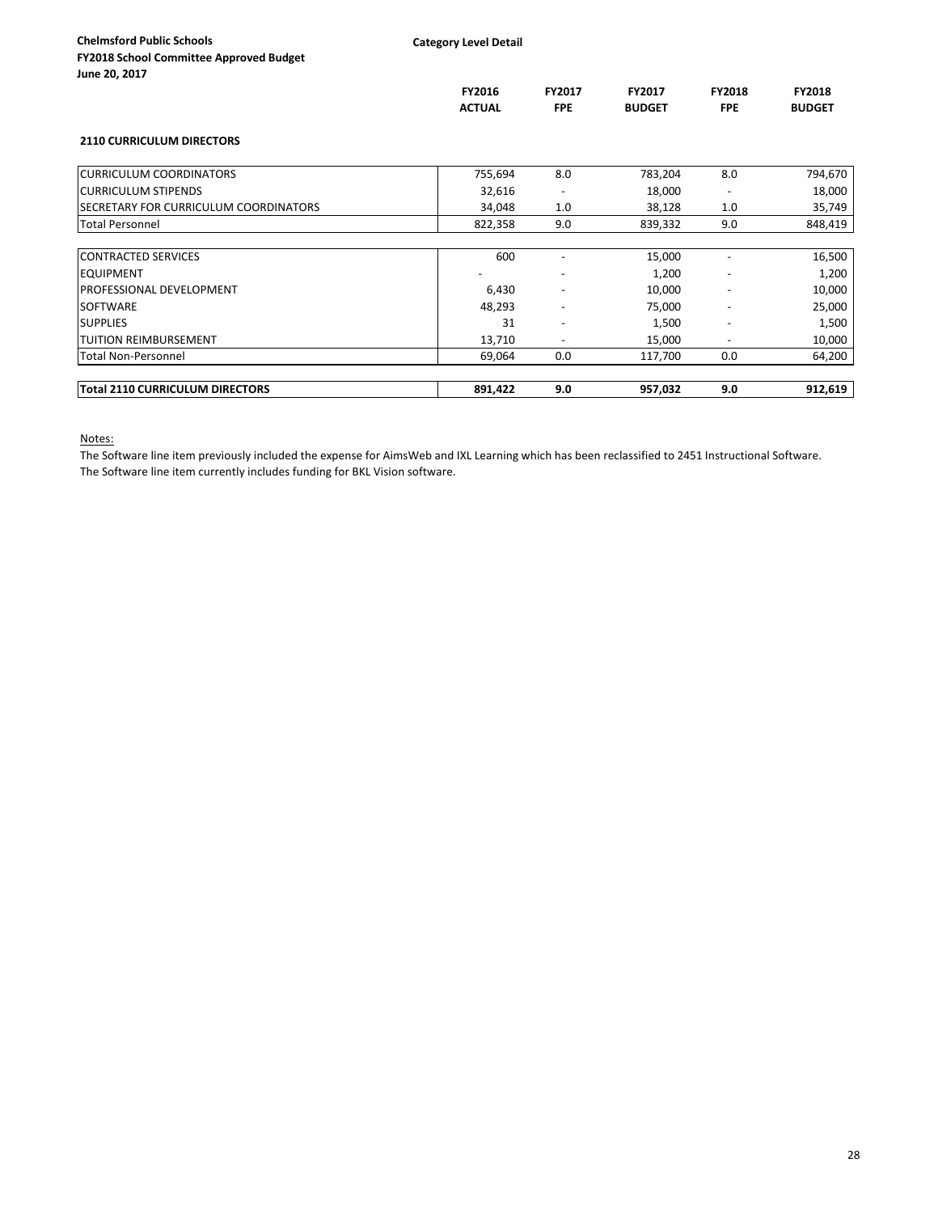**Chelmsford Public Schools**
**FY2018 School Committee Approved Budget**
**June 20, 2017**

**Category Level Detail**

### 2110 CURRICULUM DIRECTORS

| | FY2016 ACTUAL | FY2017 FPE | FY2017 BUDGET | FY2018 FPE | FY2018 BUDGET |
|---|---|---|---|---|---|
| CURRICULUM COORDINATORS | 755,694 | 8.0 | 783,204 | 8.0 | 794,670 |
| CURRICULUM STIPENDS | 32,616 | - | 18,000 | - | 18,000 |
| SECRETARY FOR CURRICULUM COORDINATORS | 34,048 | 1.0 | 38,128 | 1.0 | 35,749 |
| Total Personnel | 822,358 | 9.0 | 839,332 | 9.0 | 848,419 |
| | | | | | |
| CONTRACTED SERVICES | 600 | - | 15,000 | - | 16,500 |
| EQUIPMENT | - | - | 1,200 | - | 1,200 |
| PROFESSIONAL DEVELOPMENT | 6,430 | - | 10,000 | - | 10,000 |
| SOFTWARE | 48,293 | - | 75,000 | - | 25,000 |
| SUPPLIES | 31 | - | 1,500 | - | 1,500 |
| TUITION REIMBURSEMENT | 13,710 | - | 15,000 | - | 10,000 |
| Total Non-Personnel | 69,064 | 0.0 | 117,700 | 0.0 | 64,200 |
| | | | | | |
| **Total 2110 CURRICULUM DIRECTORS** | **891,422** | **9.0** | **957,032** | **9.0** | **912,619** |

Notes:

The Software line item previously included the expense for AimsWeb and IXL Learning which has been reclassified to 2451 Instructional Software.
The Software line item currently includes funding for BKL Vision software.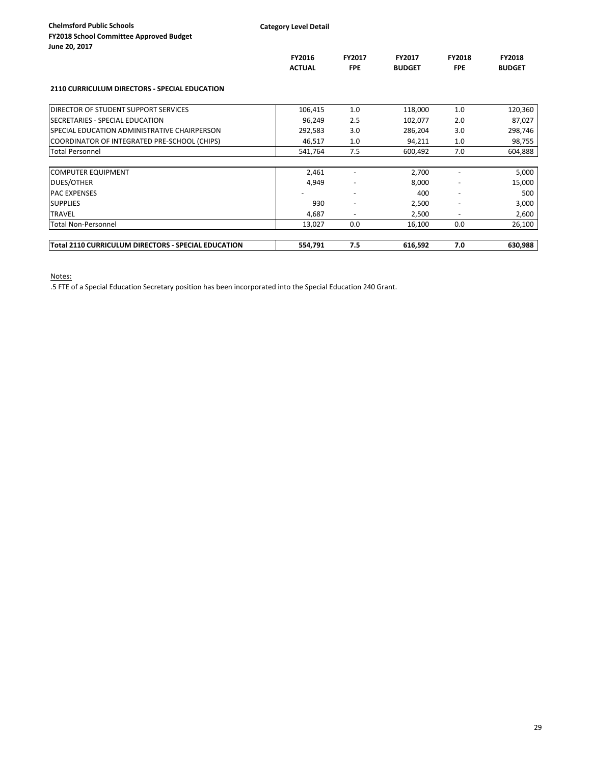**Chelmsford Public Schools**
**FY2018 School Committee Approved Budget**
**June 20, 2017**

**Category Level Detail**

### 2110 CURRICULUM DIRECTORS - SPECIAL EDUCATION

| | FY2016 ACTUAL | FY2017 FPE | FY2017 BUDGET | FY2018 FPE | FY2018 BUDGET |
|---|---|---|---|---|---|
| DIRECTOR OF STUDENT SUPPORT SERVICES | 106,415 | 1.0 | 118,000 | 1.0 | 120,360 |
| SECRETARIES - SPECIAL EDUCATION | 96,249 | 2.5 | 102,077 | 2.0 | 87,027 |
| SPECIAL EDUCATION ADMINISTRATIVE CHAIRPERSON | 292,583 | 3.0 | 286,204 | 3.0 | 298,746 |
| COORDINATOR OF INTEGRATED PRE-SCHOOL (CHIPS) | 46,517 | 1.0 | 94,211 | 1.0 | 98,755 |
| Total Personnel | 541,764 | 7.5 | 600,492 | 7.0 | 604,888 |
| | | | | | |
| COMPUTER EQUIPMENT | 2,461 | - | 2,700 | - | 5,000 |
| DUES/OTHER | 4,949 | - | 8,000 | - | 15,000 |
| PAC EXPENSES | - | - | 400 | - | 500 |
| SUPPLIES | 930 | - | 2,500 | - | 3,000 |
| TRAVEL | 4,687 | - | 2,500 | - | 2,600 |
| Total Non-Personnel | 13,027 | 0.0 | 16,100 | 0.0 | 26,100 |
| | | | | | |
| **Total 2110 CURRICULUM DIRECTORS - SPECIAL EDUCATION** | **554,791** | **7.5** | **616,592** | **7.0** | **630,988** |

Notes:

.5 FTE of a Special Education Secretary position has been incorporated into the Special Education 240 Grant.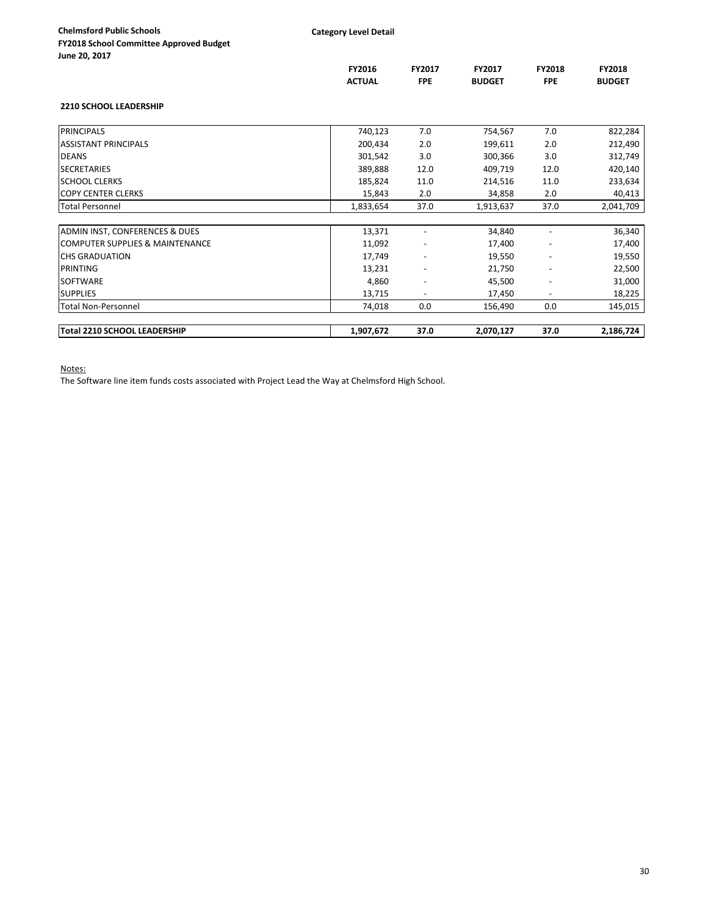**Chelmsford Public Schools**
**FY2018 School Committee Approved Budget**
**June 20, 2017**

**Category Level Detail**

**2210 SCHOOL LEADERSHIP**

| | FY2016 ACTUAL | FY2017 FPE | FY2017 BUDGET | FY2018 FPE | FY2018 BUDGET |
|---|---|---|---|---|---|
| PRINCIPALS | 740,123 | 7.0 | 754,567 | 7.0 | 822,284 |
| ASSISTANT PRINCIPALS | 200,434 | 2.0 | 199,611 | 2.0 | 212,490 |
| DEANS | 301,542 | 3.0 | 300,366 | 3.0 | 312,749 |
| SECRETARIES | 389,888 | 12.0 | 409,719 | 12.0 | 420,140 |
| SCHOOL CLERKS | 185,824 | 11.0 | 214,516 | 11.0 | 233,634 |
| COPY CENTER CLERKS | 15,843 | 2.0 | 34,858 | 2.0 | 40,413 |
| Total Personnel | 1,833,654 | 37.0 | 1,913,637 | 37.0 | 2,041,709 |
| | | | | | |
| ADMIN INST, CONFERENCES & DUES | 13,371 | - | 34,840 | - | 36,340 |
| COMPUTER SUPPLIES & MAINTENANCE | 11,092 | - | 17,400 | - | 17,400 |
| CHS GRADUATION | 17,749 | - | 19,550 | - | 19,550 |
| PRINTING | 13,231 | - | 21,750 | - | 22,500 |
| SOFTWARE | 4,860 | - | 45,500 | - | 31,000 |
| SUPPLIES | 13,715 | - | 17,450 | - | 18,225 |
| Total Non-Personnel | 74,018 | 0.0 | 156,490 | 0.0 | 145,015 |
| | | | | | |
| **Total 2210 SCHOOL LEADERSHIP** | **1,907,672** | **37.0** | **2,070,127** | **37.0** | **2,186,724** |

Notes:

The Software line item funds costs associated with Project Lead the Way at Chelmsford High School.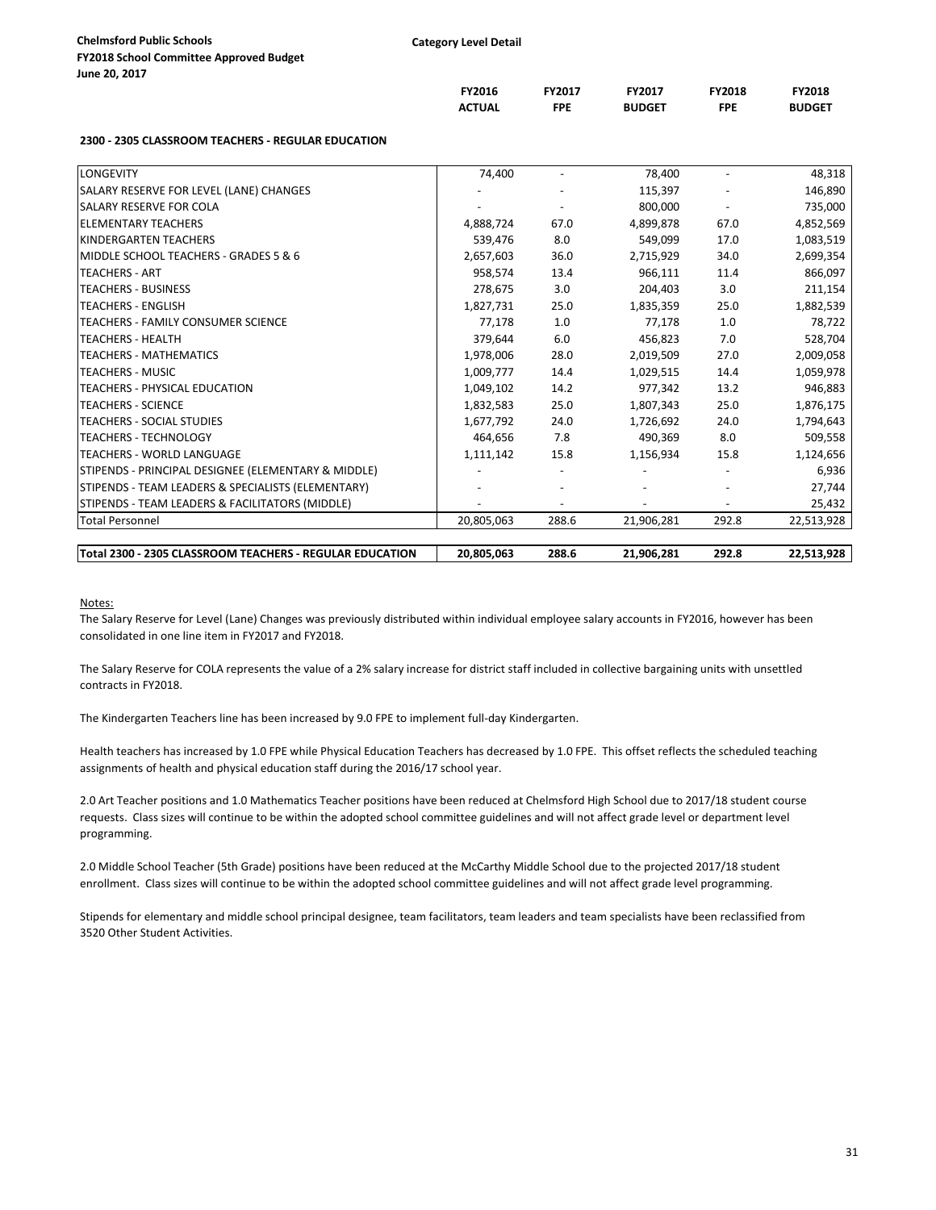**Chelmsford Public Schools**
**FY2018 School Committee Approved Budget**
**June 20, 2017**

**Category Level Detail**

**2300 - 2305 CLASSROOM TEACHERS - REGULAR EDUCATION**

| | FY2016 ACTUAL | FY2017 FPE | FY2017 BUDGET | FY2018 FPE | FY2018 BUDGET |
|---|---|---|---|---|---|
| LONGEVITY | 74,400 | - | 78,400 | - | 48,318 |
| SALARY RESERVE FOR LEVEL (LANE) CHANGES | - | - | 115,397 | - | 146,890 |
| SALARY RESERVE FOR COLA | - | - | 800,000 | - | 735,000 |
| ELEMENTARY TEACHERS | 4,888,724 | 67.0 | 4,899,878 | 67.0 | 4,852,569 |
| KINDERGARTEN TEACHERS | 539,476 | 8.0 | 549,099 | 17.0 | 1,083,519 |
| MIDDLE SCHOOL TEACHERS - GRADES 5 & 6 | 2,657,603 | 36.0 | 2,715,929 | 34.0 | 2,699,354 |
| TEACHERS - ART | 958,574 | 13.4 | 966,111 | 11.4 | 866,097 |
| TEACHERS - BUSINESS | 278,675 | 3.0 | 204,403 | 3.0 | 211,154 |
| TEACHERS - ENGLISH | 1,827,731 | 25.0 | 1,835,359 | 25.0 | 1,882,539 |
| TEACHERS - FAMILY CONSUMER SCIENCE | 77,178 | 1.0 | 77,178 | 1.0 | 78,722 |
| TEACHERS - HEALTH | 379,644 | 6.0 | 456,823 | 7.0 | 528,704 |
| TEACHERS - MATHEMATICS | 1,978,006 | 28.0 | 2,019,509 | 27.0 | 2,009,058 |
| TEACHERS - MUSIC | 1,009,777 | 14.4 | 1,029,515 | 14.4 | 1,059,978 |
| TEACHERS - PHYSICAL EDUCATION | 1,049,102 | 14.2 | 977,342 | 13.2 | 946,883 |
| TEACHERS - SCIENCE | 1,832,583 | 25.0 | 1,807,343 | 25.0 | 1,876,175 |
| TEACHERS - SOCIAL STUDIES | 1,677,792 | 24.0 | 1,726,692 | 24.0 | 1,794,643 |
| TEACHERS - TECHNOLOGY | 464,656 | 7.8 | 490,369 | 8.0 | 509,558 |
| TEACHERS - WORLD LANGUAGE | 1,111,142 | 15.8 | 1,156,934 | 15.8 | 1,124,656 |
| STIPENDS - PRINCIPAL DESIGNEE (ELEMENTARY & MIDDLE) | - | - | - | - | 6,936 |
| STIPENDS - TEAM LEADERS & SPECIALISTS (ELEMENTARY) | - | - | - | - | 27,744 |
| STIPENDS - TEAM LEADERS & FACILITATORS (MIDDLE) | - | - | - | - | 25,432 |
| Total Personnel | 20,805,063 | 288.6 | 21,906,281 | 292.8 | 22,513,928 |
| **Total 2300 - 2305 CLASSROOM TEACHERS - REGULAR EDUCATION** | **20,805,063** | **288.6** | **21,906,281** | **292.8** | **22,513,928** |

Notes:

The Salary Reserve for Level (Lane) Changes was previously distributed within individual employee salary accounts in FY2016, however has been consolidated in one line item in FY2017 and FY2018.

The Salary Reserve for COLA represents the value of a 2% salary increase for district staff included in collective bargaining units with unsettled contracts in FY2018.

The Kindergarten Teachers line has been increased by 9.0 FPE to implement full-day Kindergarten.

Health teachers has increased by 1.0 FPE while Physical Education Teachers has decreased by 1.0 FPE. This offset reflects the scheduled teaching assignments of health and physical education staff during the 2016/17 school year.

2.0 Art Teacher positions and 1.0 Mathematics Teacher positions have been reduced at Chelmsford High School due to 2017/18 student course requests. Class sizes will continue to be within the adopted school committee guidelines and will not affect grade level or department level programming.

2.0 Middle School Teacher (5th Grade) positions have been reduced at the McCarthy Middle School due to the projected 2017/18 student enrollment. Class sizes will continue to be within the adopted school committee guidelines and will not affect grade level programming.

Stipends for elementary and middle school principal designee, team facilitators, team leaders and team specialists have been reclassified from 3520 Other Student Activities.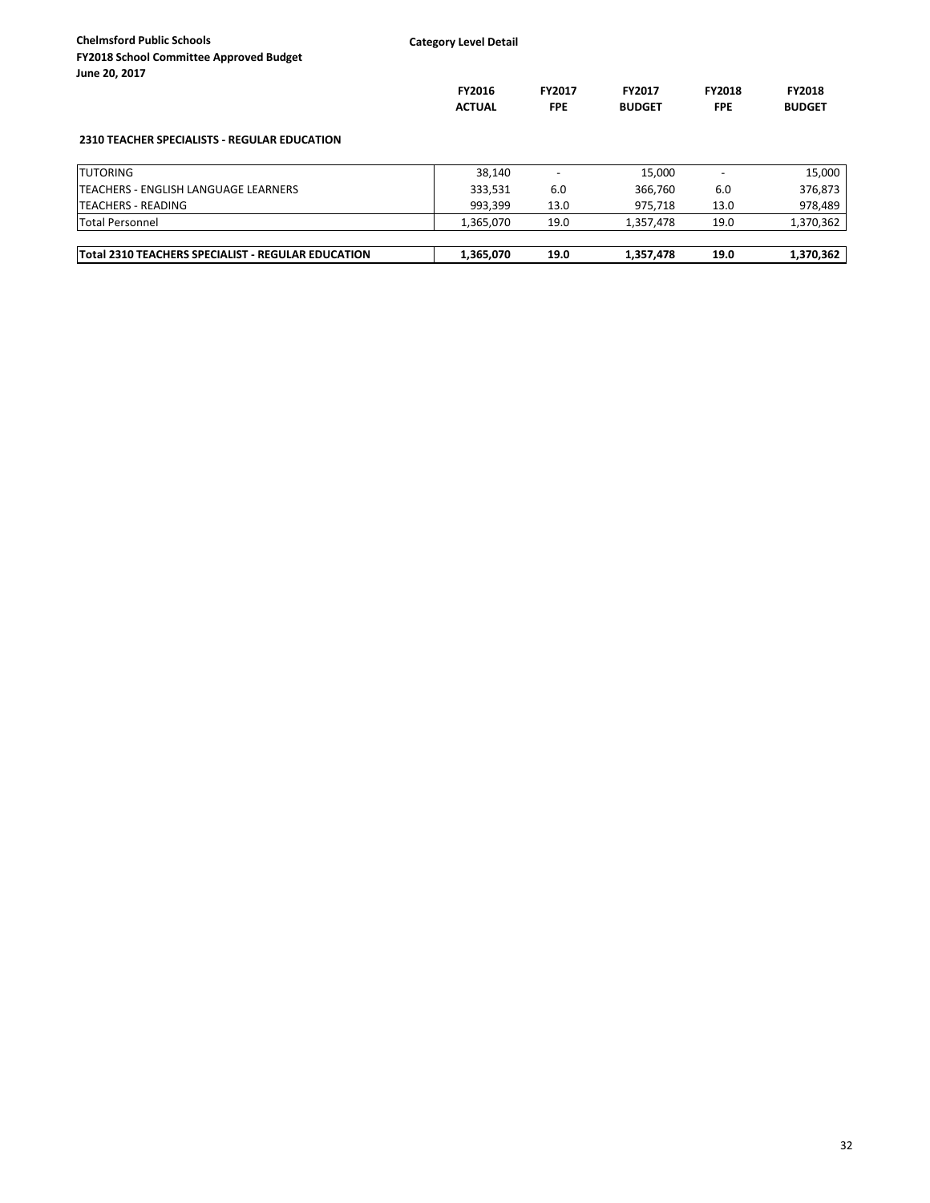**Chelmsford Public Schools**
**FY2018 School Committee Approved Budget**
**June 20, 2017**

**Category Level Detail**

**2310 TEACHER SPECIALISTS - REGULAR EDUCATION**

| | FY2016 ACTUAL | FY2017 FPE | FY2017 BUDGET | FY2018 FPE | FY2018 BUDGET |
|---|---|---|---|---|---|
| TUTORING | 38,140 | - | 15,000 | - | 15,000 |
| TEACHERS - ENGLISH LANGUAGE LEARNERS | 333,531 | 6.0 | 366,760 | 6.0 | 376,873 |
| TEACHERS - READING | 993,399 | 13.0 | 975,718 | 13.0 | 978,489 |
| Total Personnel | 1,365,070 | 19.0 | 1,357,478 | 19.0 | 1,370,362 |
| **Total 2310 TEACHERS SPECIALIST - REGULAR EDUCATION** | **1,365,070** | **19.0** | **1,357,478** | **19.0** | **1,370,362** |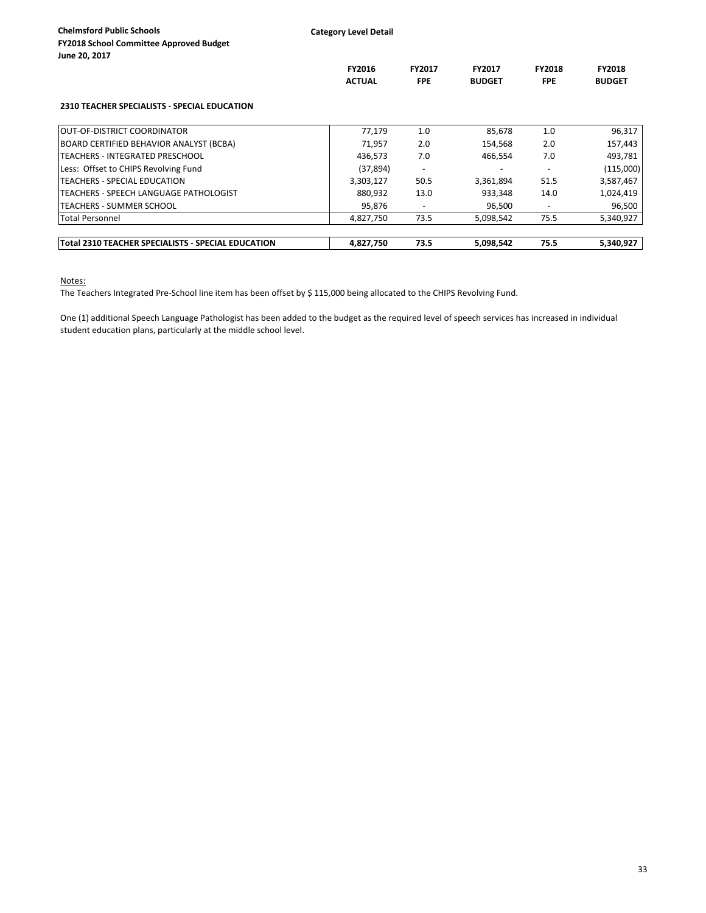**Chelmsford Public Schools**
**FY2018 School Committee Approved Budget**
**June 20, 2017**

**Category Level Detail**

### 2310 TEACHER SPECIALISTS - SPECIAL EDUCATION

| | FY2016 ACTUAL | FY2017 FPE | FY2017 BUDGET | FY2018 FPE | FY2018 BUDGET |
|---|---|---|---|---|---|
| OUT-OF-DISTRICT COORDINATOR | 77,179 | 1.0 | 85,678 | 1.0 | 96,317 |
| BOARD CERTIFIED BEHAVIOR ANALYST (BCBA) | 71,957 | 2.0 | 154,568 | 2.0 | 157,443 |
| TEACHERS - INTEGRATED PRESCHOOL | 436,573 | 7.0 | 466,554 | 7.0 | 493,781 |
| Less: Offset to CHIPS Revolving Fund | (37,894) | - | - | - | (115,000) |
| TEACHERS - SPECIAL EDUCATION | 3,303,127 | 50.5 | 3,361,894 | 51.5 | 3,587,467 |
| TEACHERS - SPEECH LANGUAGE PATHOLOGIST | 880,932 | 13.0 | 933,348 | 14.0 | 1,024,419 |
| TEACHERS - SUMMER SCHOOL | 95,876 | - | 96,500 | - | 96,500 |
| Total Personnel | 4,827,750 | 73.5 | 5,098,542 | 75.5 | 5,340,927 |
| **Total 2310 TEACHER SPECIALISTS - SPECIAL EDUCATION** | **4,827,750** | **73.5** | **5,098,542** | **75.5** | **5,340,927** |

Notes:

The Teachers Integrated Pre-School line item has been offset by $ 115,000 being allocated to the CHIPS Revolving Fund.

One (1) additional Speech Language Pathologist has been added to the budget as the required level of speech services has increased in individual student education plans, particularly at the middle school level.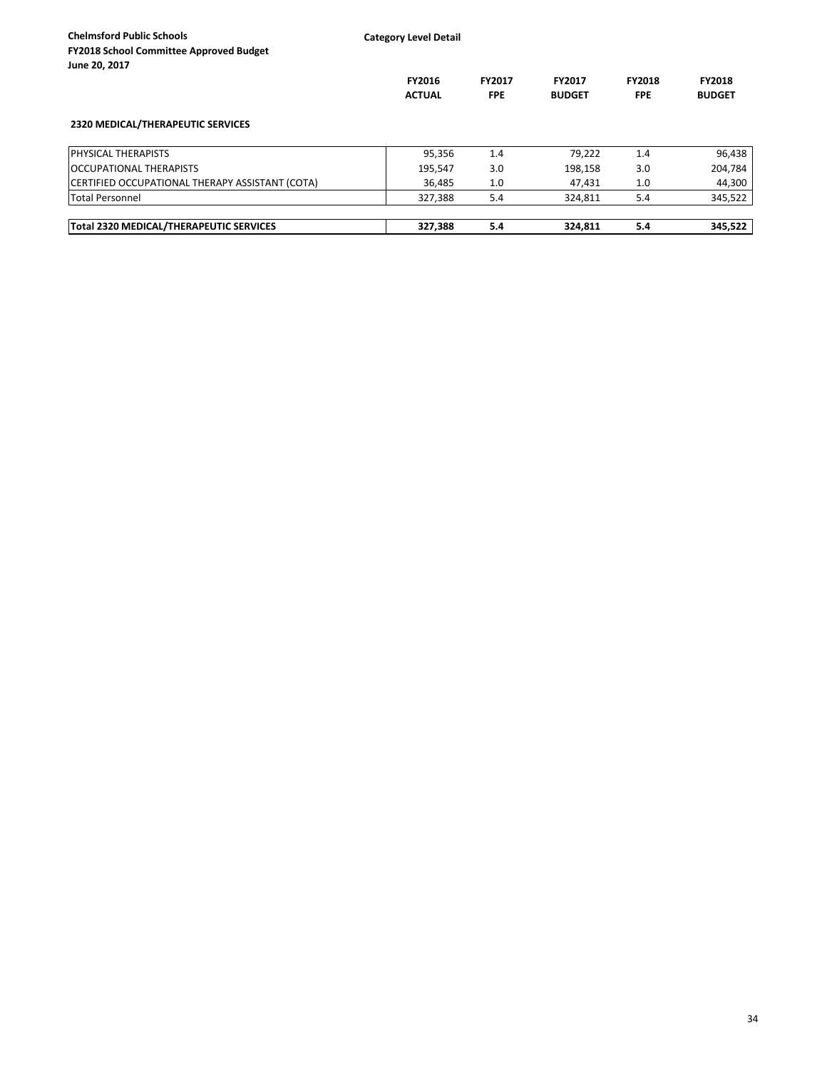**Chelmsford Public Schools**
**FY2018 School Committee Approved Budget**
**June 20, 2017**

**Category Level Detail**

### 2320 MEDICAL/THERAPEUTIC SERVICES

| | FY2016 ACTUAL | FY2017 FPE | FY2017 BUDGET | FY2018 FPE | FY2018 BUDGET |
|---|---|---|---|---|---|
| PHYSICAL THERAPISTS | 95,356 | 1.4 | 79,222 | 1.4 | 96,438 |
| OCCUPATIONAL THERAPISTS | 195,547 | 3.0 | 198,158 | 3.0 | 204,784 |
| CERTIFIED OCCUPATIONAL THERAPY ASSISTANT (COTA) | 36,485 | 1.0 | 47,431 | 1.0 | 44,300 |
| Total Personnel | 327,388 | 5.4 | 324,811 | 5.4 | 345,522 |
| **Total 2320 MEDICAL/THERAPEUTIC SERVICES** | **327,388** | **5.4** | **324,811** | **5.4** | **345,522** |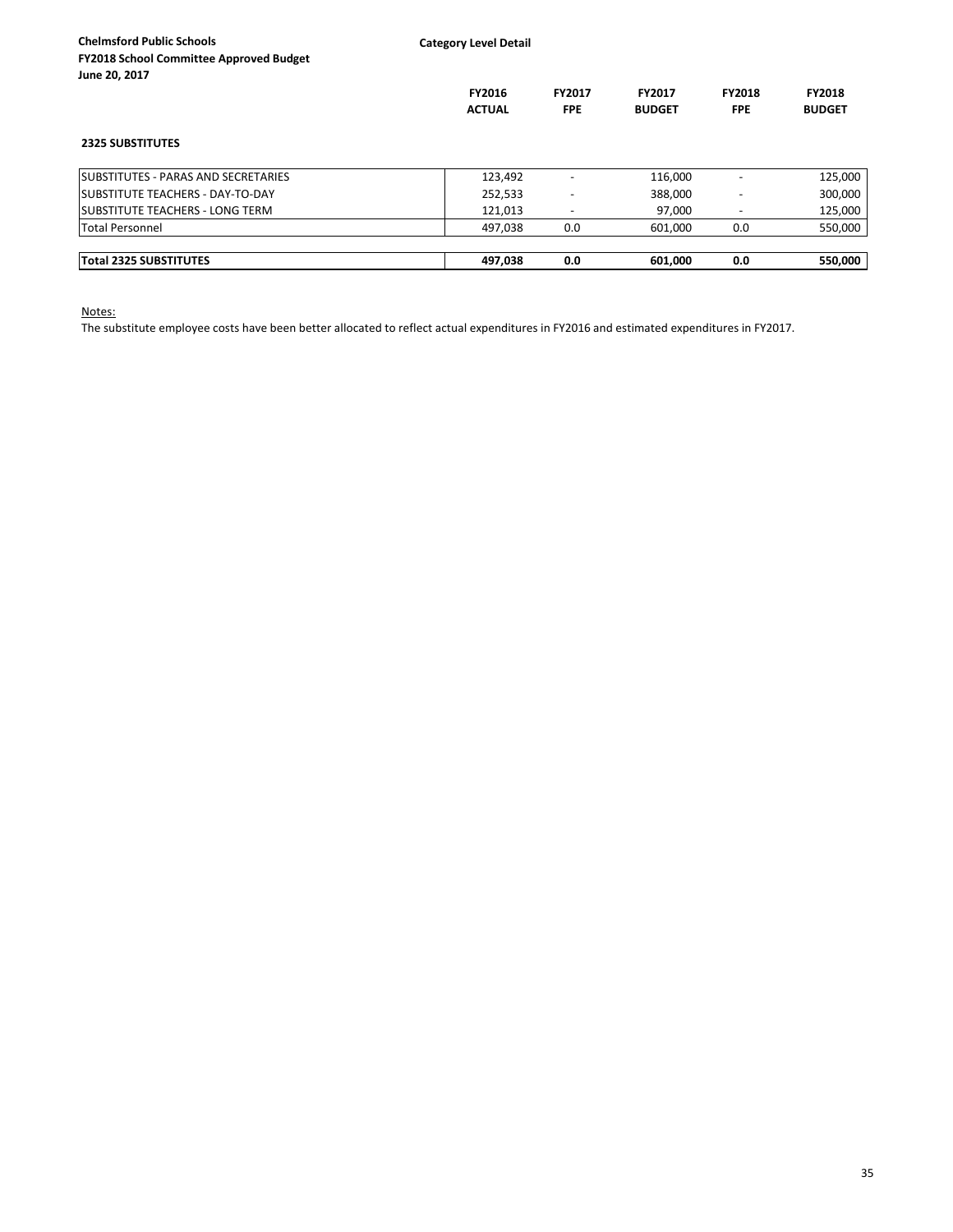**Chelmsford Public Schools**
**FY2018 School Committee Approved Budget**
**June 20, 2017**

**Category Level Detail**

| | FY2016 ACTUAL | FY2017 FPE | FY2017 BUDGET | FY2018 FPE | FY2018 BUDGET |
|---|---|---|---|---|---|
| **2325 SUBSTITUTES** | | | | | |
| SUBSTITUTES - PARAS AND SECRETARIES | 123,492 | - | 116,000 | - | 125,000 |
| SUBSTITUTE TEACHERS - DAY-TO-DAY | 252,533 | - | 388,000 | - | 300,000 |
| SUBSTITUTE TEACHERS - LONG TERM | 121,013 | - | 97,000 | - | 125,000 |
| Total Personnel | 497,038 | 0.0 | 601,000 | 0.0 | 550,000 |
| **Total 2325 SUBSTITUTES** | **497,038** | **0.0** | **601,000** | **0.0** | **550,000** |

Notes:

The substitute employee costs have been better allocated to reflect actual expenditures in FY2016 and estimated expenditures in FY2017.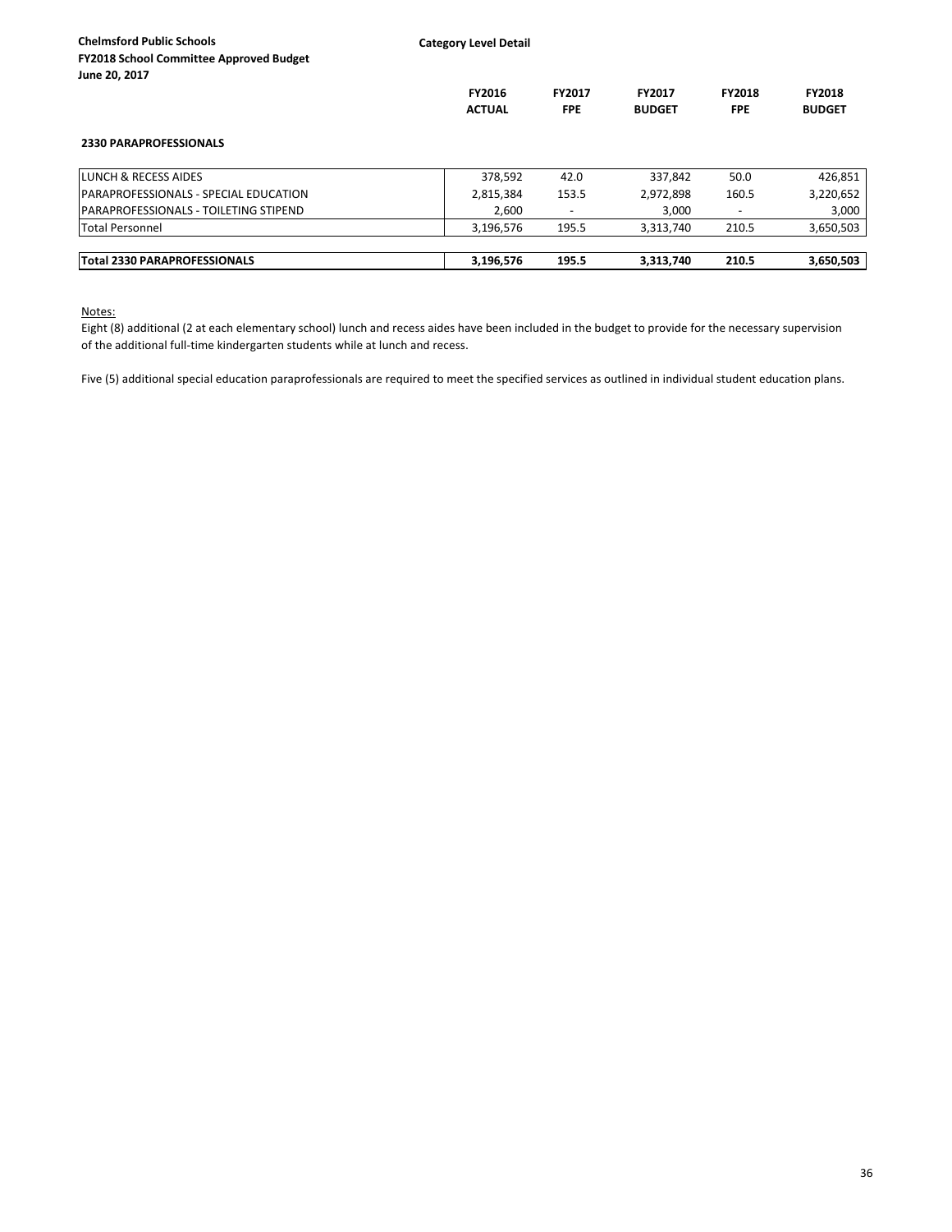**Chelmsford Public Schools**
**FY2018 School Committee Approved Budget**
**June 20, 2017**

**Category Level Detail**

| | FY2016 ACTUAL | FY2017 FPE | FY2017 BUDGET | FY2018 FPE | FY2018 BUDGET |
|---|---|---|---|---|---|
| **2330 PARAPROFESSIONALS** | | | | | |
| LUNCH & RECESS AIDES | 378,592 | 42.0 | 337,842 | 50.0 | 426,851 |
| PARAPROFESSIONALS - SPECIAL EDUCATION | 2,815,384 | 153.5 | 2,972,898 | 160.5 | 3,220,652 |
| PARAPROFESSIONALS - TOILETING STIPEND | 2,600 | - | 3,000 | - | 3,000 |
| Total Personnel | 3,196,576 | 195.5 | 3,313,740 | 210.5 | 3,650,503 |
| **Total 2330 PARAPROFESSIONALS** | **3,196,576** | **195.5** | **3,313,740** | **210.5** | **3,650,503** |

Notes:

Eight (8) additional (2 at each elementary school) lunch and recess aides have been included in the budget to provide for the necessary supervision of the additional full-time kindergarten students while at lunch and recess.

Five (5) additional special education paraprofessionals are required to meet the specified services as outlined in individual student education plans.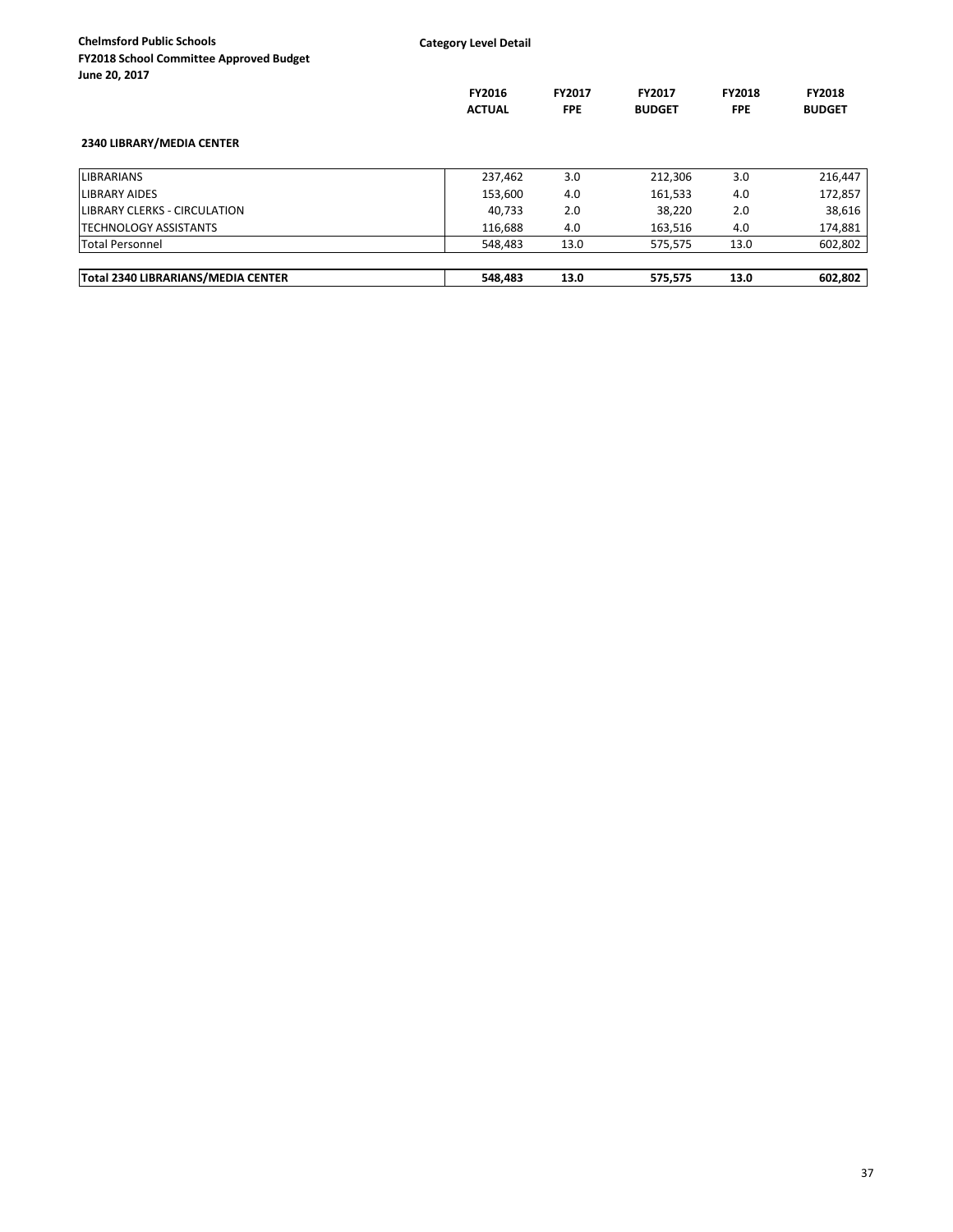**Chelmsford Public Schools**
**FY2018 School Committee Approved Budget**
**June 20, 2017**

**Category Level Detail**

**2340 LIBRARY/MEDIA CENTER**

| | FY2016 ACTUAL | FY2017 FPE | FY2017 BUDGET | FY2018 FPE | FY2018 BUDGET |
|---|---|---|---|---|---|
| LIBRARIANS | 237,462 | 3.0 | 212,306 | 3.0 | 216,447 |
| LIBRARY AIDES | 153,600 | 4.0 | 161,533 | 4.0 | 172,857 |
| LIBRARY CLERKS - CIRCULATION | 40,733 | 2.0 | 38,220 | 2.0 | 38,616 |
| TECHNOLOGY ASSISTANTS | 116,688 | 4.0 | 163,516 | 4.0 | 174,881 |
| Total Personnel | 548,483 | 13.0 | 575,575 | 13.0 | 602,802 |
| **Total 2340 LIBRARIANS/MEDIA CENTER** | **548,483** | **13.0** | **575,575** | **13.0** | **602,802** |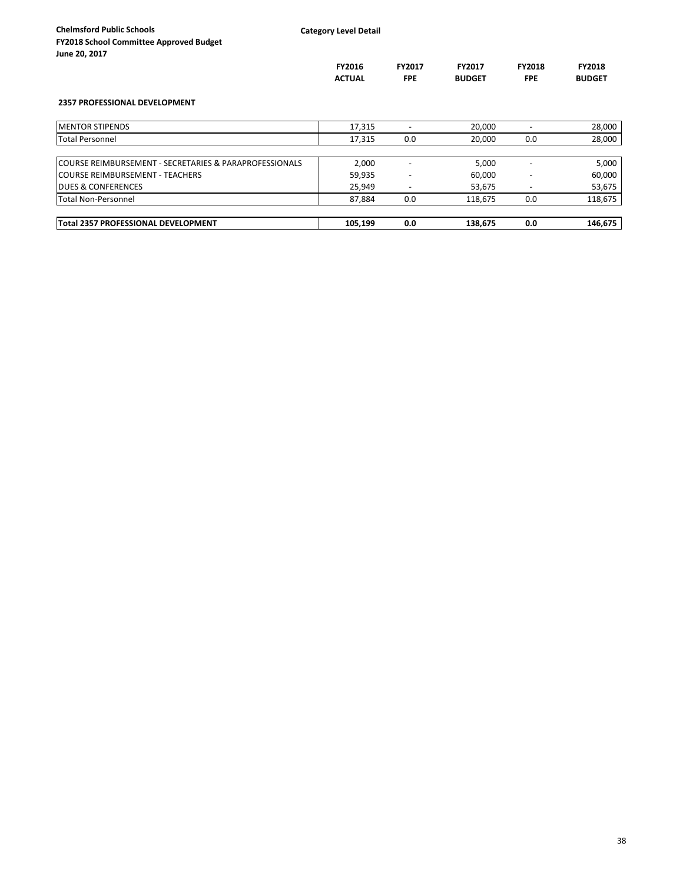**Chelmsford Public Schools**
**FY2018 School Committee Approved Budget**
**June 20, 2017**

**Category Level Detail**

### 2357 PROFESSIONAL DEVELOPMENT

| | FY2016 ACTUAL | FY2017 FPE | FY2017 BUDGET | FY2018 FPE | FY2018 BUDGET |
|---|---|---|---|---|---|
| MENTOR STIPENDS | 17,315 | - | 20,000 | - | 28,000 |
| Total Personnel | 17,315 | 0.0 | 20,000 | 0.0 | 28,000 |
| | | | | | |
| COURSE REIMBURSEMENT - SECRETARIES & PARAPROFESSIONALS | 2,000 | - | 5,000 | - | 5,000 |
| COURSE REIMBURSEMENT - TEACHERS | 59,935 | - | 60,000 | - | 60,000 |
| DUES & CONFERENCES | 25,949 | - | 53,675 | - | 53,675 |
| Total Non-Personnel | 87,884 | 0.0 | 118,675 | 0.0 | 118,675 |
| | | | | | |
| **Total 2357 PROFESSIONAL DEVELOPMENT** | **105,199** | **0.0** | **138,675** | **0.0** | **146,675** |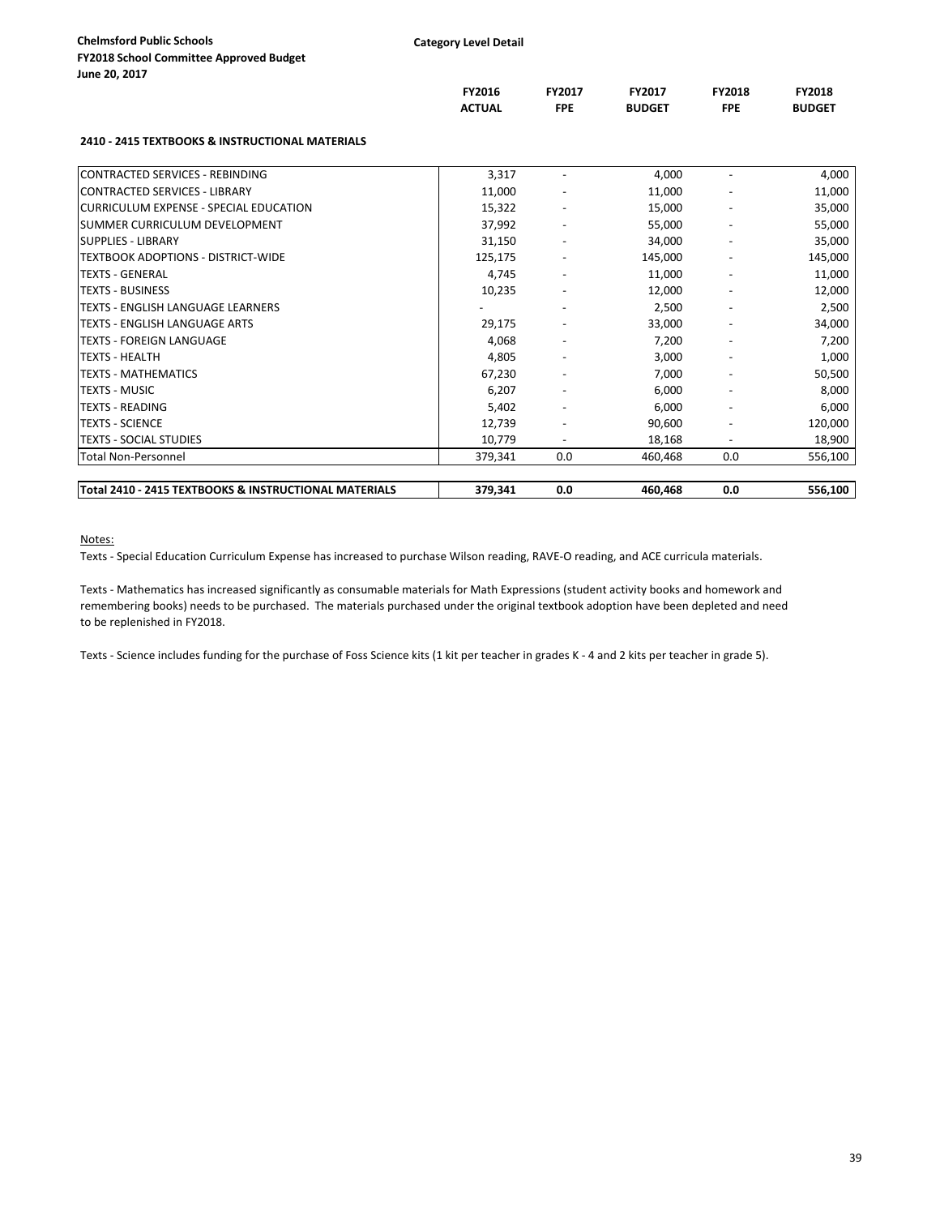**Chelmsford Public Schools**
**FY2018 School Committee Approved Budget**
**June 20, 2017**

**Category Level Detail**

### 2410 - 2415 TEXTBOOKS & INSTRUCTIONAL MATERIALS

| | FY2016 ACTUAL | FY2017 FPE | FY2017 BUDGET | FY2018 FPE | FY2018 BUDGET |
|---|---|---|---|---|---|
| CONTRACTED SERVICES - REBINDING | 3,317 | - | 4,000 | - | 4,000 |
| CONTRACTED SERVICES - LIBRARY | 11,000 | - | 11,000 | - | 11,000 |
| CURRICULUM EXPENSE - SPECIAL EDUCATION | 15,322 | - | 15,000 | - | 35,000 |
| SUMMER CURRICULUM DEVELOPMENT | 37,992 | - | 55,000 | - | 55,000 |
| SUPPLIES - LIBRARY | 31,150 | - | 34,000 | - | 35,000 |
| TEXTBOOK ADOPTIONS - DISTRICT-WIDE | 125,175 | - | 145,000 | - | 145,000 |
| TEXTS - GENERAL | 4,745 | - | 11,000 | - | 11,000 |
| TEXTS - BUSINESS | 10,235 | - | 12,000 | - | 12,000 |
| TEXTS - ENGLISH LANGUAGE LEARNERS | - | - | 2,500 | - | 2,500 |
| TEXTS - ENGLISH LANGUAGE ARTS | 29,175 | - | 33,000 | - | 34,000 |
| TEXTS - FOREIGN LANGUAGE | 4,068 | - | 7,200 | - | 7,200 |
| TEXTS - HEALTH | 4,805 | - | 3,000 | - | 1,000 |
| TEXTS - MATHEMATICS | 67,230 | - | 7,000 | - | 50,500 |
| TEXTS - MUSIC | 6,207 | - | 6,000 | - | 8,000 |
| TEXTS - READING | 5,402 | - | 6,000 | - | 6,000 |
| TEXTS - SCIENCE | 12,739 | - | 90,600 | - | 120,000 |
| TEXTS - SOCIAL STUDIES | 10,779 | - | 18,168 | - | 18,900 |
| Total Non-Personnel | 379,341 | 0.0 | 460,468 | 0.0 | 556,100 |
| **Total 2410 - 2415 TEXTBOOKS & INSTRUCTIONAL MATERIALS** | **379,341** | **0.0** | **460,468** | **0.0** | **556,100** |

Notes:

Texts - Special Education Curriculum Expense has increased to purchase Wilson reading, RAVE-O reading, and ACE curricula materials.

Texts - Mathematics has increased significantly as consumable materials for Math Expressions (student activity books and homework and remembering books) needs to be purchased. The materials purchased under the original textbook adoption have been depleted and need to be replenished in FY2018.

Texts - Science includes funding for the purchase of Foss Science kits (1 kit per teacher in grades K - 4 and 2 kits per teacher in grade 5).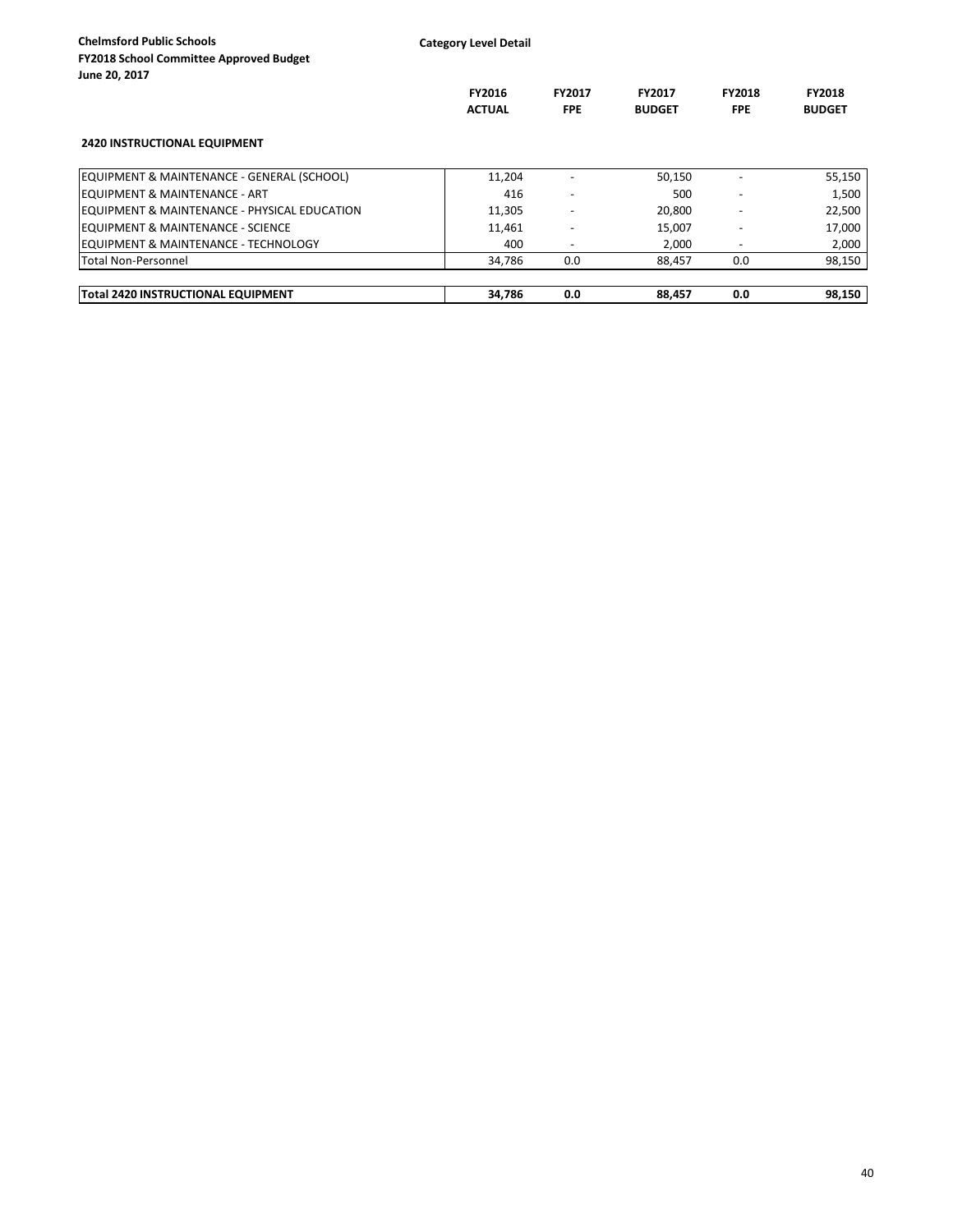**Chelmsford Public Schools**
**FY2018 School Committee Approved Budget**
**June 20, 2017**

**Category Level Detail**

| | FY2016 ACTUAL | FY2017 FPE | FY2017 BUDGET | FY2018 FPE | FY2018 BUDGET |
|---|---|---|---|---|---|
| **2420 INSTRUCTIONAL EQUIPMENT** | | | | | |
| EQUIPMENT & MAINTENANCE - GENERAL (SCHOOL) | 11,204 | - | 50,150 | - | 55,150 |
| EQUIPMENT & MAINTENANCE - ART | 416 | - | 500 | - | 1,500 |
| EQUIPMENT & MAINTENANCE - PHYSICAL EDUCATION | 11,305 | - | 20,800 | - | 22,500 |
| EQUIPMENT & MAINTENANCE - SCIENCE | 11,461 | - | 15,007 | - | 17,000 |
| EQUIPMENT & MAINTENANCE - TECHNOLOGY | 400 | - | 2,000 | - | 2,000 |
| Total Non-Personnel | 34,786 | 0.0 | 88,457 | 0.0 | 98,150 |
| **Total 2420 INSTRUCTIONAL EQUIPMENT** | **34,786** | **0.0** | **88,457** | **0.0** | **98,150** |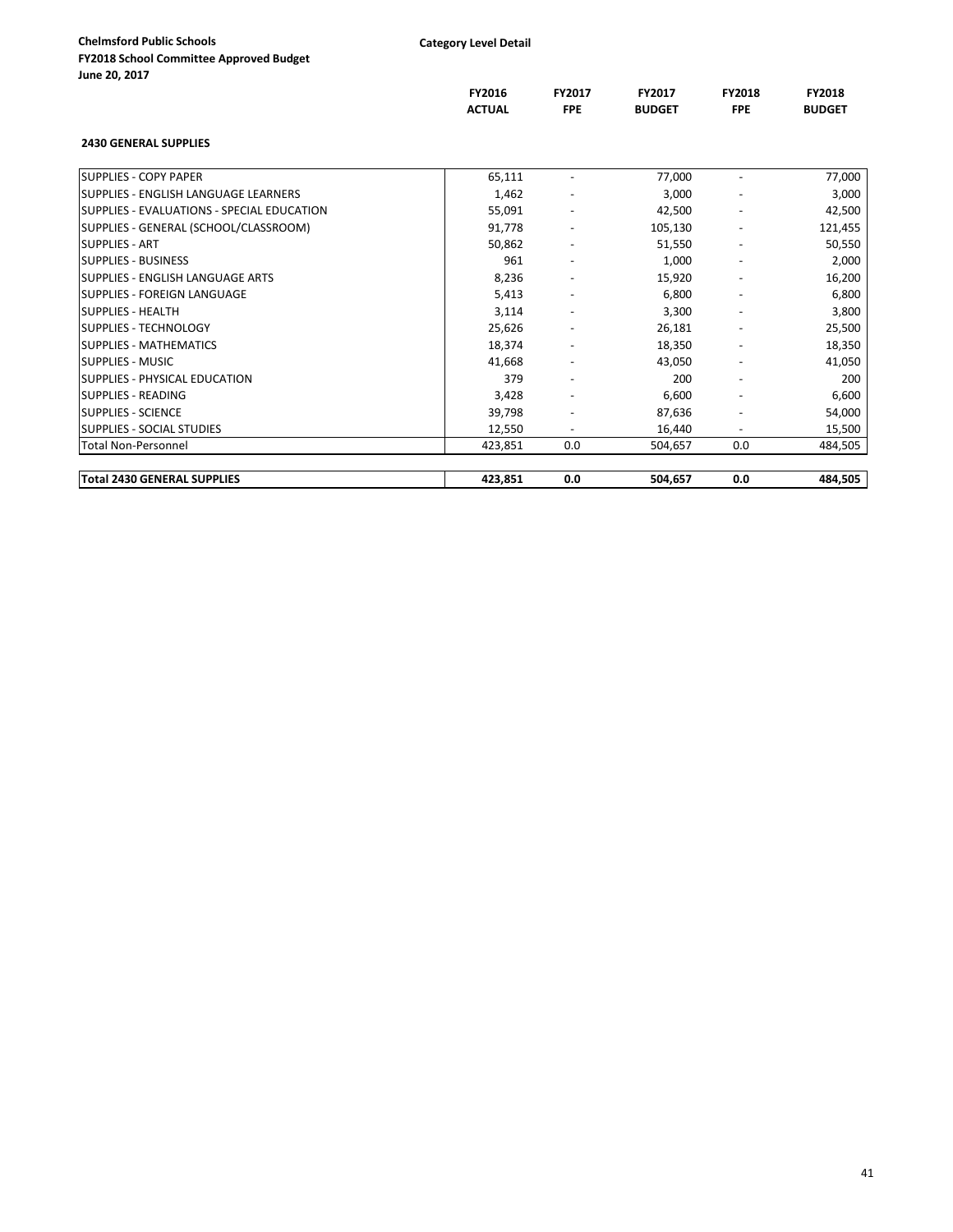**Chelmsford Public Schools**
**FY2018 School Committee Approved Budget**
**June 20, 2017**

**Category Level Detail**

**2430 GENERAL SUPPLIES**

| | FY2016 ACTUAL | FY2017 FPE | FY2017 BUDGET | FY2018 FPE | FY2018 BUDGET |
|---|---|---|---|---|---|
| SUPPLIES - COPY PAPER | 65,111 | - | 77,000 | - | 77,000 |
| SUPPLIES - ENGLISH LANGUAGE LEARNERS | 1,462 | - | 3,000 | - | 3,000 |
| SUPPLIES - EVALUATIONS - SPECIAL EDUCATION | 55,091 | - | 42,500 | - | 42,500 |
| SUPPLIES - GENERAL (SCHOOL/CLASSROOM) | 91,778 | - | 105,130 | - | 121,455 |
| SUPPLIES - ART | 50,862 | - | 51,550 | - | 50,550 |
| SUPPLIES - BUSINESS | 961 | - | 1,000 | - | 2,000 |
| SUPPLIES - ENGLISH LANGUAGE ARTS | 8,236 | - | 15,920 | - | 16,200 |
| SUPPLIES - FOREIGN LANGUAGE | 5,413 | - | 6,800 | - | 6,800 |
| SUPPLIES - HEALTH | 3,114 | - | 3,300 | - | 3,800 |
| SUPPLIES - TECHNOLOGY | 25,626 | - | 26,181 | - | 25,500 |
| SUPPLIES - MATHEMATICS | 18,374 | - | 18,350 | - | 18,350 |
| SUPPLIES - MUSIC | 41,668 | - | 43,050 | - | 41,050 |
| SUPPLIES - PHYSICAL EDUCATION | 379 | - | 200 | - | 200 |
| SUPPLIES - READING | 3,428 | - | 6,600 | - | 6,600 |
| SUPPLIES - SCIENCE | 39,798 | - | 87,636 | - | 54,000 |
| SUPPLIES - SOCIAL STUDIES | 12,550 | - | 16,440 | - | 15,500 |
| Total Non-Personnel | 423,851 | 0.0 | 504,657 | 0.0 | 484,505 |
| **Total 2430 GENERAL SUPPLIES** | **423,851** | **0.0** | **504,657** | **0.0** | **484,505** |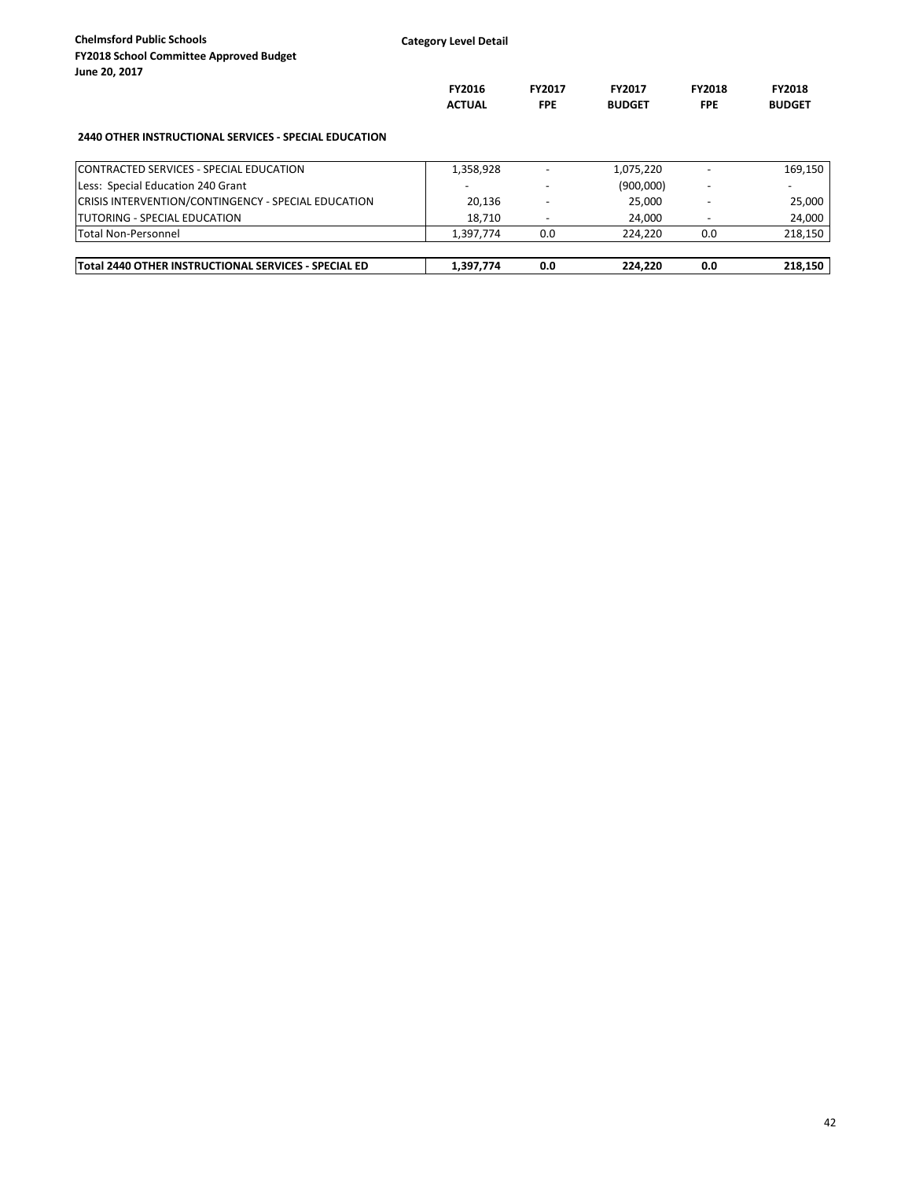**Chelmsford Public Schools**
**FY2018 School Committee Approved Budget**
**June 20, 2017**

**Category Level Detail**

### 2440 OTHER INSTRUCTIONAL SERVICES - SPECIAL EDUCATION

| | FY2016 ACTUAL | FY2017 FPE | FY2017 BUDGET | FY2018 FPE | FY2018 BUDGET |
|---|---|---|---|---|---|
| CONTRACTED SERVICES - SPECIAL EDUCATION | 1,358,928 | - | 1,075,220 | - | 169,150 |
| Less: Special Education 240 Grant | - | - | (900,000) | - | - |
| CRISIS INTERVENTION/CONTINGENCY - SPECIAL EDUCATION | 20,136 | - | 25,000 | - | 25,000 |
| TUTORING - SPECIAL EDUCATION | 18,710 | - | 24,000 | - | 24,000 |
| Total Non-Personnel | 1,397,774 | 0.0 | 224,220 | 0.0 | 218,150 |
| **Total 2440 OTHER INSTRUCTIONAL SERVICES - SPECIAL ED** | **1,397,774** | **0.0** | **224,220** | **0.0** | **218,150** |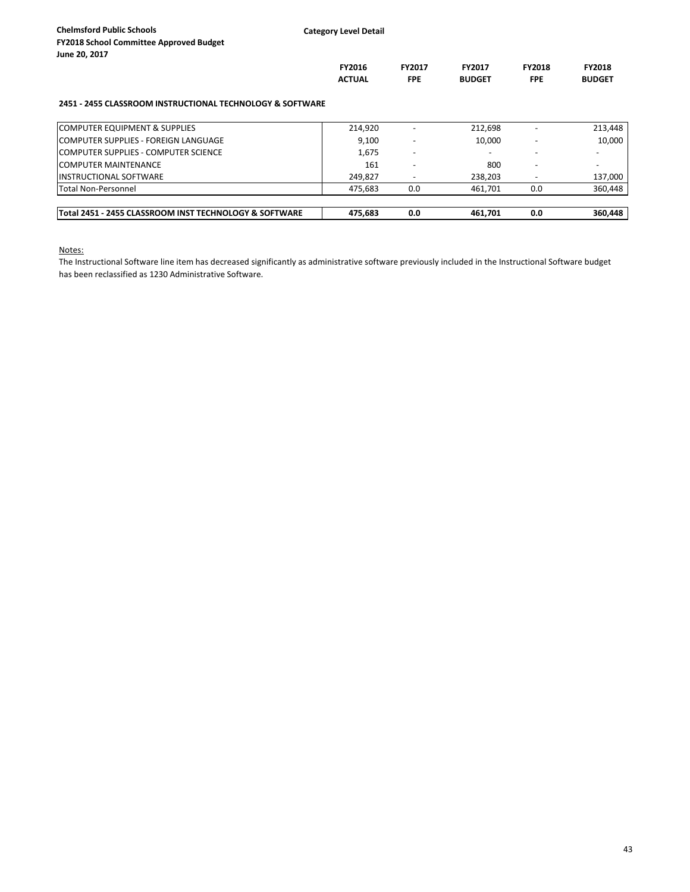**Chelmsford Public Schools**
**FY2018 School Committee Approved Budget**
**June 20, 2017**

**Category Level Detail**

| | FY2016 ACTUAL | FY2017 FPE | FY2017 BUDGET | FY2018 FPE | FY2018 BUDGET |
|---|---|---|---|---|---|
| **2451 - 2455 CLASSROOM INSTRUCTIONAL TECHNOLOGY & SOFTWARE** | | | | | |
| COMPUTER EQUIPMENT & SUPPLIES | 214,920 | - | 212,698 | - | 213,448 |
| COMPUTER SUPPLIES - FOREIGN LANGUAGE | 9,100 | - | 10,000 | - | 10,000 |
| COMPUTER SUPPLIES - COMPUTER SCIENCE | 1,675 | - | - | - | - |
| COMPUTER MAINTENANCE | 161 | - | 800 | - | - |
| INSTRUCTIONAL SOFTWARE | 249,827 | - | 238,203 | - | 137,000 |
| Total Non-Personnel | 475,683 | 0.0 | 461,701 | 0.0 | 360,448 |
| **Total 2451 - 2455 CLASSROOM INST TECHNOLOGY & SOFTWARE** | **475,683** | **0.0** | **461,701** | **0.0** | **360,448** |

Notes:

The Instructional Software line item has decreased significantly as administrative software previously included in the Instructional Software budget has been reclassified as 1230 Administrative Software.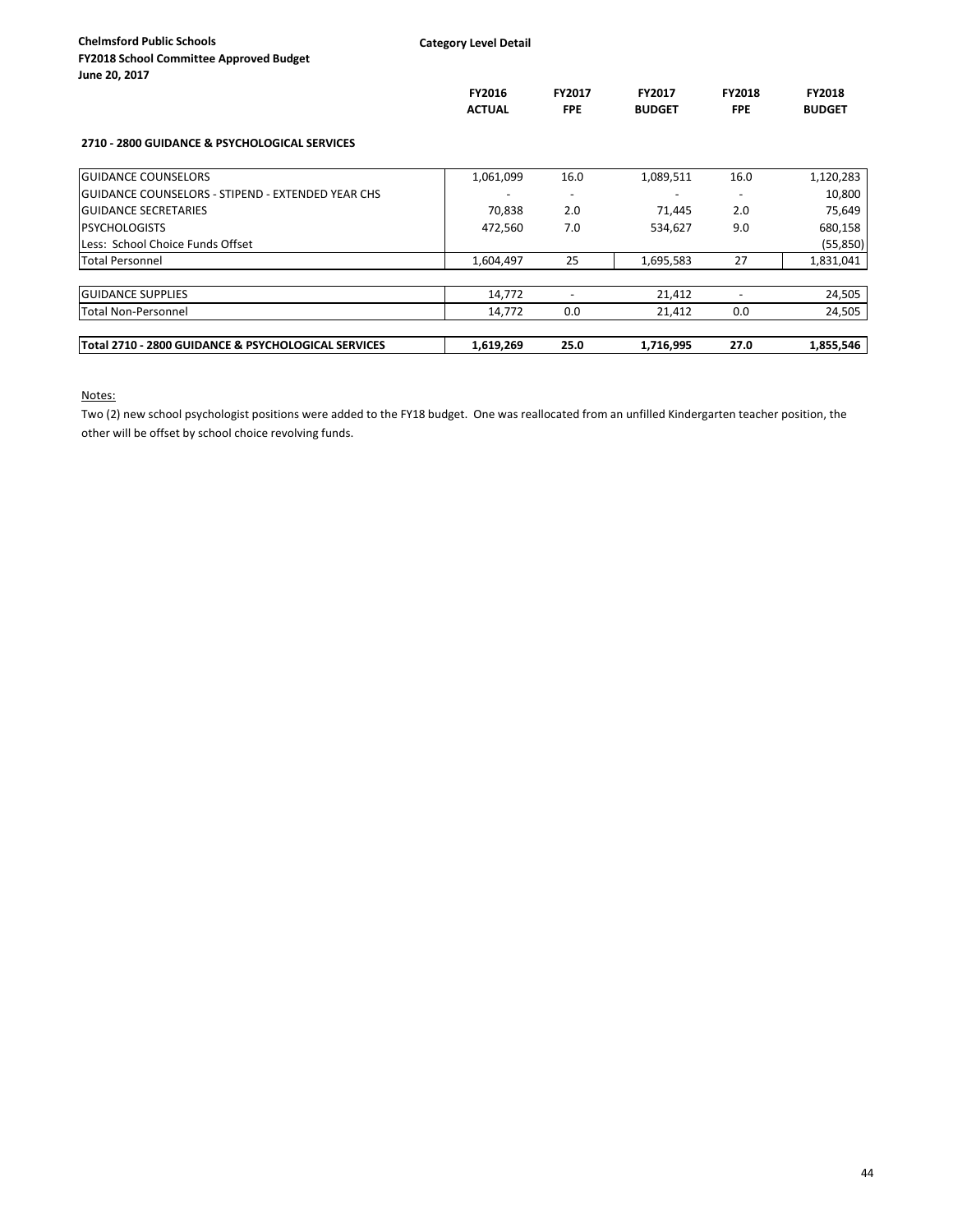**Chelmsford Public Schools**
**FY2018 School Committee Approved Budget**
**June 20, 2017**

**Category Level Detail**

| | FY2016 ACTUAL | FY2017 FPE | FY2017 BUDGET | FY2018 FPE | FY2018 BUDGET |
|---|---|---|---|---|---|
| **2710 - 2800 GUIDANCE & PSYCHOLOGICAL SERVICES** | | | | | |
| GUIDANCE COUNSELORS | 1,061,099 | 16.0 | 1,089,511 | 16.0 | 1,120,283 |
| GUIDANCE COUNSELORS - STIPEND - EXTENDED YEAR CHS | - | - | - | - | 10,800 |
| GUIDANCE SECRETARIES | 70,838 | 2.0 | 71,445 | 2.0 | 75,649 |
| PSYCHOLOGISTS | 472,560 | 7.0 | 534,627 | 9.0 | 680,158 |
| Less: School Choice Funds Offset | | | | | (55,850) |
| Total Personnel | 1,604,497 | 25 | 1,695,583 | 27 | 1,831,041 |
| GUIDANCE SUPPLIES | 14,772 | - | 21,412 | - | 24,505 |
| Total Non-Personnel | 14,772 | 0.0 | 21,412 | 0.0 | 24,505 |
| **Total 2710 - 2800 GUIDANCE & PSYCHOLOGICAL SERVICES** | **1,619,269** | **25.0** | **1,716,995** | **27.0** | **1,855,546** |

Notes:

Two (2) new school psychologist positions were added to the FY18 budget. One was reallocated from an unfilled Kindergarten teacher position, the other will be offset by school choice revolving funds.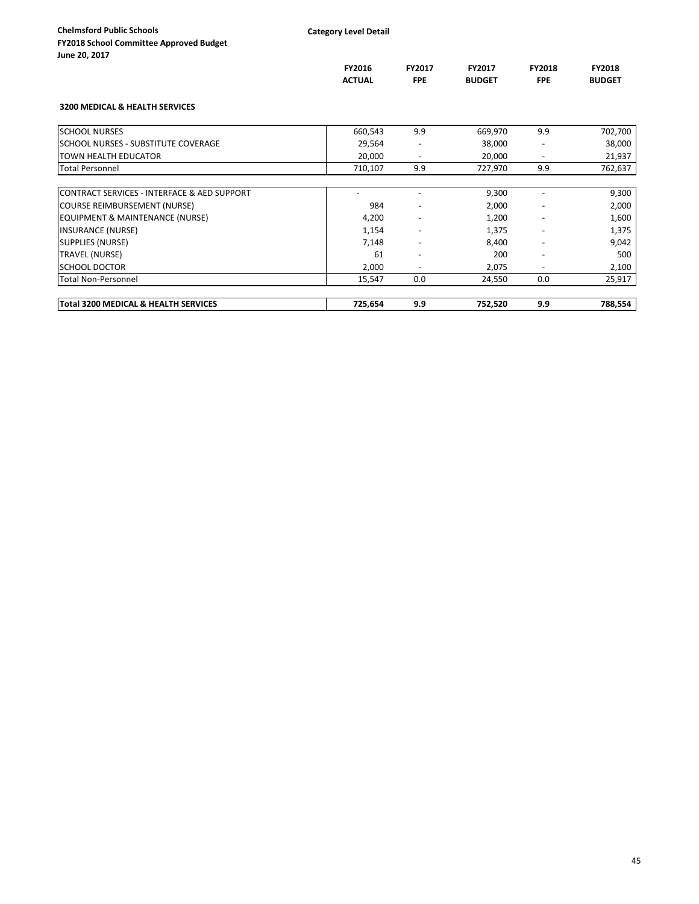**Chelmsford Public Schools**
**FY2018 School Committee Approved Budget**
**June 20, 2017**

**Category Level Detail**

### 3200 MEDICAL & HEALTH SERVICES

| | FY2016 ACTUAL | FY2017 FPE | FY2017 BUDGET | FY2018 FPE | FY2018 BUDGET |
|---|---|---|---|---|---|
| SCHOOL NURSES | 660,543 | 9.9 | 669,970 | 9.9 | 702,700 |
| SCHOOL NURSES - SUBSTITUTE COVERAGE | 29,564 | - | 38,000 | - | 38,000 |
| TOWN HEALTH EDUCATOR | 20,000 | - | 20,000 | - | 21,937 |
| Total Personnel | 710,107 | 9.9 | 727,970 | 9.9 | 762,637 |
| | | | | | |
| CONTRACT SERVICES - INTERFACE & AED SUPPORT | - | - | 9,300 | - | 9,300 |
| COURSE REIMBURSEMENT (NURSE) | 984 | - | 2,000 | - | 2,000 |
| EQUIPMENT & MAINTENANCE (NURSE) | 4,200 | - | 1,200 | - | 1,600 |
| INSURANCE (NURSE) | 1,154 | - | 1,375 | - | 1,375 |
| SUPPLIES (NURSE) | 7,148 | - | 8,400 | - | 9,042 |
| TRAVEL (NURSE) | 61 | - | 200 | - | 500 |
| SCHOOL DOCTOR | 2,000 | - | 2,075 | - | 2,100 |
| Total Non-Personnel | 15,547 | 0.0 | 24,550 | 0.0 | 25,917 |
| | | | | | |
| **Total 3200 MEDICAL & HEALTH SERVICES** | **725,654** | **9.9** | **752,520** | **9.9** | **788,554** |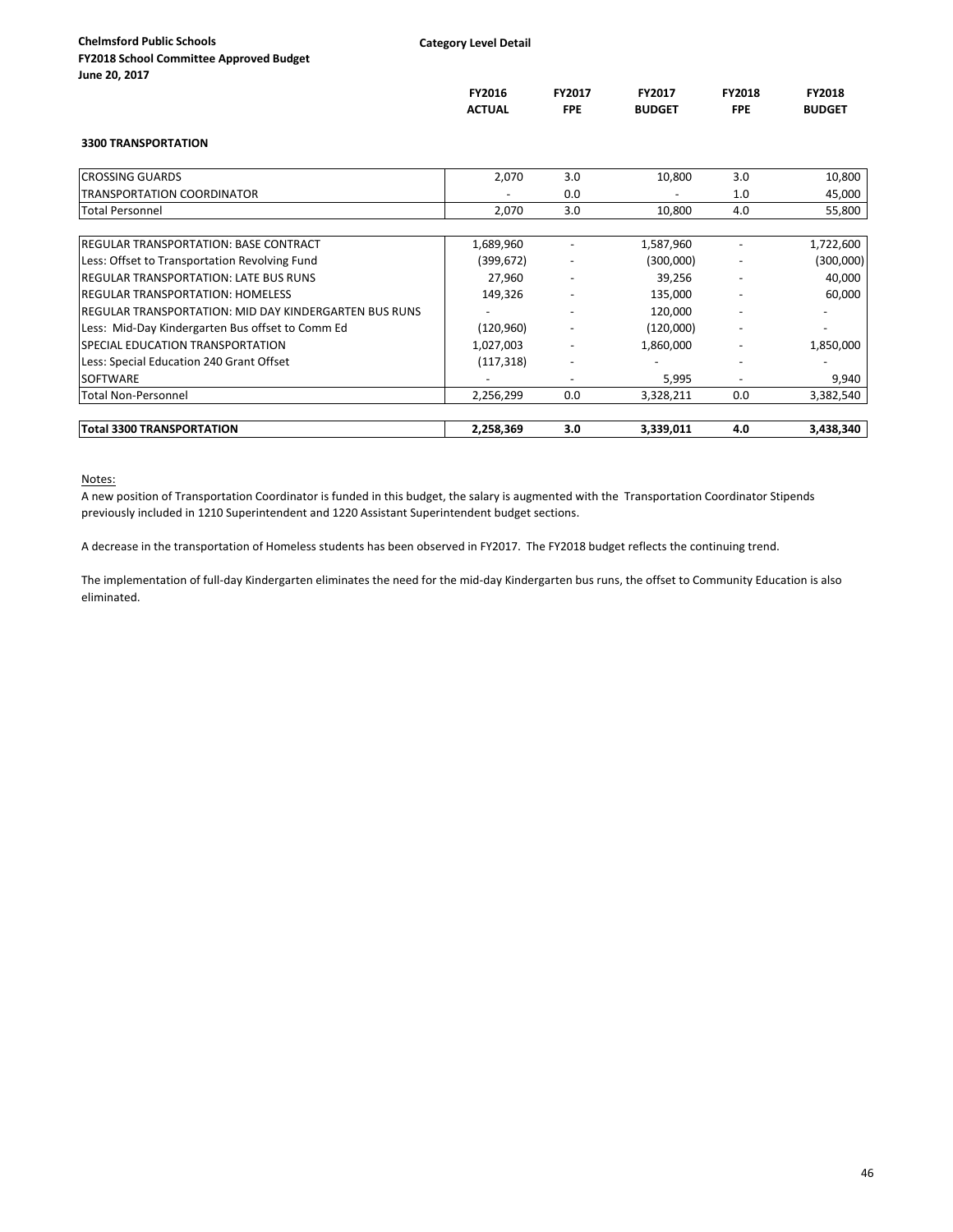**Chelmsford Public Schools**
**FY2018 School Committee Approved Budget**
**June 20, 2017**

**Category Level Detail**

### 3300 TRANSPORTATION

| | FY2016 ACTUAL | FY2017 FPE | FY2017 BUDGET | FY2018 FPE | FY2018 BUDGET |
|---|---|---|---|---|---|
| CROSSING GUARDS | 2,070 | 3.0 | 10,800 | 3.0 | 10,800 |
| TRANSPORTATION COORDINATOR | - | 0.0 | - | 1.0 | 45,000 |
| Total Personnel | 2,070 | 3.0 | 10,800 | 4.0 | 55,800 |
| | | | | | |
| REGULAR TRANSPORTATION: BASE CONTRACT | 1,689,960 | - | 1,587,960 | - | 1,722,600 |
| Less: Offset to Transportation Revolving Fund | (399,672) | - | (300,000) | - | (300,000) |
| REGULAR TRANSPORTATION: LATE BUS RUNS | 27,960 | - | 39,256 | - | 40,000 |
| REGULAR TRANSPORTATION: HOMELESS | 149,326 | - | 135,000 | - | 60,000 |
| REGULAR TRANSPORTATION: MID DAY KINDERGARTEN BUS RUNS | - | - | 120,000 | - | - |
| Less: Mid-Day Kindergarten Bus offset to Comm Ed | (120,960) | - | (120,000) | - | - |
| SPECIAL EDUCATION TRANSPORTATION | 1,027,003 | - | 1,860,000 | - | 1,850,000 |
| Less: Special Education 240 Grant Offset | (117,318) | - | - | - | - |
| SOFTWARE | - | - | 5,995 | - | 9,940 |
| Total Non-Personnel | 2,256,299 | 0.0 | 3,328,211 | 0.0 | 3,382,540 |
| | | | | | |
| **Total 3300 TRANSPORTATION** | **2,258,369** | **3.0** | **3,339,011** | **4.0** | **3,438,340** |

Notes:

A new position of Transportation Coordinator is funded in this budget, the salary is augmented with the Transportation Coordinator Stipends previously included in 1210 Superintendent and 1220 Assistant Superintendent budget sections.

A decrease in the transportation of Homeless students has been observed in FY2017. The FY2018 budget reflects the continuing trend.

The implementation of full-day Kindergarten eliminates the need for the mid-day Kindergarten bus runs, the offset to Community Education is also eliminated.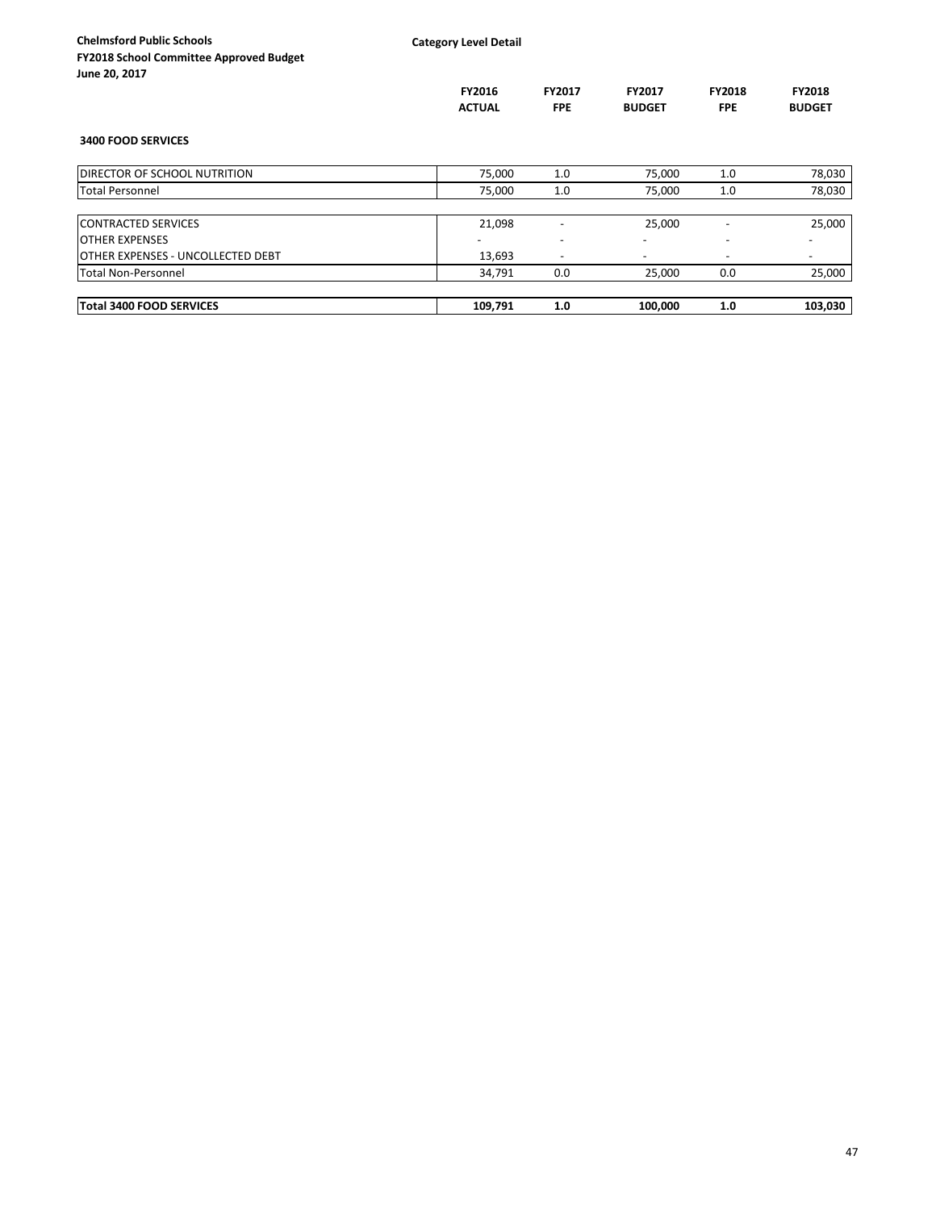**Chelmsford Public Schools**
**FY2018 School Committee Approved Budget**
**June 20, 2017**

**Category Level Detail**

### 3400 FOOD SERVICES

| | FY2016 ACTUAL | FY2017 FPE | FY2017 BUDGET | FY2018 FPE | FY2018 BUDGET |
|---|---|---|---|---|---|
| DIRECTOR OF SCHOOL NUTRITION | 75,000 | 1.0 | 75,000 | 1.0 | 78,030 |
| Total Personnel | 75,000 | 1.0 | 75,000 | 1.0 | 78,030 |
| | | | | | |
| CONTRACTED SERVICES | 21,098 | - | 25,000 | - | 25,000 |
| OTHER EXPENSES | - | - | - | - | - |
| OTHER EXPENSES - UNCOLLECTED DEBT | 13,693 | - | - | - | - |
| Total Non-Personnel | 34,791 | 0.0 | 25,000 | 0.0 | 25,000 |
| | | | | | |
| **Total 3400 FOOD SERVICES** | **109,791** | **1.0** | **100,000** | **1.0** | **103,030** |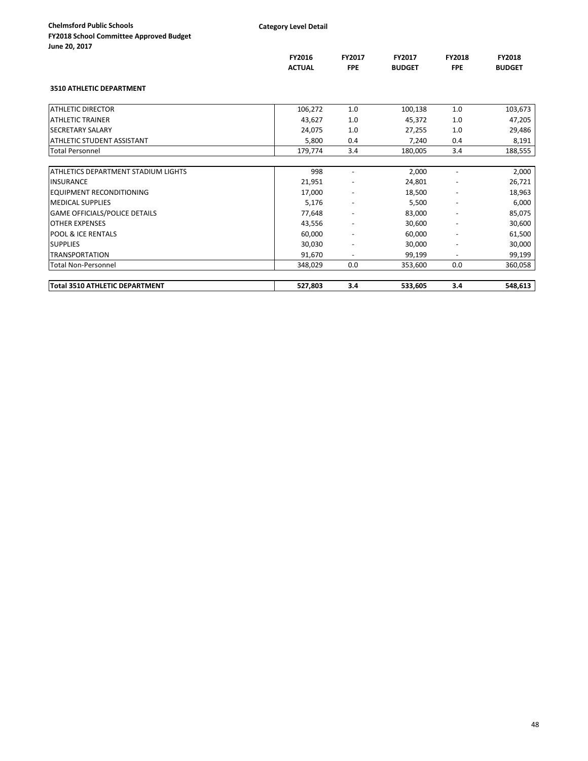**Chelmsford Public Schools**
**FY2018 School Committee Approved Budget**
**June 20, 2017**

**Category Level Detail**

| | FY2016 ACTUAL | FY2017 FPE | FY2017 BUDGET | FY2018 FPE | FY2018 BUDGET |
|---|---|---|---|---|---|
| **3510 ATHLETIC DEPARTMENT** | | | | | |
| ATHLETIC DIRECTOR | 106,272 | 1.0 | 100,138 | 1.0 | 103,673 |
| ATHLETIC TRAINER | 43,627 | 1.0 | 45,372 | 1.0 | 47,205 |
| SECRETARY SALARY | 24,075 | 1.0 | 27,255 | 1.0 | 29,486 |
| ATHLETIC STUDENT ASSISTANT | 5,800 | 0.4 | 7,240 | 0.4 | 8,191 |
| Total Personnel | 179,774 | 3.4 | 180,005 | 3.4 | 188,555 |
| ATHLETICS DEPARTMENT STADIUM LIGHTS | 998 | - | 2,000 | - | 2,000 |
| INSURANCE | 21,951 | - | 24,801 | - | 26,721 |
| EQUIPMENT RECONDITIONING | 17,000 | - | 18,500 | - | 18,963 |
| MEDICAL SUPPLIES | 5,176 | - | 5,500 | - | 6,000 |
| GAME OFFICIALS/POLICE DETAILS | 77,648 | - | 83,000 | - | 85,075 |
| OTHER EXPENSES | 43,556 | - | 30,600 | - | 30,600 |
| POOL & ICE RENTALS | 60,000 | - | 60,000 | - | 61,500 |
| SUPPLIES | 30,030 | - | 30,000 | - | 30,000 |
| TRANSPORTATION | 91,670 | - | 99,199 | - | 99,199 |
| Total Non-Personnel | 348,029 | 0.0 | 353,600 | 0.0 | 360,058 |
| **Total 3510 ATHLETIC DEPARTMENT** | **527,803** | **3.4** | **533,605** | **3.4** | **548,613** |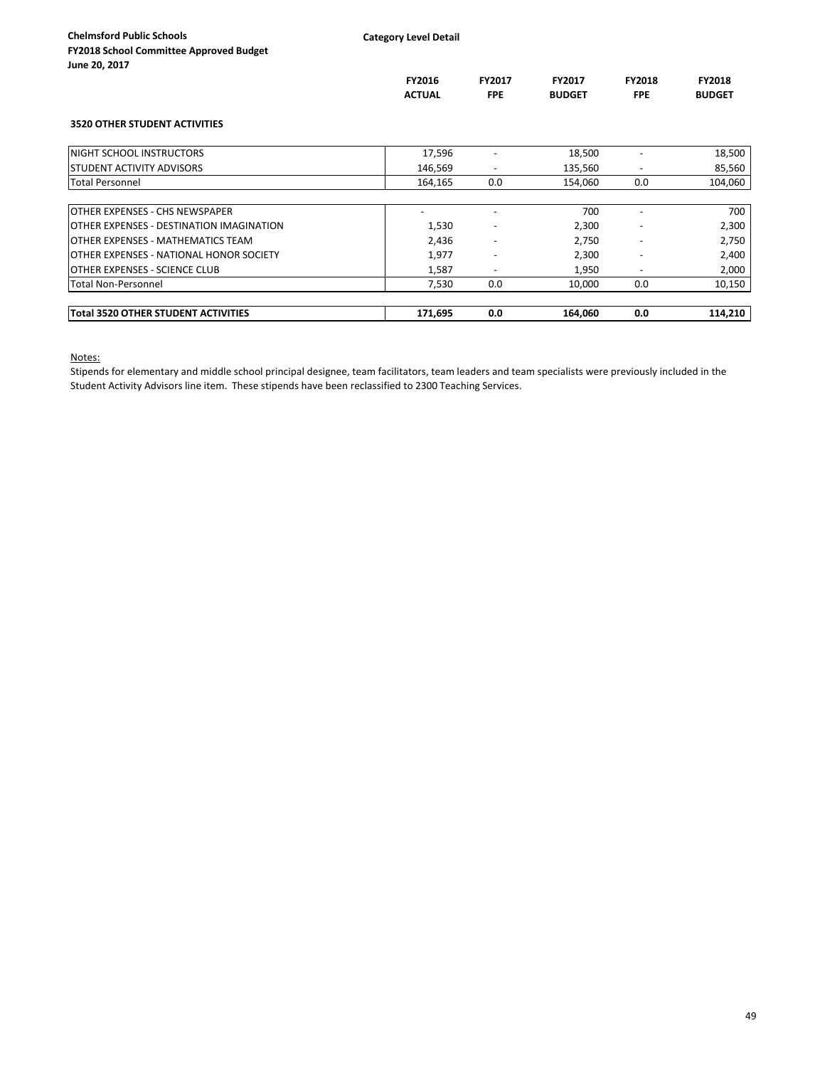**Chelmsford Public Schools**
**FY2018 School Committee Approved Budget**
**June 20, 2017**

**Category Level Detail**

| | FY2016 ACTUAL | FY2017 FPE | FY2017 BUDGET | FY2018 FPE | FY2018 BUDGET |
|---|---|---|---|---|---|
| **3520 OTHER STUDENT ACTIVITIES** | | | | | |
| NIGHT SCHOOL INSTRUCTORS | 17,596 | - | 18,500 | - | 18,500 |
| STUDENT ACTIVITY ADVISORS | 146,569 | - | 135,560 | - | 85,560 |
| Total Personnel | 164,165 | 0.0 | 154,060 | 0.0 | 104,060 |
| OTHER EXPENSES - CHS NEWSPAPER | - | - | 700 | - | 700 |
| OTHER EXPENSES - DESTINATION IMAGINATION | 1,530 | - | 2,300 | - | 2,300 |
| OTHER EXPENSES - MATHEMATICS TEAM | 2,436 | - | 2,750 | - | 2,750 |
| OTHER EXPENSES - NATIONAL HONOR SOCIETY | 1,977 | - | 2,300 | - | 2,400 |
| OTHER EXPENSES - SCIENCE CLUB | 1,587 | - | 1,950 | - | 2,000 |
| Total Non-Personnel | 7,530 | 0.0 | 10,000 | 0.0 | 10,150 |
| **Total 3520 OTHER STUDENT ACTIVITIES** | **171,695** | **0.0** | **164,060** | **0.0** | **114,210** |

Notes:

Stipends for elementary and middle school principal designee, team facilitators, team leaders and team specialists were previously included in the Student Activity Advisors line item. These stipends have been reclassified to 2300 Teaching Services.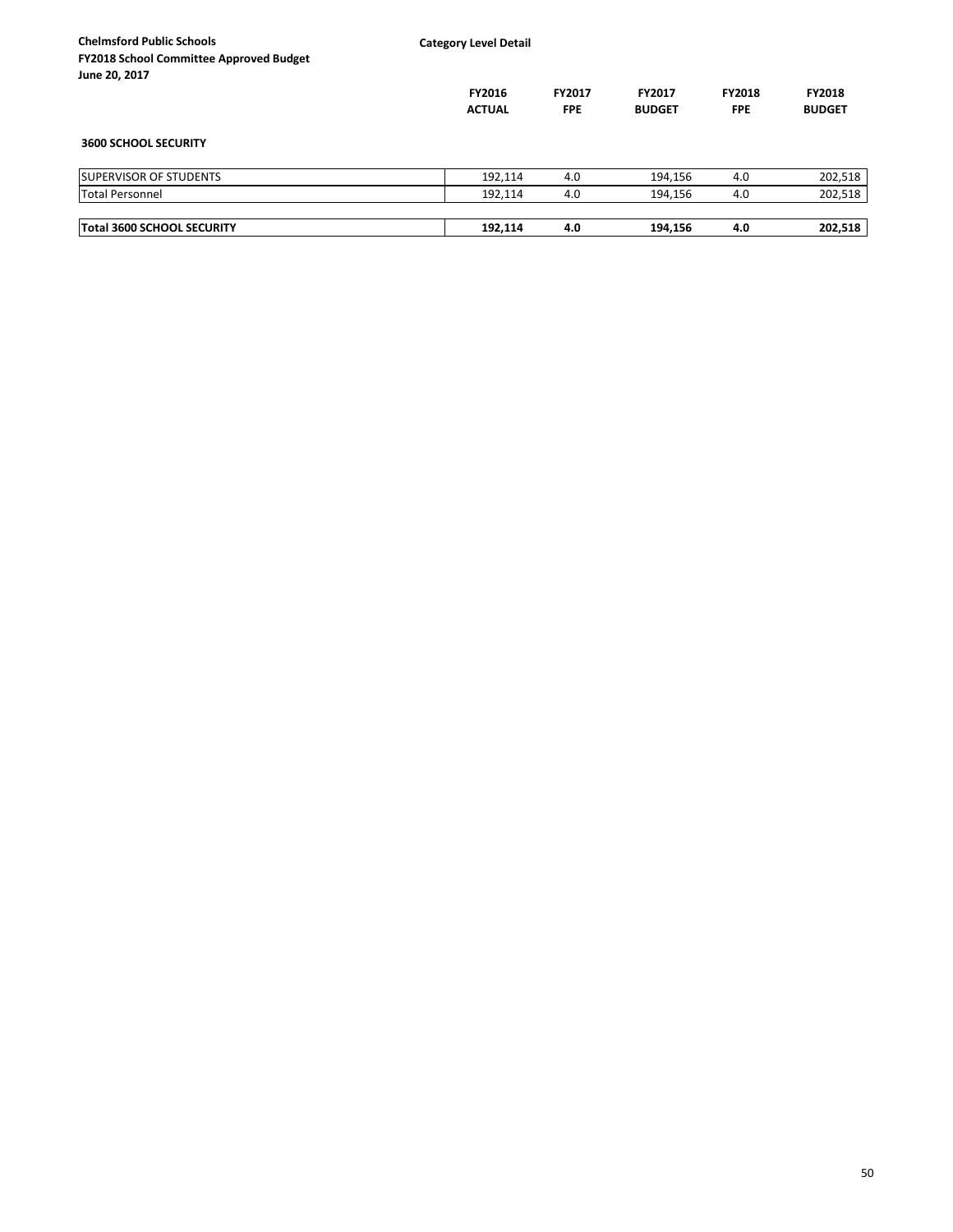**Chelmsford Public Schools**
**FY2018 School Committee Approved Budget**
**June 20, 2017**

**Category Level Detail**

### 3600 SCHOOL SECURITY

| | FY2016 ACTUAL | FY2017 FPE | FY2017 BUDGET | FY2018 FPE | FY2018 BUDGET |
|---|---|---|---|---|---|
| SUPERVISOR OF STUDENTS | 192,114 | 4.0 | 194,156 | 4.0 | 202,518 |
| Total Personnel | 192,114 | 4.0 | 194,156 | 4.0 | 202,518 |
| **Total 3600 SCHOOL SECURITY** | **192,114** | **4.0** | **194,156** | **4.0** | **202,518** |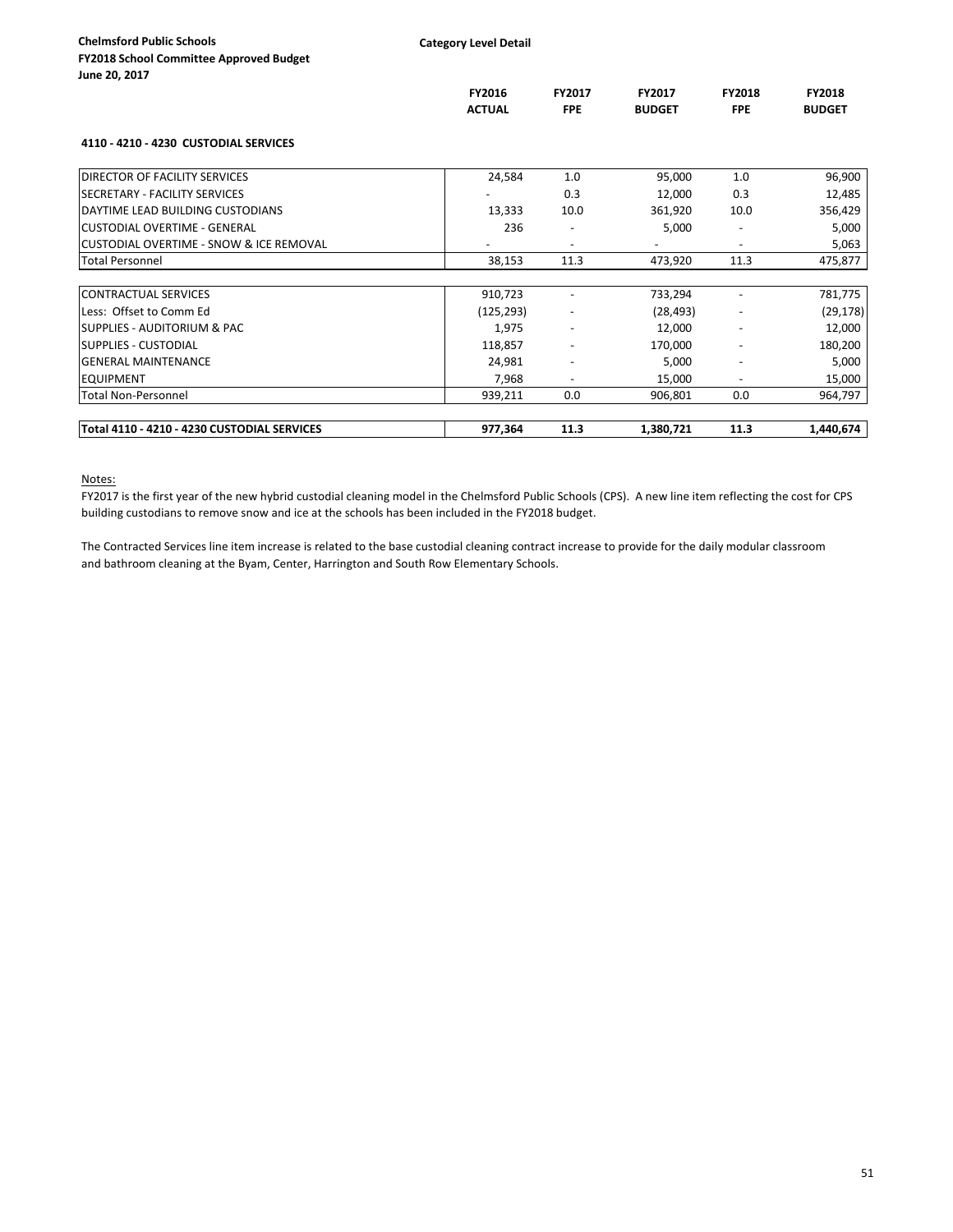**Chelmsford Public Schools**
**FY2018 School Committee Approved Budget**
**June 20, 2017**

**Category Level Detail**

| | FY2016 ACTUAL | FY2017 FPE | FY2017 BUDGET | FY2018 FPE | FY2018 BUDGET |
|---|---|---|---|---|---|
| **4110 - 4210 - 4230 CUSTODIAL SERVICES** | | | | | |
| DIRECTOR OF FACILITY SERVICES | 24,584 | 1.0 | 95,000 | 1.0 | 96,900 |
| SECRETARY - FACILITY SERVICES | - | 0.3 | 12,000 | 0.3 | 12,485 |
| DAYTIME LEAD BUILDING CUSTODIANS | 13,333 | 10.0 | 361,920 | 10.0 | 356,429 |
| CUSTODIAL OVERTIME - GENERAL | 236 | - | 5,000 | - | 5,000 |
| CUSTODIAL OVERTIME - SNOW & ICE REMOVAL | - | - | - | - | 5,063 |
| Total Personnel | 38,153 | 11.3 | 473,920 | 11.3 | 475,877 |
| | | | | | |
| CONTRACTUAL SERVICES | 910,723 | - | 733,294 | - | 781,775 |
| Less: Offset to Comm Ed | (125,293) | - | (28,493) | - | (29,178) |
| SUPPLIES - AUDITORIUM & PAC | 1,975 | - | 12,000 | - | 12,000 |
| SUPPLIES - CUSTODIAL | 118,857 | - | 170,000 | - | 180,200 |
| GENERAL MAINTENANCE | 24,981 | - | 5,000 | - | 5,000 |
| EQUIPMENT | 7,968 | - | 15,000 | - | 15,000 |
| Total Non-Personnel | 939,211 | 0.0 | 906,801 | 0.0 | 964,797 |
| | | | | | |
| **Total 4110 - 4210 - 4230 CUSTODIAL SERVICES** | **977,364** | **11.3** | **1,380,721** | **11.3** | **1,440,674** |

Notes:

FY2017 is the first year of the new hybrid custodial cleaning model in the Chelmsford Public Schools (CPS). A new line item reflecting the cost for CPS building custodians to remove snow and ice at the schools has been included in the FY2018 budget.

The Contracted Services line item increase is related to the base custodial cleaning contract increase to provide for the daily modular classroom and bathroom cleaning at the Byam, Center, Harrington and South Row Elementary Schools.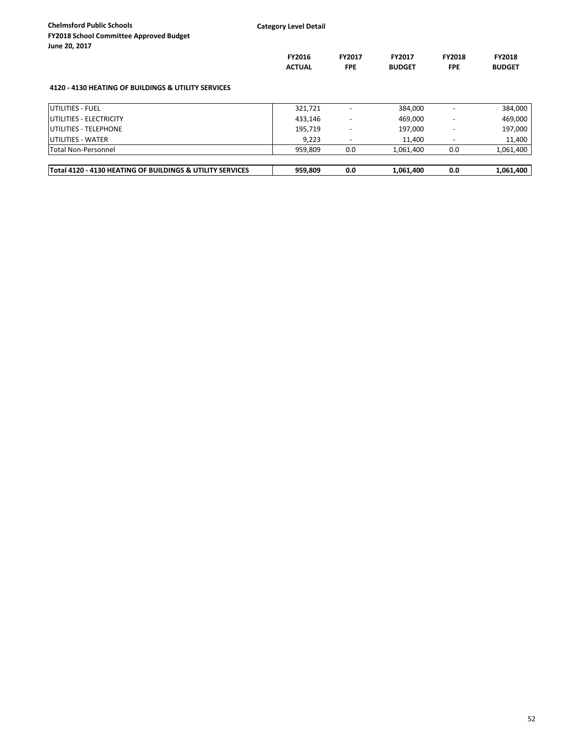**Chelmsford Public Schools**
**FY2018 School Committee Approved Budget**
**June 20, 2017**

**Category Level Detail**

### 4120 - 4130 HEATING OF BUILDINGS & UTILITY SERVICES

| | FY2016 ACTUAL | FY2017 FPE | FY2017 BUDGET | FY2018 FPE | FY2018 BUDGET |
|---|---|---|---|---|---|
| UTILITIES - FUEL | 321,721 | - | 384,000 | - | 384,000 |
| UTILITIES - ELECTRICITY | 433,146 | - | 469,000 | - | 469,000 |
| UTILITIES - TELEPHONE | 195,719 | - | 197,000 | - | 197,000 |
| UTILITIES - WATER | 9,223 | - | 11,400 | - | 11,400 |
| Total Non-Personnel | 959,809 | 0.0 | 1,061,400 | 0.0 | 1,061,400 |
| **Total 4120 - 4130 HEATING OF BUILDINGS & UTILITY SERVICES** | **959,809** | **0.0** | **1,061,400** | **0.0** | **1,061,400** |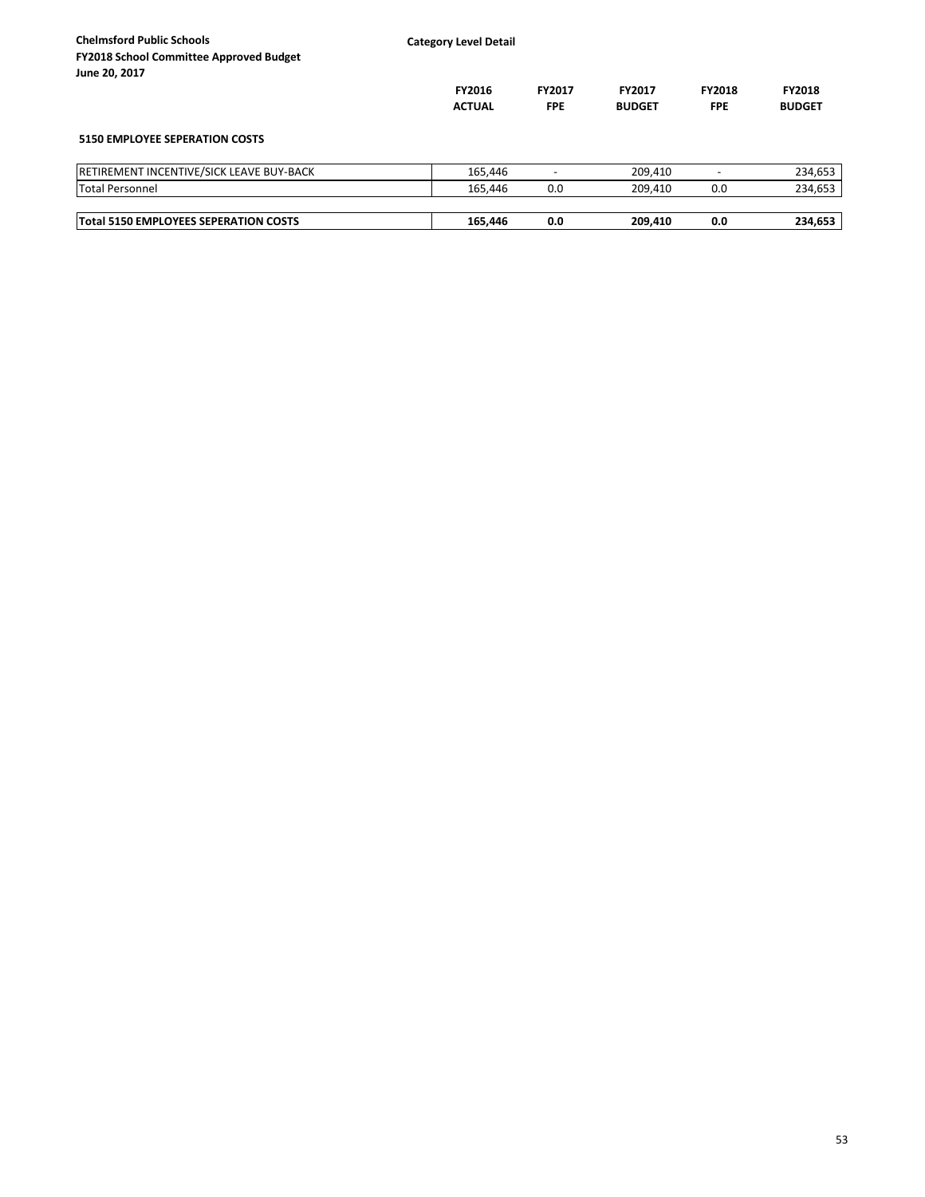**Chelmsford Public Schools**
**FY2018 School Committee Approved Budget**
**June 20, 2017**

**Category Level Detail**

**5150 EMPLOYEE SEPERATION COSTS**

| | FY2016 ACTUAL | FY2017 FPE | FY2017 BUDGET | FY2018 FPE | FY2018 BUDGET |
|---|---|---|---|---|---|
| RETIREMENT INCENTIVE/SICK LEAVE BUY-BACK | 165,446 | - | 209,410 | - | 234,653 |
| Total Personnel | 165,446 | 0.0 | 209,410 | 0.0 | 234,653 |
| **Total 5150 EMPLOYEES SEPERATION COSTS** | **165,446** | **0.0** | **209,410** | **0.0** | **234,653** |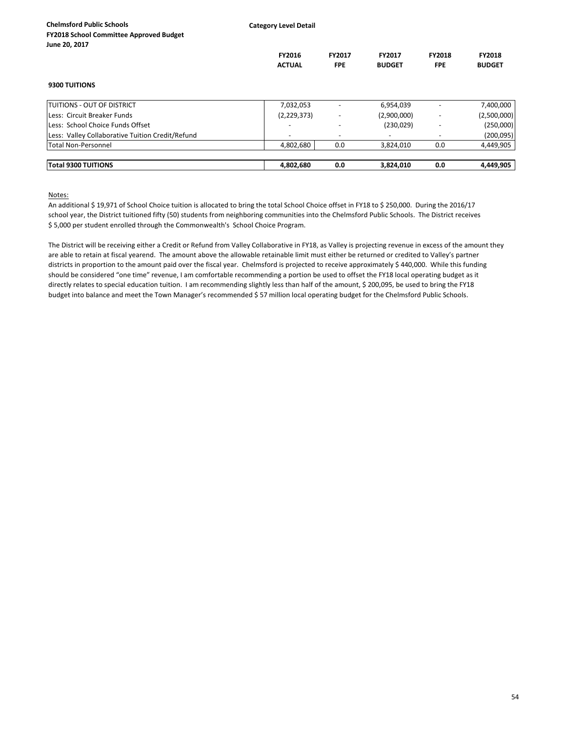**Chelmsford Public Schools**
**FY2018 School Committee Approved Budget**
**June 20, 2017**

**Category Level Detail**

| | FY2016 ACTUAL | FY2017 FPE | FY2017 BUDGET | FY2018 FPE | FY2018 BUDGET |
|---|---|---|---|---|---|
| **9300 TUITIONS** | | | | | |
| TUITIONS - OUT OF DISTRICT | 7,032,053 | - | 6,954,039 | - | 7,400,000 |
| Less: Circuit Breaker Funds | (2,229,373) | - | (2,900,000) | - | (2,500,000) |
| Less: School Choice Funds Offset | - | - | (230,029) | - | (250,000) |
| Less: Valley Collaborative Tuition Credit/Refund | - | - | - | - | (200,095) |
| Total Non-Personnel | 4,802,680 | 0.0 | 3,824,010 | 0.0 | 4,449,905 |
| **Total 9300 TUITIONS** | **4,802,680** | **0.0** | **3,824,010** | **0.0** | **4,449,905** |

Notes:

An additional $ 19,971 of School Choice tuition is allocated to bring the total School Choice offset in FY18 to $ 250,000. During the 2016/17 school year, the District tuitioned fifty (50) students from neighboring communities into the Chelmsford Public Schools. The District receives $ 5,000 per student enrolled through the Commonwealth's School Choice Program.

The District will be receiving either a Credit or Refund from Valley Collaborative in FY18, as Valley is projecting revenue in excess of the amount they are able to retain at fiscal yearend. The amount above the allowable retainable limit must either be returned or credited to Valley's partner districts in proportion to the amount paid over the fiscal year. Chelmsford is projected to receive approximately $ 440,000. While this funding should be considered "one time" revenue, I am comfortable recommending a portion be used to offset the FY18 local operating budget as it directly relates to special education tuition. I am recommending slightly less than half of the amount, $ 200,095, be used to bring the FY18 budget into balance and meet the Town Manager's recommended $ 57 million local operating budget for the Chelmsford Public Schools.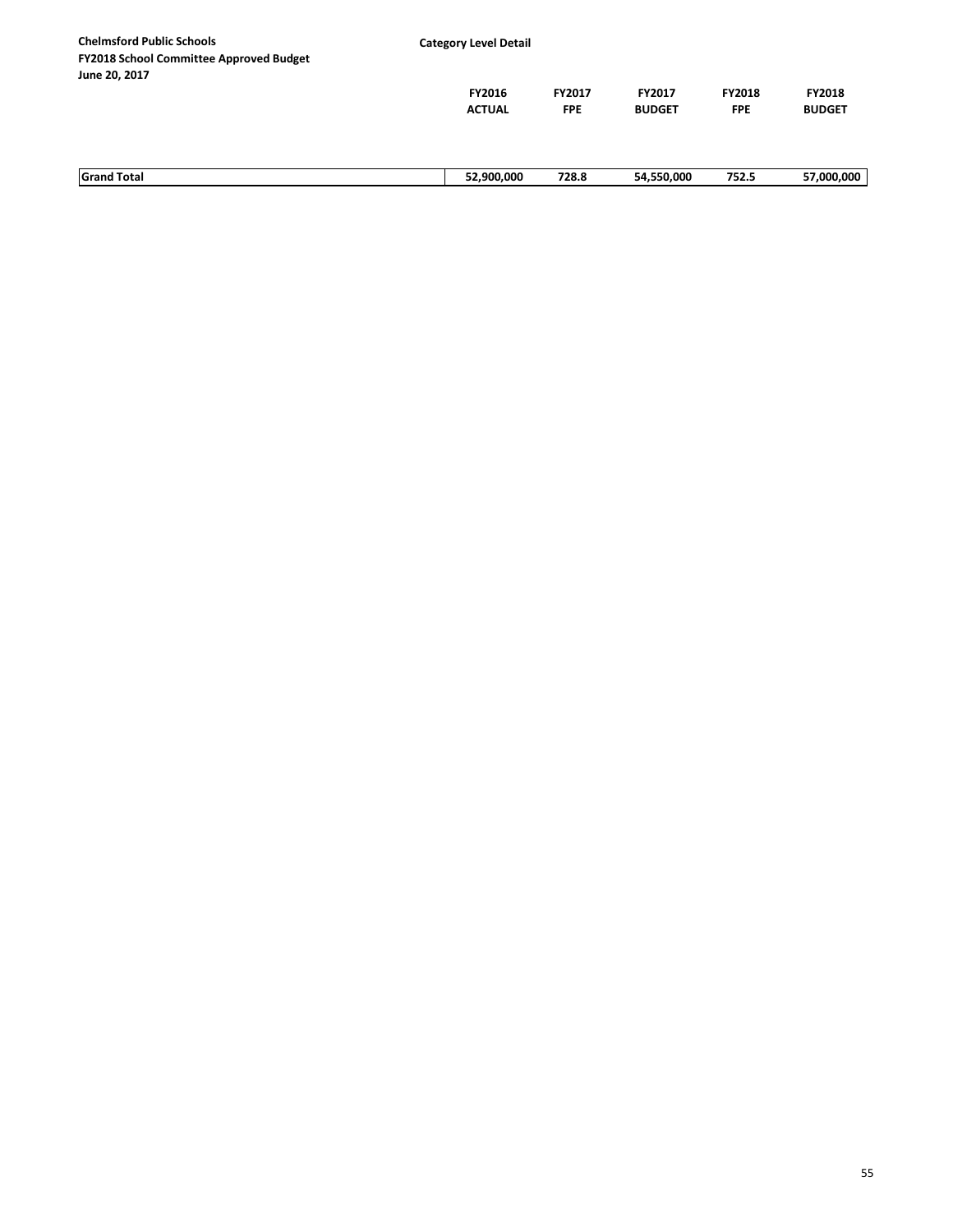**Chelmsford Public Schools**
**FY2018 School Committee Approved Budget**
**June 20, 2017**

**Category Level Detail**

| | FY2016 ACTUAL | FY2017 FPE | FY2017 BUDGET | FY2018 FPE | FY2018 BUDGET |
|---|---|---|---|---|---|
| **Grand Total** | **52,900,000** | **728.8** | **54,550,000** | **752.5** | **57,000,000** |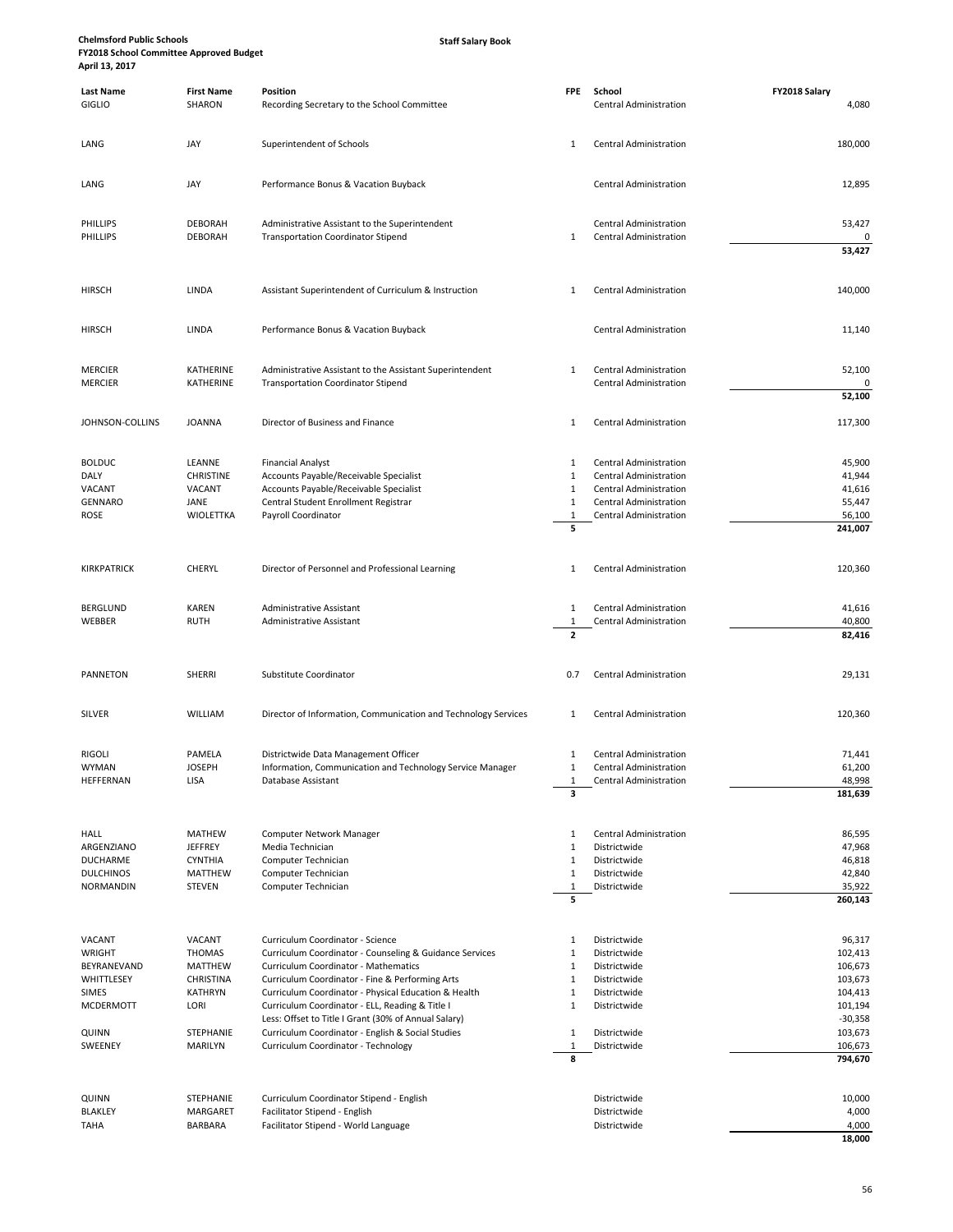**Chelmsford Public Schools**
**FY2018 School Committee Approved Budget**
**April 13, 2017**

**Staff Salary Book**

| Last Name | First Name | Position | FPE | School | FY2018 Salary |
|---|---|---|---|---|---|
| GIGLIO | SHARON | Recording Secretary to the School Committee | | Central Administration | 4,080 |
| | | | | | |
| LANG | JAY | Superintendent of Schools | 1 | Central Administration | 180,000 |
| | | | | | |
| LANG | JAY | Performance Bonus & Vacation Buyback | | Central Administration | 12,895 |
| | | | | | |
| PHILLIPS | DEBORAH | Administrative Assistant to the Superintendent | | Central Administration | 53,427 |
| PHILLIPS | DEBORAH | Transportation Coordinator Stipend | 1 | Central Administration | 0 |
| | | | | | **53,427** |
| | | | | | |
| HIRSCH | LINDA | Assistant Superintendent of Curriculum & Instruction | 1 | Central Administration | 140,000 |
| | | | | | |
| HIRSCH | LINDA | Performance Bonus & Vacation Buyback | | Central Administration | 11,140 |
| | | | | | |
| MERCIER | KATHERINE | Administrative Assistant to the Assistant Superintendent | 1 | Central Administration | 52,100 |
| MERCIER | KATHERINE | Transportation Coordinator Stipend | | Central Administration | 0 |
| | | | | | **52,100** |
| | | | | | |
| JOHNSON-COLLINS | JOANNA | Director of Business and Finance | 1 | Central Administration | 117,300 |
| | | | | | |
| BOLDUC | LEANNE | Financial Analyst | 1 | Central Administration | 45,900 |
| DALY | CHRISTINE | Accounts Payable/Receivable Specialist | 1 | Central Administration | 41,944 |
| VACANT | VACANT | Accounts Payable/Receivable Specialist | 1 | Central Administration | 41,616 |
| GENNARO | JANE | Central Student Enrollment Registrar | 1 | Central Administration | 55,447 |
| ROSE | WIOLETTKA | Payroll Coordinator | 1 | Central Administration | 56,100 |
| | | | **5** | | **241,007** |
| | | | | | |
| KIRKPATRICK | CHERYL | Director of Personnel and Professional Learning | 1 | Central Administration | 120,360 |
| | | | | | |
| BERGLUND | KAREN | Administrative Assistant | 1 | Central Administration | 41,616 |
| WEBBER | RUTH | Administrative Assistant | 1 | Central Administration | 40,800 |
| | | | **2** | | **82,416** |
| | | | | | |
| PANNETON | SHERRI | Substitute Coordinator | 0.7 | Central Administration | 29,131 |
| | | | | | |
| SILVER | WILLIAM | Director of Information, Communication and Technology Services | 1 | Central Administration | 120,360 |
| | | | | | |
| RIGOLI | PAMELA | Districtwide Data Management Officer | 1 | Central Administration | 71,441 |
| WYMAN | JOSEPH | Information, Communication and Technology Service Manager | 1 | Central Administration | 61,200 |
| HEFFERNAN | LISA | Database Assistant | 1 | Central Administration | 48,998 |
| | | | **3** | | **181,639** |
| | | | | | |
| HALL | MATHEW | Computer Network Manager | 1 | Central Administration | 86,595 |
| ARGENZIANO | JEFFREY | Media Technician | 1 | Districtwide | 47,968 |
| DUCHARME | CYNTHIA | Computer Technician | 1 | Districtwide | 46,818 |
| DULCHINOS | MATTHEW | Computer Technician | 1 | Districtwide | 42,840 |
| NORMANDIN | STEVEN | Computer Technician | 1 | Districtwide | 35,922 |
| | | | **5** | | **260,143** |
| | | | | | |
| VACANT | VACANT | Curriculum Coordinator - Science | 1 | Districtwide | 96,317 |
| WRIGHT | THOMAS | Curriculum Coordinator - Counseling & Guidance Services | 1 | Districtwide | 102,413 |
| BEYRANEVAND | MATTHEW | Curriculum Coordinator - Mathematics | 1 | Districtwide | 106,673 |
| WHITTLESEY | CHRISTINA | Curriculum Coordinator - Fine & Performing Arts | 1 | Districtwide | 103,673 |
| SIMES | KATHRYN | Curriculum Coordinator - Physical Education & Health | 1 | Districtwide | 104,413 |
| MCDERMOTT | LORI | Curriculum Coordinator - ELL, Reading & Title I | 1 | Districtwide | 101,194 |
| | | Less: Offset to Title I Grant (30% of Annual Salary) | | | -30,358 |
| QUINN | STEPHANIE | Curriculum Coordinator - English & Social Studies | 1 | Districtwide | 103,673 |
| SWEENEY | MARILYN | Curriculum Coordinator - Technology | 1 | Districtwide | 106,673 |
| | | | **8** | | **794,670** |
| | | | | | |
| QUINN | STEPHANIE | Curriculum Coordinator Stipend - English | | Districtwide | 10,000 |
| BLAKLEY | MARGARET | Facilitator Stipend - English | | Districtwide | 4,000 |
| TAHA | BARBARA | Facilitator Stipend - World Language | | Districtwide | 4,000 |
| | | | | | **18,000** |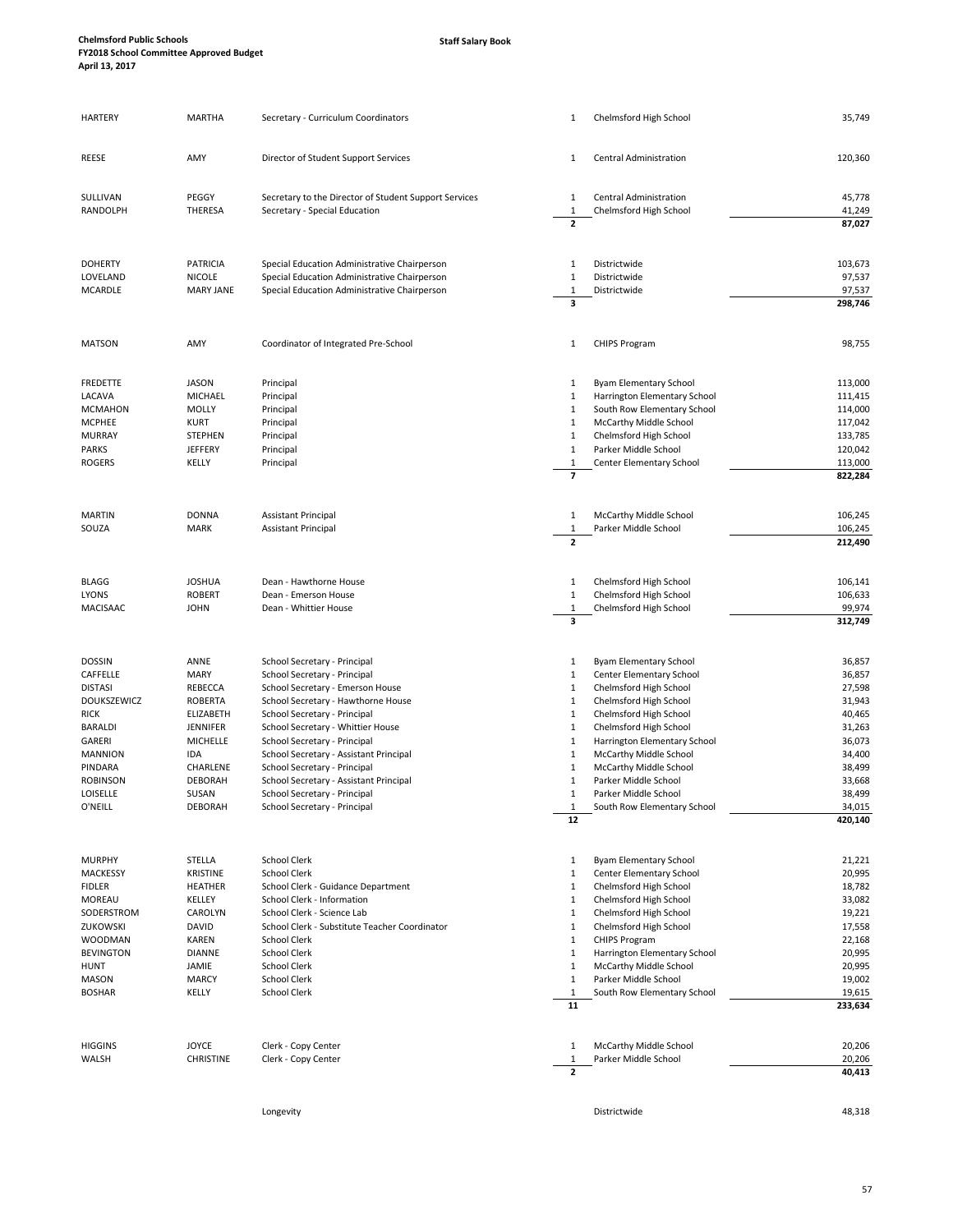**Chelmsford Public Schools**
**FY2018 School Committee Approved Budget**
**April 13, 2017**

**Staff Salary Book**

| Last Name | First Name | Position | FTE | Location | Salary |
|---|---|---|---|---|---|
| HARTERY | MARTHA | Secretary - Curriculum Coordinators | 1 | Chelmsford High School | 35,749 |
| | | | | | |
| REESE | AMY | Director of Student Support Services | 1 | Central Administration | 120,360 |
| | | | | | |
| SULLIVAN | PEGGY | Secretary to the Director of Student Support Services | 1 | Central Administration | 45,778 |
| RANDOLPH | THERESA | Secretary - Special Education | 1 | Chelmsford High School | 41,249 |
| | | | **2** | | **87,027** |
| | | | | | |
| DOHERTY | PATRICIA | Special Education Administrative Chairperson | 1 | Districtwide | 103,673 |
| LOVELAND | NICOLE | Special Education Administrative Chairperson | 1 | Districtwide | 97,537 |
| MCARDLE | MARY JANE | Special Education Administrative Chairperson | 1 | Districtwide | 97,537 |
| | | | **3** | | **298,746** |
| | | | | | |
| MATSON | AMY | Coordinator of Integrated Pre-School | 1 | CHIPS Program | 98,755 |
| | | | | | |
| FREDETTE | JASON | Principal | 1 | Byam Elementary School | 113,000 |
| LACAVA | MICHAEL | Principal | 1 | Harrington Elementary School | 111,415 |
| MCMAHON | MOLLY | Principal | 1 | South Row Elementary School | 114,000 |
| MCPHEE | KURT | Principal | 1 | McCarthy Middle School | 117,042 |
| MURRAY | STEPHEN | Principal | 1 | Chelmsford High School | 133,785 |
| PARKS | JEFFERY | Principal | 1 | Parker Middle School | 120,042 |
| ROGERS | KELLY | Principal | 1 | Center Elementary School | 113,000 |
| | | | **7** | | **822,284** |
| | | | | | |
| MARTIN | DONNA | Assistant Principal | 1 | McCarthy Middle School | 106,245 |
| SOUZA | MARK | Assistant Principal | 1 | Parker Middle School | 106,245 |
| | | | **2** | | **212,490** |
| | | | | | |
| BLAGG | JOSHUA | Dean - Hawthorne House | 1 | Chelmsford High School | 106,141 |
| LYONS | ROBERT | Dean - Emerson House | 1 | Chelmsford High School | 106,633 |
| MACISAAC | JOHN | Dean - Whittier House | 1 | Chelmsford High School | 99,974 |
| | | | **3** | | **312,749** |
| | | | | | |
| DOSSIN | ANNE | School Secretary - Principal | 1 | Byam Elementary School | 36,857 |
| CAFFELLE | MARY | School Secretary - Principal | 1 | Center Elementary School | 36,857 |
| DISTASI | REBECCA | School Secretary - Emerson House | 1 | Chelmsford High School | 27,598 |
| DOUKSZEWICZ | ROBERTA | School Secretary - Hawthorne House | 1 | Chelmsford High School | 31,943 |
| RICK | ELIZABETH | School Secretary - Principal | 1 | Chelmsford High School | 40,465 |
| BARALDI | JENNIFER | School Secretary - Whittier House | 1 | Chelmsford High School | 31,263 |
| GARERI | MICHELLE | School Secretary - Principal | 1 | Harrington Elementary School | 36,073 |
| MANNION | IDA | School Secretary - Assistant Principal | 1 | McCarthy Middle School | 34,400 |
| PINDARA | CHARLENE | School Secretary - Principal | 1 | McCarthy Middle School | 38,499 |
| ROBINSON | DEBORAH | School Secretary - Assistant Principal | 1 | Parker Middle School | 33,668 |
| LOISELLE | SUSAN | School Secretary - Principal | 1 | Parker Middle School | 38,499 |
| O'NEILL | DEBORAH | School Secretary - Principal | 1 | South Row Elementary School | 34,015 |
| | | | **12** | | **420,140** |
| | | | | | |
| MURPHY | STELLA | School Clerk | 1 | Byam Elementary School | 21,221 |
| MACKESSY | KRISTINE | School Clerk | 1 | Center Elementary School | 20,995 |
| FIDLER | HEATHER | School Clerk - Guidance Department | 1 | Chelmsford High School | 18,782 |
| MOREAU | KELLEY | School Clerk - Information | 1 | Chelmsford High School | 33,082 |
| SODERSTROM | CAROLYN | School Clerk - Science Lab | 1 | Chelmsford High School | 19,221 |
| ZUKOWSKI | DAVID | School Clerk - Substitute Teacher Coordinator | 1 | Chelmsford High School | 17,558 |
| WOODMAN | KAREN | School Clerk | 1 | CHIPS Program | 22,168 |
| BEVINGTON | DIANNE | School Clerk | 1 | Harrington Elementary School | 20,995 |
| HUNT | JAMIE | School Clerk | 1 | McCarthy Middle School | 20,995 |
| MASON | MARCY | School Clerk | 1 | Parker Middle School | 19,002 |
| BOSHAR | KELLY | School Clerk | 1 | South Row Elementary School | 19,615 |
| | | | **11** | | **233,634** |
| | | | | | |
| HIGGINS | JOYCE | Clerk - Copy Center | 1 | McCarthy Middle School | 20,206 |
| WALSH | CHRISTINE | Clerk - Copy Center | 1 | Parker Middle School | 20,206 |
| | | | **2** | | **40,413** |
| | | | | | |
| | | Longevity | | Districtwide | 48,318 |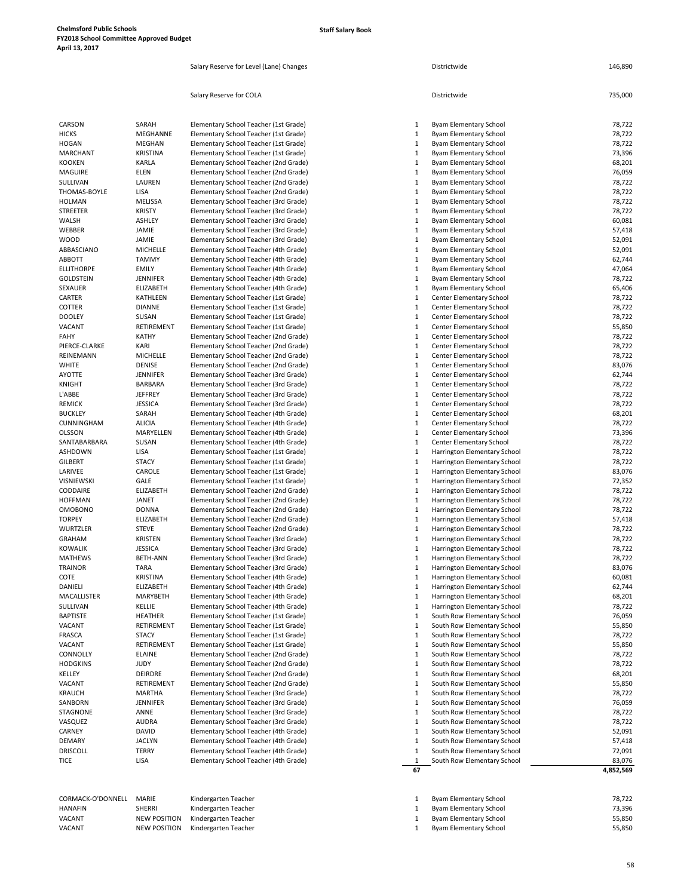| | | | | | |
|---|---|---|---|---|---|
| | | Salary Reserve for Level (Lane) Changes | | Districtwide | 146,890 |
| | | Salary Reserve for COLA | | Districtwide | 735,000 |
| CARSON | SARAH | Elementary School Teacher (1st Grade) | 1 | Byam Elementary School | 78,722 |
| HICKS | MEGHANNE | Elementary School Teacher (1st Grade) | 1 | Byam Elementary School | 78,722 |
| HOGAN | MEGHAN | Elementary School Teacher (1st Grade) | 1 | Byam Elementary School | 78,722 |
| MARCHANT | KRISTINA | Elementary School Teacher (1st Grade) | 1 | Byam Elementary School | 73,396 |
| KOOKEN | KARLA | Elementary School Teacher (2nd Grade) | 1 | Byam Elementary School | 68,201 |
| MAGUIRE | ELEN | Elementary School Teacher (2nd Grade) | 1 | Byam Elementary School | 76,059 |
| SULLIVAN | LAUREN | Elementary School Teacher (2nd Grade) | 1 | Byam Elementary School | 78,722 |
| THOMAS-BOYLE | LISA | Elementary School Teacher (2nd Grade) | 1 | Byam Elementary School | 78,722 |
| HOLMAN | MELISSA | Elementary School Teacher (3rd Grade) | 1 | Byam Elementary School | 78,722 |
| STREETER | KRISTY | Elementary School Teacher (3rd Grade) | 1 | Byam Elementary School | 78,722 |
| WALSH | ASHLEY | Elementary School Teacher (3rd Grade) | 1 | Byam Elementary School | 60,081 |
| WEBBER | JAMIE | Elementary School Teacher (3rd Grade) | 1 | Byam Elementary School | 57,418 |
| WOOD | JAMIE | Elementary School Teacher (3rd Grade) | 1 | Byam Elementary School | 52,091 |
| ABBASCIANO | MICHELLE | Elementary School Teacher (4th Grade) | 1 | Byam Elementary School | 52,091 |
| ABBOTT | TAMMY | Elementary School Teacher (4th Grade) | 1 | Byam Elementary School | 62,744 |
| ELLITHORPE | EMILY | Elementary School Teacher (4th Grade) | 1 | Byam Elementary School | 47,064 |
| GOLDSTEIN | JENNIFER | Elementary School Teacher (4th Grade) | 1 | Byam Elementary School | 78,722 |
| SEXAUER | ELIZABETH | Elementary School Teacher (4th Grade) | 1 | Byam Elementary School | 65,406 |
| CARTER | KATHLEEN | Elementary School Teacher (1st Grade) | 1 | Center Elementary School | 78,722 |
| COTTER | DIANNE | Elementary School Teacher (1st Grade) | 1 | Center Elementary School | 78,722 |
| DOOLEY | SUSAN | Elementary School Teacher (1st Grade) | 1 | Center Elementary School | 78,722 |
| VACANT | RETIREMENT | Elementary School Teacher (1st Grade) | 1 | Center Elementary School | 55,850 |
| FAHY | KATHY | Elementary School Teacher (2nd Grade) | 1 | Center Elementary School | 78,722 |
| PIERCE-CLARKE | KARI | Elementary School Teacher (2nd Grade) | 1 | Center Elementary School | 78,722 |
| REINEMANN | MICHELLE | Elementary School Teacher (2nd Grade) | 1 | Center Elementary School | 78,722 |
| WHITE | DENISE | Elementary School Teacher (2nd Grade) | 1 | Center Elementary School | 83,076 |
| AYOTTE | JENNIFER | Elementary School Teacher (3rd Grade) | 1 | Center Elementary School | 62,744 |
| KNIGHT | BARBARA | Elementary School Teacher (3rd Grade) | 1 | Center Elementary School | 78,722 |
| L'ABBE | JEFFREY | Elementary School Teacher (3rd Grade) | 1 | Center Elementary School | 78,722 |
| REMICK | JESSICA | Elementary School Teacher (3rd Grade) | 1 | Center Elementary School | 78,722 |
| BUCKLEY | SARAH | Elementary School Teacher (4th Grade) | 1 | Center Elementary School | 68,201 |
| CUNNINGHAM | ALICIA | Elementary School Teacher (4th Grade) | 1 | Center Elementary School | 78,722 |
| OLSSON | MARYELLEN | Elementary School Teacher (4th Grade) | 1 | Center Elementary School | 73,396 |
| SANTABARBARA | SUSAN | Elementary School Teacher (4th Grade) | 1 | Center Elementary School | 78,722 |
| ASHDOWN | LISA | Elementary School Teacher (1st Grade) | 1 | Harrington Elementary School | 78,722 |
| GILBERT | STACY | Elementary School Teacher (1st Grade) | 1 | Harrington Elementary School | 78,722 |
| LARIVEE | CAROLE | Elementary School Teacher (1st Grade) | 1 | Harrington Elementary School | 83,076 |
| VISNIEWSKI | GALE | Elementary School Teacher (1st Grade) | 1 | Harrington Elementary School | 72,352 |
| CODDAIRE | ELIZABETH | Elementary School Teacher (2nd Grade) | 1 | Harrington Elementary School | 78,722 |
| HOFFMAN | JANET | Elementary School Teacher (2nd Grade) | 1 | Harrington Elementary School | 78,722 |
| OMOBONO | DONNA | Elementary School Teacher (2nd Grade) | 1 | Harrington Elementary School | 78,722 |
| TORPEY | ELIZABETH | Elementary School Teacher (2nd Grade) | 1 | Harrington Elementary School | 57,418 |
| WURTZLER | STEVE | Elementary School Teacher (2nd Grade) | 1 | Harrington Elementary School | 78,722 |
| GRAHAM | KRISTEN | Elementary School Teacher (3rd Grade) | 1 | Harrington Elementary School | 78,722 |
| KOWALIK | JESSICA | Elementary School Teacher (3rd Grade) | 1 | Harrington Elementary School | 78,722 |
| MATHEWS | BETH-ANN | Elementary School Teacher (3rd Grade) | 1 | Harrington Elementary School | 78,722 |
| TRAINOR | TARA | Elementary School Teacher (3rd Grade) | 1 | Harrington Elementary School | 83,076 |
| COTE | KRISTINA | Elementary School Teacher (4th Grade) | 1 | Harrington Elementary School | 60,081 |
| DANIELI | ELIZABETH | Elementary School Teacher (4th Grade) | 1 | Harrington Elementary School | 62,744 |
| MACALLISTER | MARYBETH | Elementary School Teacher (4th Grade) | 1 | Harrington Elementary School | 68,201 |
| SULLIVAN | KELLIE | Elementary School Teacher (4th Grade) | 1 | Harrington Elementary School | 78,722 |
| BAPTISTE | HEATHER | Elementary School Teacher (1st Grade) | 1 | South Row Elementary School | 76,059 |
| VACANT | RETIREMENT | Elementary School Teacher (1st Grade) | 1 | South Row Elementary School | 55,850 |
| FRASCA | STACY | Elementary School Teacher (1st Grade) | 1 | South Row Elementary School | 78,722 |
| VACANT | RETIREMENT | Elementary School Teacher (1st Grade) | 1 | South Row Elementary School | 55,850 |
| CONNOLLY | ELAINE | Elementary School Teacher (2nd Grade) | 1 | South Row Elementary School | 78,722 |
| HODGKINS | JUDY | Elementary School Teacher (2nd Grade) | 1 | South Row Elementary School | 78,722 |
| KELLEY | DEIRDRE | Elementary School Teacher (2nd Grade) | 1 | South Row Elementary School | 68,201 |
| VACANT | RETIREMENT | Elementary School Teacher (2nd Grade) | 1 | South Row Elementary School | 55,850 |
| KRAUCH | MARTHA | Elementary School Teacher (3rd Grade) | 1 | South Row Elementary School | 78,722 |
| SANBORN | JENNIFER | Elementary School Teacher (3rd Grade) | 1 | South Row Elementary School | 76,059 |
| STAGNONE | ANNE | Elementary School Teacher (3rd Grade) | 1 | South Row Elementary School | 78,722 |
| VASQUEZ | AUDRA | Elementary School Teacher (3rd Grade) | 1 | South Row Elementary School | 78,722 |
| CARNEY | DAVID | Elementary School Teacher (4th Grade) | 1 | South Row Elementary School | 52,091 |
| DEMARY | JACLYN | Elementary School Teacher (4th Grade) | 1 | South Row Elementary School | 57,418 |
| DRISCOLL | TERRY | Elementary School Teacher (4th Grade) | 1 | South Row Elementary School | 72,091 |
| TICE | LISA | Elementary School Teacher (4th Grade) | 1 | South Row Elementary School | 83,076 |
| | | | **67** | | **4,852,569** |
| CORMACK-O'DONNELL | MARIE | Kindergarten Teacher | 1 | Byam Elementary School | 78,722 |
| HANAFIN | SHERRI | Kindergarten Teacher | 1 | Byam Elementary School | 73,396 |
| VACANT | NEW POSITION | Kindergarten Teacher | 1 | Byam Elementary School | 55,850 |
| VACANT | NEW POSITION | Kindergarten Teacher | 1 | Byam Elementary School | 55,850 |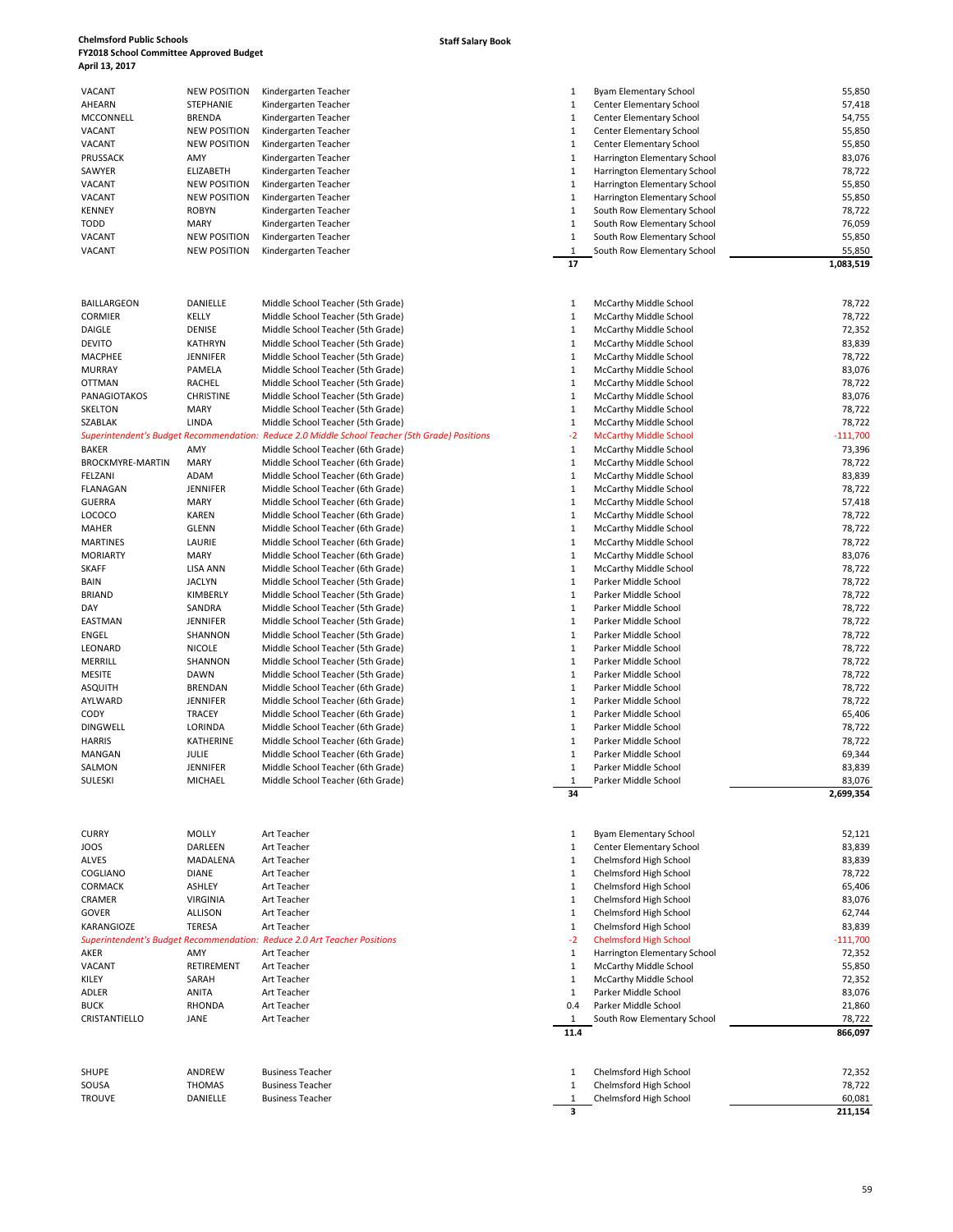**Chelmsford Public Schools**
**FY2018 School Committee Approved Budget**
**April 13, 2017**

**Staff Salary Book**

| | | | | | |
|---|---|---|---|---|---|
| VACANT | NEW POSITION | Kindergarten Teacher | 1 | Byam Elementary School | 55,850 |
| AHEARN | STEPHANIE | Kindergarten Teacher | 1 | Center Elementary School | 57,418 |
| MCCONNELL | BRENDA | Kindergarten Teacher | 1 | Center Elementary School | 54,755 |
| VACANT | NEW POSITION | Kindergarten Teacher | 1 | Center Elementary School | 55,850 |
| VACANT | NEW POSITION | Kindergarten Teacher | 1 | Center Elementary School | 55,850 |
| PRUSSACK | AMY | Kindergarten Teacher | 1 | Harrington Elementary School | 83,076 |
| SAWYER | ELIZABETH | Kindergarten Teacher | 1 | Harrington Elementary School | 78,722 |
| VACANT | NEW POSITION | Kindergarten Teacher | 1 | Harrington Elementary School | 55,850 |
| VACANT | NEW POSITION | Kindergarten Teacher | 1 | Harrington Elementary School | 55,850 |
| KENNEY | ROBYN | Kindergarten Teacher | 1 | South Row Elementary School | 78,722 |
| TODD | MARY | Kindergarten Teacher | 1 | South Row Elementary School | 76,059 |
| VACANT | NEW POSITION | Kindergarten Teacher | 1 | South Row Elementary School | 55,850 |
| VACANT | NEW POSITION | Kindergarten Teacher | 1 | South Row Elementary School | 55,850 |
| | | | **17** | | **1,083,519** |

| | | | | | |
|---|---|---|---|---|---|
| BAILLARGEON | DANIELLE | Middle School Teacher (5th Grade) | 1 | McCarthy Middle School | 78,722 |
| CORMIER | KELLY | Middle School Teacher (5th Grade) | 1 | McCarthy Middle School | 78,722 |
| DAIGLE | DENISE | Middle School Teacher (5th Grade) | 1 | McCarthy Middle School | 72,352 |
| DEVITO | KATHRYN | Middle School Teacher (5th Grade) | 1 | McCarthy Middle School | 83,839 |
| MACPHEE | JENNIFER | Middle School Teacher (5th Grade) | 1 | McCarthy Middle School | 78,722 |
| MURRAY | PAMELA | Middle School Teacher (5th Grade) | 1 | McCarthy Middle School | 83,076 |
| OTTMAN | RACHEL | Middle School Teacher (5th Grade) | 1 | McCarthy Middle School | 78,722 |
| PANAGIOTAKOS | CHRISTINE | Middle School Teacher (5th Grade) | 1 | McCarthy Middle School | 83,076 |
| SKELTON | MARY | Middle School Teacher (5th Grade) | 1 | McCarthy Middle School | 78,722 |
| SZABLAK | LINDA | Middle School Teacher (5th Grade) | 1 | McCarthy Middle School | 78,722 |
| *Superintendent's Budget Recommendation:* | | *Reduce 2.0 Middle School Teacher (5th Grade) Positions* | -2 | McCarthy Middle School | -111,700 |
| BAKER | AMY | Middle School Teacher (6th Grade) | 1 | McCarthy Middle School | 73,396 |
| BROCKMYRE-MARTIN | MARY | Middle School Teacher (6th Grade) | 1 | McCarthy Middle School | 78,722 |
| FELZANI | ADAM | Middle School Teacher (6th Grade) | 1 | McCarthy Middle School | 83,839 |
| FLANAGAN | JENNIFER | Middle School Teacher (6th Grade) | 1 | McCarthy Middle School | 78,722 |
| GUERRA | MARY | Middle School Teacher (6th Grade) | 1 | McCarthy Middle School | 57,418 |
| LOCOCO | KAREN | Middle School Teacher (6th Grade) | 1 | McCarthy Middle School | 78,722 |
| MAHER | GLENN | Middle School Teacher (6th Grade) | 1 | McCarthy Middle School | 78,722 |
| MARTINES | LAURIE | Middle School Teacher (6th Grade) | 1 | McCarthy Middle School | 78,722 |
| MORIARTY | MARY | Middle School Teacher (6th Grade) | 1 | McCarthy Middle School | 83,076 |
| SKAFF | LISA ANN | Middle School Teacher (6th Grade) | 1 | McCarthy Middle School | 78,722 |
| BAIN | JACLYN | Middle School Teacher (5th Grade) | 1 | Parker Middle School | 78,722 |
| BRIAND | KIMBERLY | Middle School Teacher (5th Grade) | 1 | Parker Middle School | 78,722 |
| DAY | SANDRA | Middle School Teacher (5th Grade) | 1 | Parker Middle School | 78,722 |
| EASTMAN | JENNIFER | Middle School Teacher (5th Grade) | 1 | Parker Middle School | 78,722 |
| ENGEL | SHANNON | Middle School Teacher (5th Grade) | 1 | Parker Middle School | 78,722 |
| LEONARD | NICOLE | Middle School Teacher (5th Grade) | 1 | Parker Middle School | 78,722 |
| MERRILL | SHANNON | Middle School Teacher (5th Grade) | 1 | Parker Middle School | 78,722 |
| MESITE | DAWN | Middle School Teacher (5th Grade) | 1 | Parker Middle School | 78,722 |
| ASQUITH | BRENDAN | Middle School Teacher (6th Grade) | 1 | Parker Middle School | 78,722 |
| AYLWARD | JENNIFER | Middle School Teacher (6th Grade) | 1 | Parker Middle School | 78,722 |
| CODY | TRACEY | Middle School Teacher (6th Grade) | 1 | Parker Middle School | 65,406 |
| DINGWELL | LORINDA | Middle School Teacher (6th Grade) | 1 | Parker Middle School | 78,722 |
| HARRIS | KATHERINE | Middle School Teacher (6th Grade) | 1 | Parker Middle School | 78,722 |
| MANGAN | JULIE | Middle School Teacher (6th Grade) | 1 | Parker Middle School | 69,344 |
| SALMON | JENNIFER | Middle School Teacher (6th Grade) | 1 | Parker Middle School | 83,839 |
| SULESKI | MICHAEL | Middle School Teacher (6th Grade) | 1 | Parker Middle School | 83,076 |
| | | | **34** | | **2,699,354** |

| | | | | | |
|---|---|---|---|---|---|
| CURRY | MOLLY | Art Teacher | 1 | Byam Elementary School | 52,121 |
| JOOS | DARLEEN | Art Teacher | 1 | Center Elementary School | 83,839 |
| ALVES | MADALENA | Art Teacher | 1 | Chelmsford High School | 83,839 |
| COGLIANO | DIANE | Art Teacher | 1 | Chelmsford High School | 78,722 |
| CORMACK | ASHLEY | Art Teacher | 1 | Chelmsford High School | 65,406 |
| CRAMER | VIRGINIA | Art Teacher | 1 | Chelmsford High School | 83,076 |
| GOVER | ALLISON | Art Teacher | 1 | Chelmsford High School | 62,744 |
| KARANGIOZE | TERESA | Art Teacher | 1 | Chelmsford High School | 83,839 |
| *Superintendent's Budget Recommendation:* | | *Reduce 2.0 Art Teacher Positions* | -2 | Chelmsford High School | -111,700 |
| AKER | AMY | Art Teacher | 1 | Harrington Elementary School | 72,352 |
| VACANT | RETIREMENT | Art Teacher | 1 | McCarthy Middle School | 55,850 |
| KILEY | SARAH | Art Teacher | 1 | McCarthy Middle School | 72,352 |
| ADLER | ANITA | Art Teacher | 1 | Parker Middle School | 83,076 |
| BUCK | RHONDA | Art Teacher | 0.4 | Parker Middle School | 21,860 |
| CRISTANTIELLO | JANE | Art Teacher | 1 | South Row Elementary School | 78,722 |
| | | | **11.4** | | **866,097** |

| | | | | | |
|---|---|---|---|---|---|
| SHUPE | ANDREW | Business Teacher | 1 | Chelmsford High School | 72,352 |
| SOUSA | THOMAS | Business Teacher | 1 | Chelmsford High School | 78,722 |
| TROUVE | DANIELLE | Business Teacher | 1 | Chelmsford High School | 60,081 |
| | | | **3** | | **211,154** |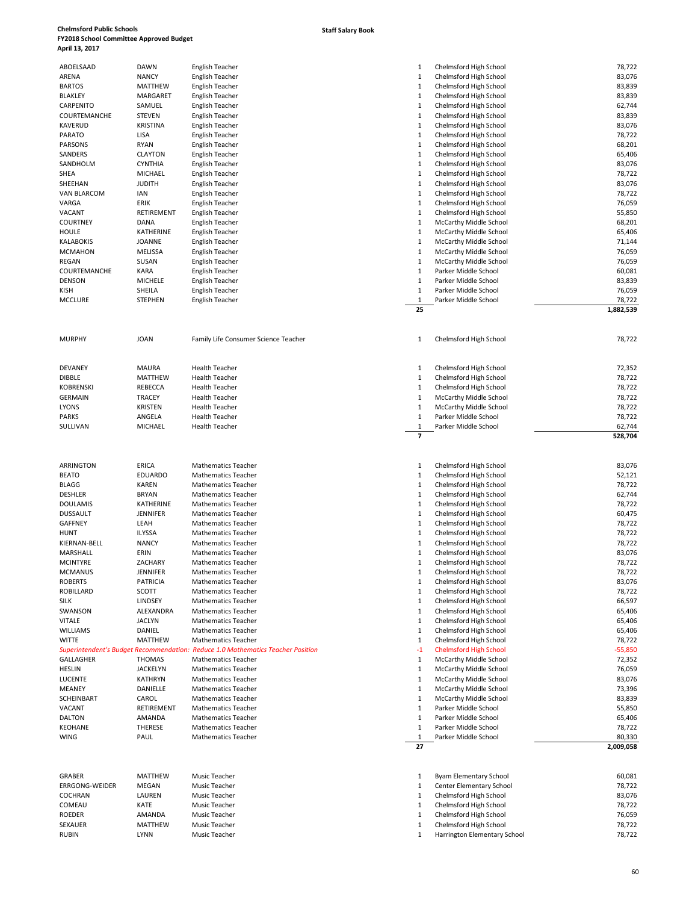**Chelmsford Public Schools**
**FY2018 School Committee Approved Budget**
**April 13, 2017**

**Staff Salary Book**

| | | | | | |
|---|---|---|---|---|---|
| ABOELSAAD | DAWN | English Teacher | 1 | Chelmsford High School | 78,722 |
| ARENA | NANCY | English Teacher | 1 | Chelmsford High School | 83,076 |
| BARTOS | MATTHEW | English Teacher | 1 | Chelmsford High School | 83,839 |
| BLAKLEY | MARGARET | English Teacher | 1 | Chelmsford High School | 83,839 |
| CARPENITO | SAMUEL | English Teacher | 1 | Chelmsford High School | 62,744 |
| COURTEMANCHE | STEVEN | English Teacher | 1 | Chelmsford High School | 83,839 |
| KAVERUD | KRISTINA | English Teacher | 1 | Chelmsford High School | 83,076 |
| PARATO | LISA | English Teacher | 1 | Chelmsford High School | 78,722 |
| PARSONS | RYAN | English Teacher | 1 | Chelmsford High School | 68,201 |
| SANDERS | CLAYTON | English Teacher | 1 | Chelmsford High School | 65,406 |
| SANDHOLM | CYNTHIA | English Teacher | 1 | Chelmsford High School | 83,076 |
| SHEA | MICHAEL | English Teacher | 1 | Chelmsford High School | 78,722 |
| SHEEHAN | JUDITH | English Teacher | 1 | Chelmsford High School | 83,076 |
| VAN BLARCOM | IAN | English Teacher | 1 | Chelmsford High School | 78,722 |
| VARGA | ERIK | English Teacher | 1 | Chelmsford High School | 76,059 |
| VACANT | RETIREMENT | English Teacher | 1 | Chelmsford High School | 55,850 |
| COURTNEY | DANA | English Teacher | 1 | McCarthy Middle School | 68,201 |
| HOULE | KATHERINE | English Teacher | 1 | McCarthy Middle School | 65,406 |
| KALABOKIS | JOANNE | English Teacher | 1 | McCarthy Middle School | 71,144 |
| MCMAHON | MELISSA | English Teacher | 1 | McCarthy Middle School | 76,059 |
| REGAN | SUSAN | English Teacher | 1 | McCarthy Middle School | 76,059 |
| COURTEMANCHE | KARA | English Teacher | 1 | Parker Middle School | 60,081 |
| DENSON | MICHELE | English Teacher | 1 | Parker Middle School | 83,839 |
| KISH | SHEILA | English Teacher | 1 | Parker Middle School | 76,059 |
| MCCLURE | STEPHEN | English Teacher | 1 | Parker Middle School | 78,722 |
| | | | **25** | | **1,882,539** |

| | | | | | |
|---|---|---|---|---|---|
| MURPHY | JOAN | Family Life Consumer Science Teacher | 1 | Chelmsford High School | 78,722 |

| | | | | | |
|---|---|---|---|---|---|
| DEVANEY | MAURA | Health Teacher | 1 | Chelmsford High School | 72,352 |
| DIBBLE | MATTHEW | Health Teacher | 1 | Chelmsford High School | 78,722 |
| KOBRENSKI | REBECCA | Health Teacher | 1 | Chelmsford High School | 78,722 |
| GERMAIN | TRACEY | Health Teacher | 1 | McCarthy Middle School | 78,722 |
| LYONS | KRISTEN | Health Teacher | 1 | McCarthy Middle School | 78,722 |
| PARKS | ANGELA | Health Teacher | 1 | Parker Middle School | 78,722 |
| SULLIVAN | MICHAEL | Health Teacher | 1 | Parker Middle School | 62,744 |
| | | | **7** | | **528,704** |

| | | | | | |
|---|---|---|---|---|---|
| ARRINGTON | ERICA | Mathematics Teacher | 1 | Chelmsford High School | 83,076 |
| BEATO | EDUARDO | Mathematics Teacher | 1 | Chelmsford High School | 52,121 |
| BLAGG | KAREN | Mathematics Teacher | 1 | Chelmsford High School | 78,722 |
| DESHLER | BRYAN | Mathematics Teacher | 1 | Chelmsford High School | 62,744 |
| DOULAMIS | KATHERINE | Mathematics Teacher | 1 | Chelmsford High School | 78,722 |
| DUSSAULT | JENNIFER | Mathematics Teacher | 1 | Chelmsford High School | 60,475 |
| GAFFNEY | LEAH | Mathematics Teacher | 1 | Chelmsford High School | 78,722 |
| HUNT | ILYSSA | Mathematics Teacher | 1 | Chelmsford High School | 78,722 |
| KIERNAN-BELL | NANCY | Mathematics Teacher | 1 | Chelmsford High School | 78,722 |
| MARSHALL | ERIN | Mathematics Teacher | 1 | Chelmsford High School | 83,076 |
| MCINTYRE | ZACHARY | Mathematics Teacher | 1 | Chelmsford High School | 78,722 |
| MCMANUS | JENNIFER | Mathematics Teacher | 1 | Chelmsford High School | 78,722 |
| ROBERTS | PATRICIA | Mathematics Teacher | 1 | Chelmsford High School | 83,076 |
| ROBILLARD | SCOTT | Mathematics Teacher | 1 | Chelmsford High School | 78,722 |
| SILK | LINDSEY | Mathematics Teacher | 1 | Chelmsford High School | 66,597 |
| SWANSON | ALEXANDRA | Mathematics Teacher | 1 | Chelmsford High School | 65,406 |
| VITALE | JACLYN | Mathematics Teacher | 1 | Chelmsford High School | 65,406 |
| WILLIAMS | DANIEL | Mathematics Teacher | 1 | Chelmsford High School | 65,406 |
| WITTE | MATTHEW | Mathematics Teacher | 1 | Chelmsford High School | 78,722 |
| *Superintendent's Budget Recommendation: Reduce 1.0 Mathematics Teacher Position* | | | *-1* | *Chelmsford High School* | *-55,850* |
| GALLAGHER | THOMAS | Mathematics Teacher | 1 | McCarthy Middle School | 72,352 |
| HESLIN | JACKELYN | Mathematics Teacher | 1 | McCarthy Middle School | 76,059 |
| LUCENTE | KATHRYN | Mathematics Teacher | 1 | McCarthy Middle School | 83,076 |
| MEANEY | DANIELLE | Mathematics Teacher | 1 | McCarthy Middle School | 73,396 |
| SCHEINBART | CAROL | Mathematics Teacher | 1 | McCarthy Middle School | 83,839 |
| VACANT | RETIREMENT | Mathematics Teacher | 1 | Parker Middle School | 55,850 |
| DALTON | AMANDA | Mathematics Teacher | 1 | Parker Middle School | 65,406 |
| KEOHANE | THERESE | Mathematics Teacher | 1 | Parker Middle School | 78,722 |
| WING | PAUL | Mathematics Teacher | 1 | Parker Middle School | 80,330 |
| | | | **27** | | **2,009,058** |

| | | | | | |
|---|---|---|---|---|---|
| GRABER | MATTHEW | Music Teacher | 1 | Byam Elementary School | 60,081 |
| ERRGONG-WEIDER | MEGAN | Music Teacher | 1 | Center Elementary School | 78,722 |
| COCHRAN | LAUREN | Music Teacher | 1 | Chelmsford High School | 83,076 |
| COMEAU | KATE | Music Teacher | 1 | Chelmsford High School | 78,722 |
| ROEDER | AMANDA | Music Teacher | 1 | Chelmsford High School | 76,059 |
| SEXAUER | MATTHEW | Music Teacher | 1 | Chelmsford High School | 78,722 |
| RUBIN | LYNN | Music Teacher | 1 | Harrington Elementary School | 78,722 |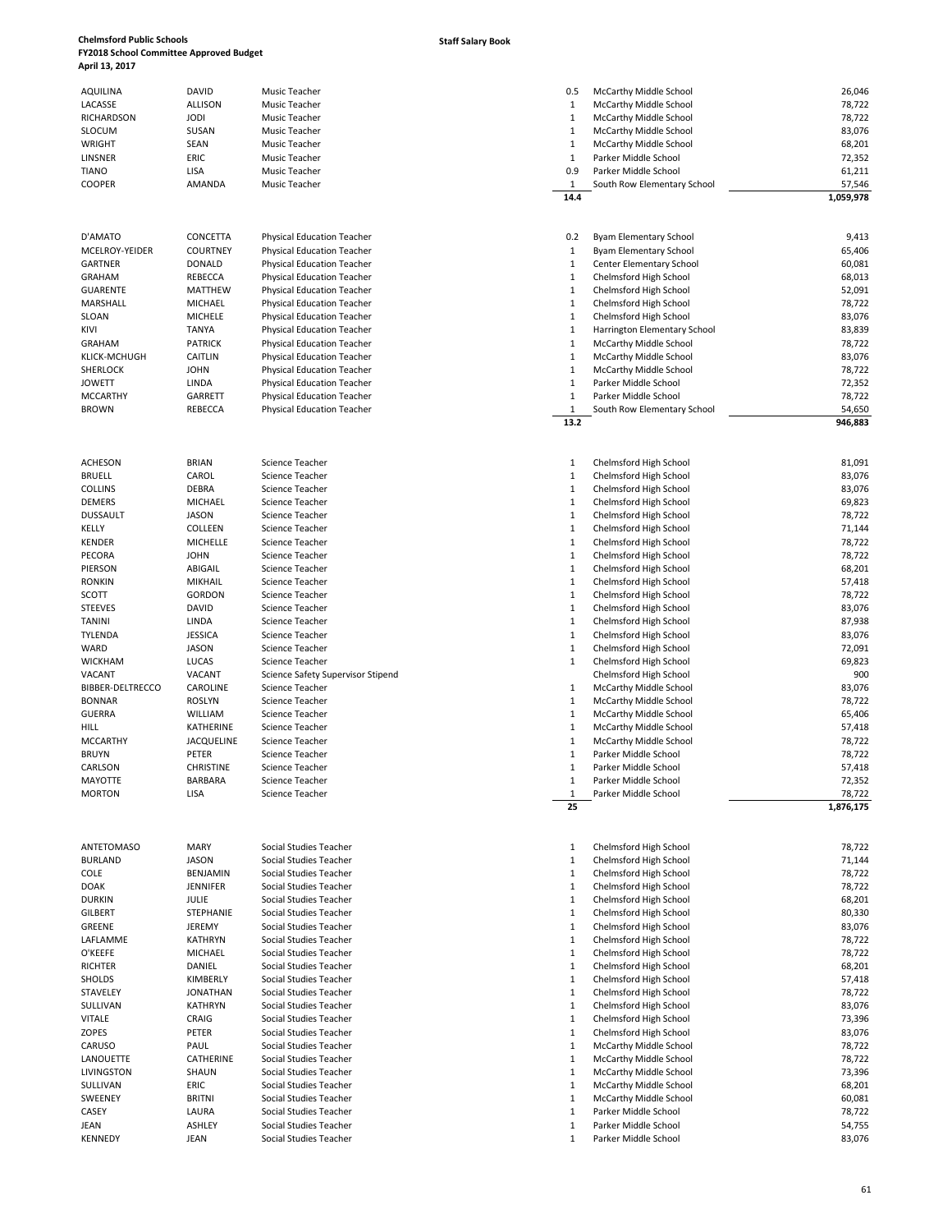**Chelmsford Public Schools**
**FY2018 School Committee Approved Budget**
**April 13, 2017**

**Staff Salary Book**

| | | | | | |
|---|---|---|---|---|---|
| AQUILINA | DAVID | Music Teacher | 0.5 | McCarthy Middle School | 26,046 |
| LACASSE | ALLISON | Music Teacher | 1 | McCarthy Middle School | 78,722 |
| RICHARDSON | JODI | Music Teacher | 1 | McCarthy Middle School | 78,722 |
| SLOCUM | SUSAN | Music Teacher | 1 | McCarthy Middle School | 83,076 |
| WRIGHT | SEAN | Music Teacher | 1 | McCarthy Middle School | 68,201 |
| LINSNER | ERIC | Music Teacher | 1 | Parker Middle School | 72,352 |
| TIANO | LISA | Music Teacher | 0.9 | Parker Middle School | 61,211 |
| COOPER | AMANDA | Music Teacher | 1 | South Row Elementary School | 57,546 |
| | | | **14.4** | | **1,059,978** |

| | | | | | |
|---|---|---|---|---|---|
| D'AMATO | CONCETTA | Physical Education Teacher | 0.2 | Byam Elementary School | 9,413 |
| MCELROY-YEIDER | COURTNEY | Physical Education Teacher | 1 | Byam Elementary School | 65,406 |
| GARTNER | DONALD | Physical Education Teacher | 1 | Center Elementary School | 60,081 |
| GRAHAM | REBECCA | Physical Education Teacher | 1 | Chelmsford High School | 68,013 |
| GUARENTE | MATTHEW | Physical Education Teacher | 1 | Chelmsford High School | 52,091 |
| MARSHALL | MICHAEL | Physical Education Teacher | 1 | Chelmsford High School | 78,722 |
| SLOAN | MICHELE | Physical Education Teacher | 1 | Chelmsford High School | 83,076 |
| KIVI | TANYA | Physical Education Teacher | 1 | Harrington Elementary School | 83,839 |
| GRAHAM | PATRICK | Physical Education Teacher | 1 | McCarthy Middle School | 78,722 |
| KLICK-MCHUGH | CAITLIN | Physical Education Teacher | 1 | McCarthy Middle School | 83,076 |
| SHERLOCK | JOHN | Physical Education Teacher | 1 | McCarthy Middle School | 78,722 |
| JOWETT | LINDA | Physical Education Teacher | 1 | Parker Middle School | 72,352 |
| MCCARTHY | GARRETT | Physical Education Teacher | 1 | Parker Middle School | 78,722 |
| BROWN | REBECCA | Physical Education Teacher | 1 | South Row Elementary School | 54,650 |
| | | | **13.2** | | **946,883** |

| | | | | | |
|---|---|---|---|---|---|
| ACHESON | BRIAN | Science Teacher | 1 | Chelmsford High School | 81,091 |
| BRUELL | CAROL | Science Teacher | 1 | Chelmsford High School | 83,076 |
| COLLINS | DEBRA | Science Teacher | 1 | Chelmsford High School | 83,076 |
| DEMERS | MICHAEL | Science Teacher | 1 | Chelmsford High School | 69,823 |
| DUSSAULT | JASON | Science Teacher | 1 | Chelmsford High School | 78,722 |
| KELLY | COLLEEN | Science Teacher | 1 | Chelmsford High School | 71,144 |
| KENDER | MICHELLE | Science Teacher | 1 | Chelmsford High School | 78,722 |
| PECORA | JOHN | Science Teacher | 1 | Chelmsford High School | 78,722 |
| PIERSON | ABIGAIL | Science Teacher | 1 | Chelmsford High School | 68,201 |
| RONKIN | MIKHAIL | Science Teacher | 1 | Chelmsford High School | 57,418 |
| SCOTT | GORDON | Science Teacher | 1 | Chelmsford High School | 78,722 |
| STEEVES | DAVID | Science Teacher | 1 | Chelmsford High School | 83,076 |
| TANINI | LINDA | Science Teacher | 1 | Chelmsford High School | 87,938 |
| TYLENDA | JESSICA | Science Teacher | 1 | Chelmsford High School | 83,076 |
| WARD | JASON | Science Teacher | 1 | Chelmsford High School | 72,091 |
| WICKHAM | LUCAS | Science Teacher | 1 | Chelmsford High School | 69,823 |
| VACANT | VACANT | Science Safety Supervisor Stipend | | Chelmsford High School | 900 |
| BIBBER-DELTRECCO | CAROLINE | Science Teacher | 1 | McCarthy Middle School | 83,076 |
| BONNAR | ROSLYN | Science Teacher | 1 | McCarthy Middle School | 78,722 |
| GUERRA | WILLIAM | Science Teacher | 1 | McCarthy Middle School | 65,406 |
| HILL | KATHERINE | Science Teacher | 1 | McCarthy Middle School | 57,418 |
| MCCARTHY | JACQUELINE | Science Teacher | 1 | McCarthy Middle School | 78,722 |
| BRUYN | PETER | Science Teacher | 1 | Parker Middle School | 78,722 |
| CARLSON | CHRISTINE | Science Teacher | 1 | Parker Middle School | 57,418 |
| MAYOTTE | BARBARA | Science Teacher | 1 | Parker Middle School | 72,352 |
| MORTON | LISA | Science Teacher | 1 | Parker Middle School | 78,722 |
| | | | **25** | | **1,876,175** |

| | | | | | |
|---|---|---|---|---|---|
| ANTETOMASO | MARY | Social Studies Teacher | 1 | Chelmsford High School | 78,722 |
| BURLAND | JASON | Social Studies Teacher | 1 | Chelmsford High School | 71,144 |
| COLE | BENJAMIN | Social Studies Teacher | 1 | Chelmsford High School | 78,722 |
| DOAK | JENNIFER | Social Studies Teacher | 1 | Chelmsford High School | 78,722 |
| DURKIN | JULIE | Social Studies Teacher | 1 | Chelmsford High School | 68,201 |
| GILBERT | STEPHANIE | Social Studies Teacher | 1 | Chelmsford High School | 80,330 |
| GREENE | JEREMY | Social Studies Teacher | 1 | Chelmsford High School | 83,076 |
| LAFLAMME | KATHRYN | Social Studies Teacher | 1 | Chelmsford High School | 78,722 |
| O'KEEFE | MICHAEL | Social Studies Teacher | 1 | Chelmsford High School | 78,722 |
| RICHTER | DANIEL | Social Studies Teacher | 1 | Chelmsford High School | 68,201 |
| SHOLDS | KIMBERLY | Social Studies Teacher | 1 | Chelmsford High School | 57,418 |
| STAVELEY | JONATHAN | Social Studies Teacher | 1 | Chelmsford High School | 78,722 |
| SULLIVAN | KATHRYN | Social Studies Teacher | 1 | Chelmsford High School | 83,076 |
| VITALE | CRAIG | Social Studies Teacher | 1 | Chelmsford High School | 73,396 |
| ZOPES | PETER | Social Studies Teacher | 1 | Chelmsford High School | 83,076 |
| CARUSO | PAUL | Social Studies Teacher | 1 | McCarthy Middle School | 78,722 |
| LANOUETTE | CATHERINE | Social Studies Teacher | 1 | McCarthy Middle School | 78,722 |
| LIVINGSTON | SHAUN | Social Studies Teacher | 1 | McCarthy Middle School | 73,396 |
| SULLIVAN | ERIC | Social Studies Teacher | 1 | McCarthy Middle School | 68,201 |
| SWEENEY | BRITNI | Social Studies Teacher | 1 | McCarthy Middle School | 60,081 |
| CASEY | LAURA | Social Studies Teacher | 1 | Parker Middle School | 78,722 |
| JEAN | ASHLEY | Social Studies Teacher | 1 | Parker Middle School | 54,755 |
| KENNEDY | JEAN | Social Studies Teacher | 1 | Parker Middle School | 83,076 |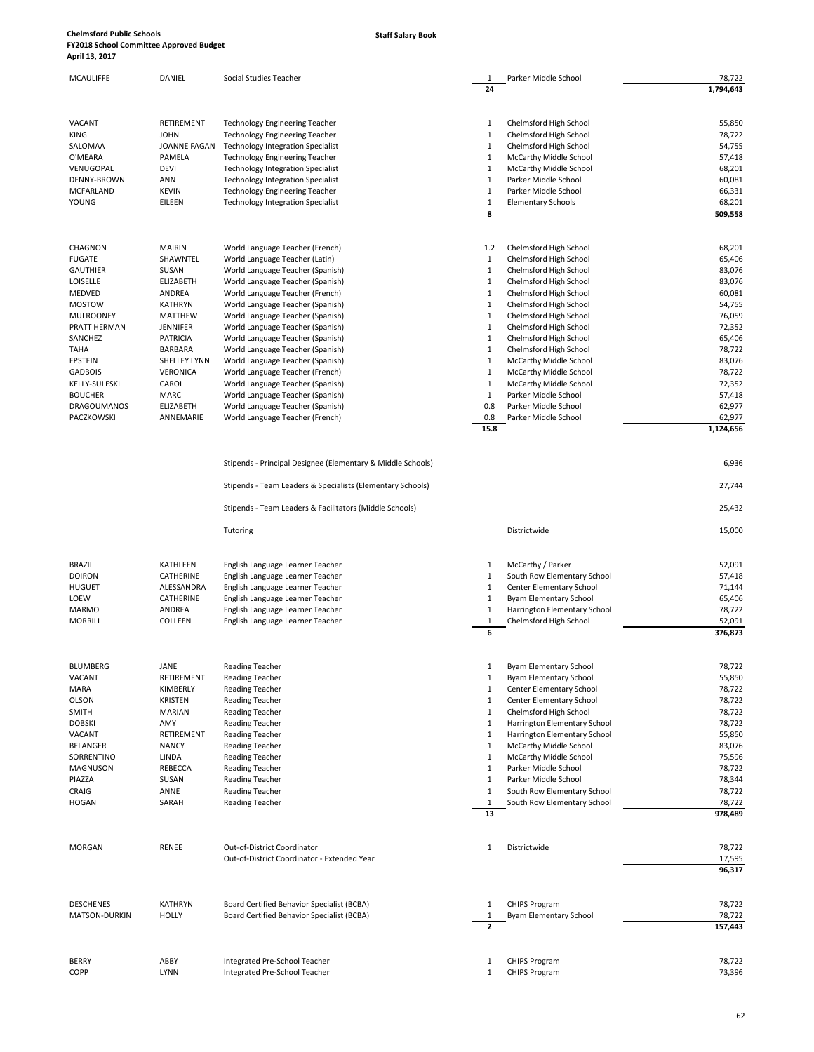**Chelmsford Public Schools**
**FY2018 School Committee Approved Budget**
**April 13, 2017**

**Staff Salary Book**

| | | | | | |
|---|---|---|---|---|---|
| MCAULIFFE | DANIEL | Social Studies Teacher | 1 | Parker Middle School | 78,722 |
| | | | **24** | | **1,794,643** |
| | | | | | |
| VACANT | RETIREMENT | Technology Engineering Teacher | 1 | Chelmsford High School | 55,850 |
| KING | JOHN | Technology Engineering Teacher | 1 | Chelmsford High School | 78,722 |
| SALOMAA | JOANNE FAGAN | Technology Integration Specialist | 1 | Chelmsford High School | 54,755 |
| O'MEARA | PAMELA | Technology Engineering Teacher | 1 | McCarthy Middle School | 57,418 |
| VENUGOPAL | DEVI | Technology Integration Specialist | 1 | McCarthy Middle School | 68,201 |
| DENNY-BROWN | ANN | Technology Integration Specialist | 1 | Parker Middle School | 60,081 |
| MCFARLAND | KEVIN | Technology Engineering Teacher | 1 | Parker Middle School | 66,331 |
| YOUNG | EILEEN | Technology Integration Specialist | 1 | Elementary Schools | 68,201 |
| | | | **8** | | **509,558** |
| | | | | | |
| CHAGNON | MAIRIN | World Language Teacher (French) | 1.2 | Chelmsford High School | 68,201 |
| FUGATE | SHAWNTEL | World Language Teacher (Latin) | 1 | Chelmsford High School | 65,406 |
| GAUTHIER | SUSAN | World Language Teacher (Spanish) | 1 | Chelmsford High School | 83,076 |
| LOISELLE | ELIZABETH | World Language Teacher (Spanish) | 1 | Chelmsford High School | 83,076 |
| MEDVED | ANDREA | World Language Teacher (French) | 1 | Chelmsford High School | 60,081 |
| MOSTOW | KATHRYN | World Language Teacher (Spanish) | 1 | Chelmsford High School | 54,755 |
| MULROONEY | MATTHEW | World Language Teacher (Spanish) | 1 | Chelmsford High School | 76,059 |
| PRATT HERMAN | JENNIFER | World Language Teacher (Spanish) | 1 | Chelmsford High School | 72,352 |
| SANCHEZ | PATRICIA | World Language Teacher (Spanish) | 1 | Chelmsford High School | 65,406 |
| TAHA | BARBARA | World Language Teacher (Spanish) | 1 | Chelmsford High School | 78,722 |
| EPSTEIN | SHELLEY LYNN | World Language Teacher (Spanish) | 1 | McCarthy Middle School | 83,076 |
| GADBOIS | VERONICA | World Language Teacher (French) | 1 | McCarthy Middle School | 78,722 |
| KELLY-SULESKI | CAROL | World Language Teacher (Spanish) | 1 | McCarthy Middle School | 72,352 |
| BOUCHER | MARC | World Language Teacher (Spanish) | 1 | Parker Middle School | 57,418 |
| DRAGOUMANOS | ELIZABETH | World Language Teacher (Spanish) | 0.8 | Parker Middle School | 62,977 |
| PACZKOWSKI | ANNEMARIE | World Language Teacher (French) | 0.8 | Parker Middle School | 62,977 |
| | | | **15.8** | | **1,124,656** |
| | | | | | |
| | | Stipends - Principal Designee (Elementary & Middle Schools) | | | 6,936 |
| | | Stipends - Team Leaders & Specialists (Elementary Schools) | | | 27,744 |
| | | Stipends - Team Leaders & Facilitators (Middle Schools) | | | 25,432 |
| | | Tutoring | | Districtwide | 15,000 |
| | | | | | |
| BRAZIL | KATHLEEN | English Language Learner Teacher | 1 | McCarthy / Parker | 52,091 |
| DOIRON | CATHERINE | English Language Learner Teacher | 1 | South Row Elementary School | 57,418 |
| HUGUET | ALESSANDRA | English Language Learner Teacher | 1 | Center Elementary School | 71,144 |
| LOEW | CATHERINE | English Language Learner Teacher | 1 | Byam Elementary School | 65,406 |
| MARMO | ANDREA | English Language Learner Teacher | 1 | Harrington Elementary School | 78,722 |
| MORRILL | COLLEEN | English Language Learner Teacher | 1 | Chelmsford High School | 52,091 |
| | | | **6** | | **376,873** |
| | | | | | |
| BLUMBERG | JANE | Reading Teacher | 1 | Byam Elementary School | 78,722 |
| VACANT | RETIREMENT | Reading Teacher | 1 | Byam Elementary School | 55,850 |
| MARA | KIMBERLY | Reading Teacher | 1 | Center Elementary School | 78,722 |
| OLSON | KRISTEN | Reading Teacher | 1 | Center Elementary School | 78,722 |
| SMITH | MARIAN | Reading Teacher | 1 | Chelmsford High School | 78,722 |
| DOBSKI | AMY | Reading Teacher | 1 | Harrington Elementary School | 78,722 |
| VACANT | RETIREMENT | Reading Teacher | 1 | Harrington Elementary School | 55,850 |
| BELANGER | NANCY | Reading Teacher | 1 | McCarthy Middle School | 83,076 |
| SORRENTINO | LINDA | Reading Teacher | 1 | McCarthy Middle School | 75,596 |
| MAGNUSON | REBECCA | Reading Teacher | 1 | Parker Middle School | 78,722 |
| PIAZZA | SUSAN | Reading Teacher | 1 | Parker Middle School | 78,344 |
| CRAIG | ANNE | Reading Teacher | 1 | South Row Elementary School | 78,722 |
| HOGAN | SARAH | Reading Teacher | 1 | South Row Elementary School | 78,722 |
| | | | **13** | | **978,489** |
| | | | | | |
| MORGAN | RENEE | Out-of-District Coordinator | 1 | Districtwide | 78,722 |
| | | Out-of-District Coordinator - Extended Year | | | 17,595 |
| | | | | | **96,317** |
| | | | | | |
| DESCHENES | KATHRYN | Board Certified Behavior Specialist (BCBA) | 1 | CHIPS Program | 78,722 |
| MATSON-DURKIN | HOLLY | Board Certified Behavior Specialist (BCBA) | 1 | Byam Elementary School | 78,722 |
| | | | **2** | | **157,443** |
| | | | | | |
| BERRY | ABBY | Integrated Pre-School Teacher | 1 | CHIPS Program | 78,722 |
| COPP | LYNN | Integrated Pre-School Teacher | 1 | CHIPS Program | 73,396 |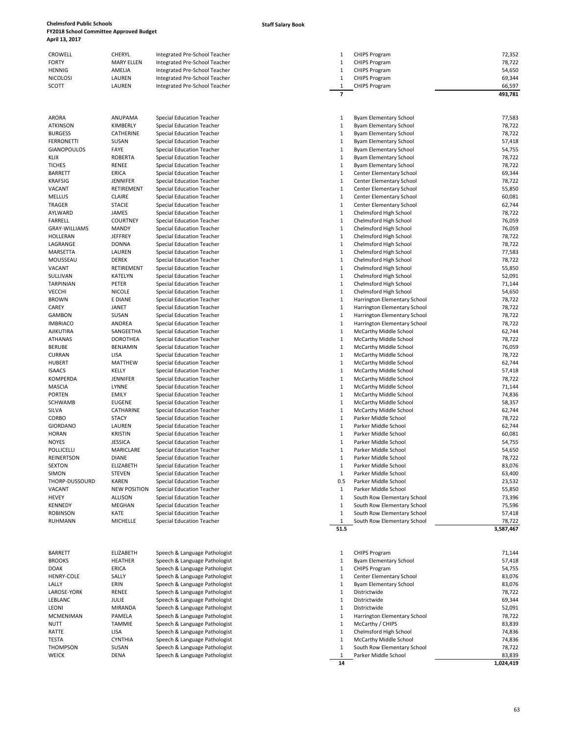**Chelmsford Public Schools**
**FY2018 School Committee Approved Budget**
**April 13, 2017**

**Staff Salary Book**

| Last Name | First Name | Position | FTE | Location | Salary |
|---|---|---|---|---|---|
| CROWELL | CHERYL | Integrated Pre-School Teacher | 1 | CHIPS Program | 72,352 |
| FORTY | MARY ELLEN | Integrated Pre-School Teacher | 1 | CHIPS Program | 78,722 |
| HENNIG | AMELIA | Integrated Pre-School Teacher | 1 | CHIPS Program | 54,650 |
| NICOLOSI | LAUREN | Integrated Pre-School Teacher | 1 | CHIPS Program | 69,344 |
| SCOTT | LAUREN | Integrated Pre-School Teacher | 1 | CHIPS Program | 66,597 |
| | | | **7** | | **493,781** |

| Last Name | First Name | Position | FTE | Location | Salary |
|---|---|---|---|---|---|
| ARORA | ANUPAMA | Special Education Teacher | 1 | Byam Elementary School | 77,583 |
| ATKINSON | KIMBERLY | Special Education Teacher | 1 | Byam Elementary School | 78,722 |
| BURGESS | CATHERINE | Special Education Teacher | 1 | Byam Elementary School | 78,722 |
| FERRONETTI | SUSAN | Special Education Teacher | 1 | Byam Elementary School | 57,418 |
| GIANOPOULOS | FAYE | Special Education Teacher | 1 | Byam Elementary School | 54,755 |
| KLIX | ROBERTA | Special Education Teacher | 1 | Byam Elementary School | 78,722 |
| TICHES | RENEE | Special Education Teacher | 1 | Byam Elementary School | 78,722 |
| BARRETT | ERICA | Special Education Teacher | 1 | Center Elementary School | 69,344 |
| KRAFSIG | JENNIFER | Special Education Teacher | 1 | Center Elementary School | 78,722 |
| VACANT | RETIREMENT | Special Education Teacher | 1 | Center Elementary School | 55,850 |
| MELLUS | CLAIRE | Special Education Teacher | 1 | Center Elementary School | 60,081 |
| TRAGER | STACIE | Special Education Teacher | 1 | Center Elementary School | 62,744 |
| AYLWARD | JAMES | Special Education Teacher | 1 | Chelmsford High School | 78,722 |
| FARRELL | COURTNEY | Special Education Teacher | 1 | Chelmsford High School | 76,059 |
| GRAY-WILLIAMS | MANDY | Special Education Teacher | 1 | Chelmsford High School | 76,059 |
| HOLLERAN | JEFFREY | Special Education Teacher | 1 | Chelmsford High School | 78,722 |
| LAGRANGE | DONNA | Special Education Teacher | 1 | Chelmsford High School | 78,722 |
| MARSETTA | LAUREN | Special Education Teacher | 1 | Chelmsford High School | 77,583 |
| MOUSSEAU | DEREK | Special Education Teacher | 1 | Chelmsford High School | 78,722 |
| VACANT | RETIREMENT | Special Education Teacher | 1 | Chelmsford High School | 55,850 |
| SULLIVAN | KATELYN | Special Education Teacher | 1 | Chelmsford High School | 52,091 |
| TARPINIAN | PETER | Special Education Teacher | 1 | Chelmsford High School | 71,144 |
| VECCHI | NICOLE | Special Education Teacher | 1 | Chelmsford High School | 54,650 |
| BROWN | E DIANE | Special Education Teacher | 1 | Harrington Elementary School | 78,722 |
| CAREY | JANET | Special Education Teacher | 1 | Harrington Elementary School | 78,722 |
| GAMBON | SUSAN | Special Education Teacher | 1 | Harrington Elementary School | 78,722 |
| IMBRIACO | ANDREA | Special Education Teacher | 1 | Harrington Elementary School | 78,722 |
| AJIKUTIRA | SANGEETHA | Special Education Teacher | 1 | McCarthy Middle School | 62,744 |
| ATHANAS | DOROTHEA | Special Education Teacher | 1 | McCarthy Middle School | 78,722 |
| BERUBE | BENJAMIN | Special Education Teacher | 1 | McCarthy Middle School | 76,059 |
| CURRAN | LISA | Special Education Teacher | 1 | McCarthy Middle School | 78,722 |
| HUBERT | MATTHEW | Special Education Teacher | 1 | McCarthy Middle School | 62,744 |
| ISAACS | KELLY | Special Education Teacher | 1 | McCarthy Middle School | 57,418 |
| KOMPERDA | JENNIFER | Special Education Teacher | 1 | McCarthy Middle School | 78,722 |
| MASCIA | LYNNE | Special Education Teacher | 1 | McCarthy Middle School | 71,144 |
| PORTEN | EMILY | Special Education Teacher | 1 | McCarthy Middle School | 74,836 |
| SCHWAMB | EUGENE | Special Education Teacher | 1 | McCarthy Middle School | 58,357 |
| SILVA | CATHARINE | Special Education Teacher | 1 | McCarthy Middle School | 62,744 |
| CORBO | STACY | Special Education Teacher | 1 | Parker Middle School | 78,722 |
| GIORDANO | LAUREN | Special Education Teacher | 1 | Parker Middle School | 62,744 |
| HORAN | KRISTIN | Special Education Teacher | 1 | Parker Middle School | 60,081 |
| NOYES | JESSICA | Special Education Teacher | 1 | Parker Middle School | 54,755 |
| POLLICELLI | MARICLARE | Special Education Teacher | 1 | Parker Middle School | 54,650 |
| REINERTSON | DIANE | Special Education Teacher | 1 | Parker Middle School | 78,722 |
| SEXTON | ELIZABETH | Special Education Teacher | 1 | Parker Middle School | 83,076 |
| SIMON | STEVEN | Special Education Teacher | 1 | Parker Middle School | 63,400 |
| THORP-DUSSOURD | KAREN | Special Education Teacher | 0.5 | Parker Middle School | 23,532 |
| VACANT | NEW POSITION | Special Education Teacher | 1 | Parker Middle School | 55,850 |
| HEVEY | ALLISON | Special Education Teacher | 1 | South Row Elementary School | 73,396 |
| KENNEDY | MEGHAN | Special Education Teacher | 1 | South Row Elementary School | 75,596 |
| ROBINSON | KATE | Special Education Teacher | 1 | South Row Elementary School | 57,418 |
| RUHMANN | MICHELLE | Special Education Teacher | 1 | South Row Elementary School | 78,722 |
| | | | **51.5** | | **3,587,467** |

| Last Name | First Name | Position | FTE | Location | Salary |
|---|---|---|---|---|---|
| BARRETT | ELIZABETH | Speech & Language Pathologist | 1 | CHIPS Program | 71,144 |
| BROOKS | HEATHER | Speech & Language Pathologist | 1 | Byam Elementary School | 57,418 |
| DOAK | ERICA | Speech & Language Pathologist | 1 | CHIPS Program | 54,755 |
| HENRY-COLE | SALLY | Speech & Language Pathologist | 1 | Center Elementary School | 83,076 |
| LALLY | ERIN | Speech & Language Pathologist | 1 | Byam Elementary School | 83,076 |
| LAROSE-YORK | RENEE | Speech & Language Pathologist | 1 | Districtwide | 78,722 |
| LEBLANC | JULIE | Speech & Language Pathologist | 1 | Districtwide | 69,344 |
| LEONI | MIRANDA | Speech & Language Pathologist | 1 | Districtwide | 52,091 |
| MCMENIMAN | PAMELA | Speech & Language Pathologist | 1 | Harrington Elementary School | 78,722 |
| NUTT | TAMMIE | Speech & Language Pathologist | 1 | McCarthy / CHIPS | 83,839 |
| RATTE | LISA | Speech & Language Pathologist | 1 | Chelmsford High School | 74,836 |
| TESTA | CYNTHIA | Speech & Language Pathologist | 1 | McCarthy Middle School | 74,836 |
| THOMPSON | SUSAN | Speech & Language Pathologist | 1 | South Row Elementary School | 78,722 |
| WEICK | DENA | Speech & Language Pathologist | 1 | Parker Middle School | 83,839 |
| | | | **14** | | **1,024,419** |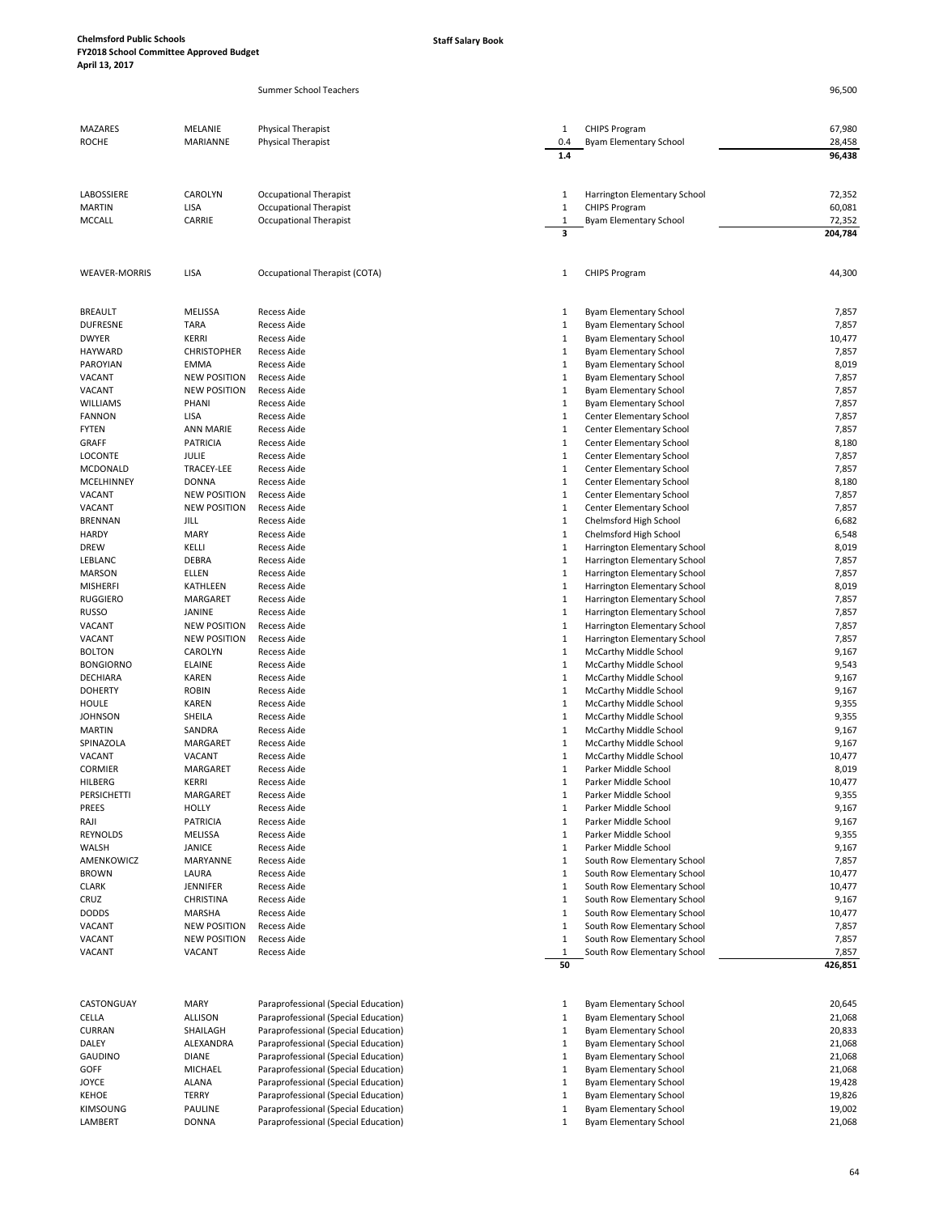**Chelmsford Public Schools**
**FY2018 School Committee Approved Budget**
**April 13, 2017**

**Staff Salary Book**

| Last Name | First Name | Position | FTE | Location | Salary |
|---|---|---|---|---|---|
| | | Summer School Teachers | | | 96,500 |
| | | | | | |
| MAZARES | MELANIE | Physical Therapist | 1 | CHIPS Program | 67,980 |
| ROCHE | MARIANNE | Physical Therapist | 0.4 | Byam Elementary School | 28,458 |
| | | | **1.4** | | **96,438** |
| | | | | | |
| LABOSSIERE | CAROLYN | Occupational Therapist | 1 | Harrington Elementary School | 72,352 |
| MARTIN | LISA | Occupational Therapist | 1 | CHIPS Program | 60,081 |
| MCCALL | CARRIE | Occupational Therapist | 1 | Byam Elementary School | 72,352 |
| | | | **3** | | **204,784** |
| | | | | | |
| WEAVER-MORRIS | LISA | Occupational Therapist (COTA) | 1 | CHIPS Program | 44,300 |
| | | | | | |
| BREAULT | MELISSA | Recess Aide | 1 | Byam Elementary School | 7,857 |
| DUFRESNE | TARA | Recess Aide | 1 | Byam Elementary School | 7,857 |
| DWYER | KERRI | Recess Aide | 1 | Byam Elementary School | 10,477 |
| HAYWARD | CHRISTOPHER | Recess Aide | 1 | Byam Elementary School | 7,857 |
| PAROYIAN | EMMA | Recess Aide | 1 | Byam Elementary School | 8,019 |
| VACANT | NEW POSITION | Recess Aide | 1 | Byam Elementary School | 7,857 |
| VACANT | NEW POSITION | Recess Aide | 1 | Byam Elementary School | 7,857 |
| WILLIAMS | PHANI | Recess Aide | 1 | Byam Elementary School | 7,857 |
| FANNON | LISA | Recess Aide | 1 | Center Elementary School | 7,857 |
| FYTEN | ANN MARIE | Recess Aide | 1 | Center Elementary School | 7,857 |
| GRAFF | PATRICIA | Recess Aide | 1 | Center Elementary School | 8,180 |
| LOCONTE | JULIE | Recess Aide | 1 | Center Elementary School | 7,857 |
| MCDONALD | TRACEY-LEE | Recess Aide | 1 | Center Elementary School | 7,857 |
| MCELHINNEY | DONNA | Recess Aide | 1 | Center Elementary School | 8,180 |
| VACANT | NEW POSITION | Recess Aide | 1 | Center Elementary School | 7,857 |
| VACANT | NEW POSITION | Recess Aide | 1 | Center Elementary School | 7,857 |
| BRENNAN | JILL | Recess Aide | 1 | Chelmsford High School | 6,682 |
| HARDY | MARY | Recess Aide | 1 | Chelmsford High School | 6,548 |
| DREW | KELLI | Recess Aide | 1 | Harrington Elementary School | 8,019 |
| LEBLANC | DEBRA | Recess Aide | 1 | Harrington Elementary School | 7,857 |
| MARSON | ELLEN | Recess Aide | 1 | Harrington Elementary School | 7,857 |
| MISHERFI | KATHLEEN | Recess Aide | 1 | Harrington Elementary School | 8,019 |
| RUGGIERO | MARGARET | Recess Aide | 1 | Harrington Elementary School | 7,857 |
| RUSSO | JANINE | Recess Aide | 1 | Harrington Elementary School | 7,857 |
| VACANT | NEW POSITION | Recess Aide | 1 | Harrington Elementary School | 7,857 |
| VACANT | NEW POSITION | Recess Aide | 1 | Harrington Elementary School | 7,857 |
| BOLTON | CAROLYN | Recess Aide | 1 | McCarthy Middle School | 9,167 |
| BONGIORNO | ELAINE | Recess Aide | 1 | McCarthy Middle School | 9,543 |
| DECHIARA | KAREN | Recess Aide | 1 | McCarthy Middle School | 9,167 |
| DOHERTY | ROBIN | Recess Aide | 1 | McCarthy Middle School | 9,167 |
| HOULE | KAREN | Recess Aide | 1 | McCarthy Middle School | 9,355 |
| JOHNSON | SHEILA | Recess Aide | 1 | McCarthy Middle School | 9,355 |
| MARTIN | SANDRA | Recess Aide | 1 | McCarthy Middle School | 9,167 |
| SPINAZOLA | MARGARET | Recess Aide | 1 | McCarthy Middle School | 9,167 |
| VACANT | VACANT | Recess Aide | 1 | McCarthy Middle School | 10,477 |
| CORMIER | MARGARET | Recess Aide | 1 | Parker Middle School | 8,019 |
| HILBERG | KERRI | Recess Aide | 1 | Parker Middle School | 10,477 |
| PERSICHETTI | MARGARET | Recess Aide | 1 | Parker Middle School | 9,355 |
| PREES | HOLLY | Recess Aide | 1 | Parker Middle School | 9,167 |
| RAJI | PATRICIA | Recess Aide | 1 | Parker Middle School | 9,167 |
| REYNOLDS | MELISSA | Recess Aide | 1 | Parker Middle School | 9,355 |
| WALSH | JANICE | Recess Aide | 1 | Parker Middle School | 9,167 |
| AMENKOWICZ | MARYANNE | Recess Aide | 1 | South Row Elementary School | 7,857 |
| BROWN | LAURA | Recess Aide | 1 | South Row Elementary School | 10,477 |
| CLARK | JENNIFER | Recess Aide | 1 | South Row Elementary School | 10,477 |
| CRUZ | CHRISTINA | Recess Aide | 1 | South Row Elementary School | 9,167 |
| DODDS | MARSHA | Recess Aide | 1 | South Row Elementary School | 10,477 |
| VACANT | NEW POSITION | Recess Aide | 1 | South Row Elementary School | 7,857 |
| VACANT | NEW POSITION | Recess Aide | 1 | South Row Elementary School | 7,857 |
| VACANT | VACANT | Recess Aide | 1 | South Row Elementary School | 7,857 |
| | | | **50** | | **426,851** |
| | | | | | |
| CASTONGUAY | MARY | Paraprofessional (Special Education) | 1 | Byam Elementary School | 20,645 |
| CELLA | ALLISON | Paraprofessional (Special Education) | 1 | Byam Elementary School | 21,068 |
| CURRAN | SHAILAGH | Paraprofessional (Special Education) | 1 | Byam Elementary School | 20,833 |
| DALEY | ALEXANDRA | Paraprofessional (Special Education) | 1 | Byam Elementary School | 21,068 |
| GAUDINO | DIANE | Paraprofessional (Special Education) | 1 | Byam Elementary School | 21,068 |
| GOFF | MICHAEL | Paraprofessional (Special Education) | 1 | Byam Elementary School | 21,068 |
| JOYCE | ALANA | Paraprofessional (Special Education) | 1 | Byam Elementary School | 19,428 |
| KEHOE | TERRY | Paraprofessional (Special Education) | 1 | Byam Elementary School | 19,826 |
| KIMSOUNG | PAULINE | Paraprofessional (Special Education) | 1 | Byam Elementary School | 19,002 |
| LAMBERT | DONNA | Paraprofessional (Special Education) | 1 | Byam Elementary School | 21,068 |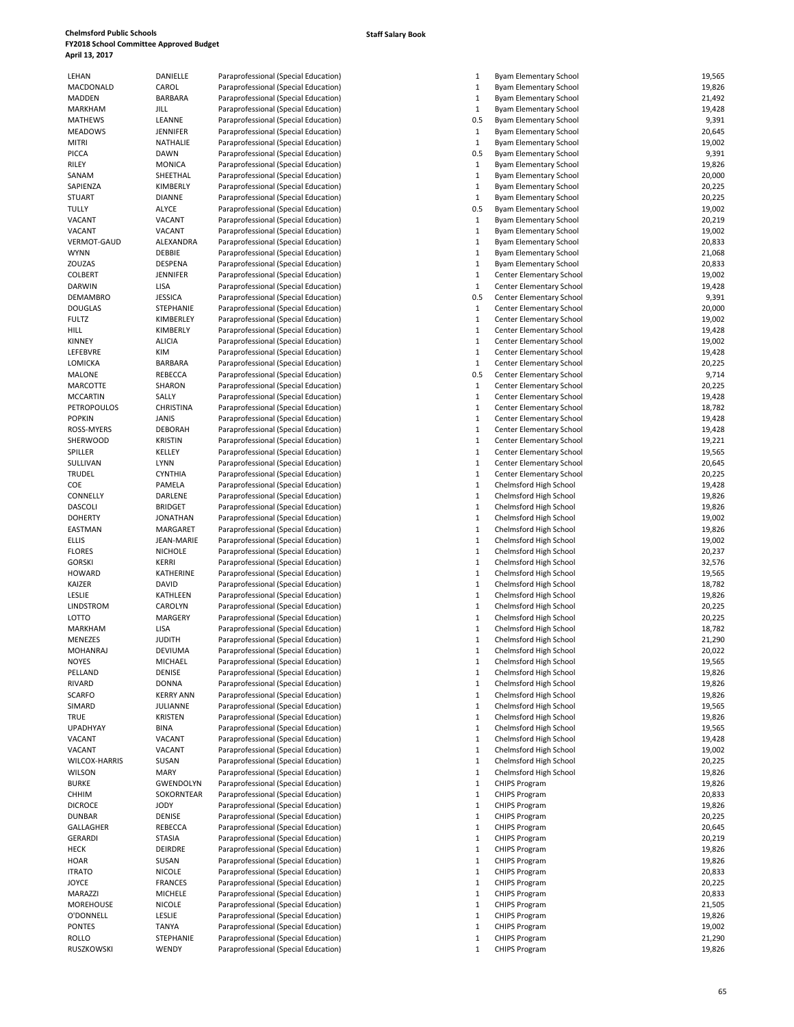**Chelmsford Public Schools**
**FY2018 School Committee Approved Budget**
**April 13, 2017**

**Staff Salary Book**

| | | | | | |
|---|---|---|---|---|---|
| LEHAN | DANIELLE | Paraprofessional (Special Education) | 1 | Byam Elementary School | 19,565 |
| MACDONALD | CAROL | Paraprofessional (Special Education) | 1 | Byam Elementary School | 19,826 |
| MADDEN | BARBARA | Paraprofessional (Special Education) | 1 | Byam Elementary School | 21,492 |
| MARKHAM | JILL | Paraprofessional (Special Education) | 1 | Byam Elementary School | 19,428 |
| MATHEWS | LEANNE | Paraprofessional (Special Education) | 0.5 | Byam Elementary School | 9,391 |
| MEADOWS | JENNIFER | Paraprofessional (Special Education) | 1 | Byam Elementary School | 20,645 |
| MITRI | NATHALIE | Paraprofessional (Special Education) | 1 | Byam Elementary School | 19,002 |
| PICCA | DAWN | Paraprofessional (Special Education) | 0.5 | Byam Elementary School | 9,391 |
| RILEY | MONICA | Paraprofessional (Special Education) | 1 | Byam Elementary School | 19,826 |
| SANAM | SHEETHAL | Paraprofessional (Special Education) | 1 | Byam Elementary School | 20,000 |
| SAPIENZA | KIMBERLY | Paraprofessional (Special Education) | 1 | Byam Elementary School | 20,225 |
| STUART | DIANNE | Paraprofessional (Special Education) | 1 | Byam Elementary School | 20,225 |
| TULLY | ALYCE | Paraprofessional (Special Education) | 0.5 | Byam Elementary School | 19,002 |
| VACANT | VACANT | Paraprofessional (Special Education) | 1 | Byam Elementary School | 20,219 |
| VACANT | VACANT | Paraprofessional (Special Education) | 1 | Byam Elementary School | 19,002 |
| VERMOT-GAUD | ALEXANDRA | Paraprofessional (Special Education) | 1 | Byam Elementary School | 20,833 |
| WYNN | DEBBIE | Paraprofessional (Special Education) | 1 | Byam Elementary School | 21,068 |
| ZOUZAS | DESPENA | Paraprofessional (Special Education) | 1 | Byam Elementary School | 20,833 |
| COLBERT | JENNIFER | Paraprofessional (Special Education) | 1 | Center Elementary School | 19,002 |
| DARWIN | LISA | Paraprofessional (Special Education) | 1 | Center Elementary School | 19,428 |
| DEMAMBRO | JESSICA | Paraprofessional (Special Education) | 0.5 | Center Elementary School | 9,391 |
| DOUGLAS | STEPHANIE | Paraprofessional (Special Education) | 1 | Center Elementary School | 20,000 |
| FULTZ | KIMBERLEY | Paraprofessional (Special Education) | 1 | Center Elementary School | 19,002 |
| HILL | KIMBERLY | Paraprofessional (Special Education) | 1 | Center Elementary School | 19,428 |
| KINNEY | ALICIA | Paraprofessional (Special Education) | 1 | Center Elementary School | 19,002 |
| LEFEBVRE | KIM | Paraprofessional (Special Education) | 1 | Center Elementary School | 19,428 |
| LOMICKA | BARBARA | Paraprofessional (Special Education) | 1 | Center Elementary School | 20,225 |
| MALONE | REBECCA | Paraprofessional (Special Education) | 0.5 | Center Elementary School | 9,714 |
| MARCOTTE | SHARON | Paraprofessional (Special Education) | 1 | Center Elementary School | 20,225 |
| MCCARTIN | SALLY | Paraprofessional (Special Education) | 1 | Center Elementary School | 19,428 |
| PETROPOULOS | CHRISTINA | Paraprofessional (Special Education) | 1 | Center Elementary School | 18,782 |
| POPKIN | JANIS | Paraprofessional (Special Education) | 1 | Center Elementary School | 19,428 |
| ROSS-MYERS | DEBORAH | Paraprofessional (Special Education) | 1 | Center Elementary School | 19,428 |
| SHERWOOD | KRISTIN | Paraprofessional (Special Education) | 1 | Center Elementary School | 19,221 |
| SPILLER | KELLEY | Paraprofessional (Special Education) | 1 | Center Elementary School | 19,565 |
| SULLIVAN | LYNN | Paraprofessional (Special Education) | 1 | Center Elementary School | 20,645 |
| TRUDEL | CYNTHIA | Paraprofessional (Special Education) | 1 | Center Elementary School | 20,225 |
| COE | PAMELA | Paraprofessional (Special Education) | 1 | Chelmsford High School | 19,428 |
| CONNELLY | DARLENE | Paraprofessional (Special Education) | 1 | Chelmsford High School | 19,826 |
| DASCOLI | BRIDGET | Paraprofessional (Special Education) | 1 | Chelmsford High School | 19,826 |
| DOHERTY | JONATHAN | Paraprofessional (Special Education) | 1 | Chelmsford High School | 19,002 |
| EASTMAN | MARGARET | Paraprofessional (Special Education) | 1 | Chelmsford High School | 19,826 |
| ELLIS | JEAN-MARIE | Paraprofessional (Special Education) | 1 | Chelmsford High School | 19,002 |
| FLORES | NICHOLE | Paraprofessional (Special Education) | 1 | Chelmsford High School | 20,237 |
| GORSKI | KERRI | Paraprofessional (Special Education) | 1 | Chelmsford High School | 32,576 |
| HOWARD | KATHERINE | Paraprofessional (Special Education) | 1 | Chelmsford High School | 19,565 |
| KAIZER | DAVID | Paraprofessional (Special Education) | 1 | Chelmsford High School | 18,782 |
| LESLIE | KATHLEEN | Paraprofessional (Special Education) | 1 | Chelmsford High School | 19,826 |
| LINDSTROM | CAROLYN | Paraprofessional (Special Education) | 1 | Chelmsford High School | 20,225 |
| LOTTO | MARGERY | Paraprofessional (Special Education) | 1 | Chelmsford High School | 20,225 |
| MARKHAM | LISA | Paraprofessional (Special Education) | 1 | Chelmsford High School | 18,782 |
| MENEZES | JUDITH | Paraprofessional (Special Education) | 1 | Chelmsford High School | 21,290 |
| MOHANRAJ | DEVIUMA | Paraprofessional (Special Education) | 1 | Chelmsford High School | 20,022 |
| NOYES | MICHAEL | Paraprofessional (Special Education) | 1 | Chelmsford High School | 19,565 |
| PELLAND | DENISE | Paraprofessional (Special Education) | 1 | Chelmsford High School | 19,826 |
| RIVARD | DONNA | Paraprofessional (Special Education) | 1 | Chelmsford High School | 19,826 |
| SCARFO | KERRY ANN | Paraprofessional (Special Education) | 1 | Chelmsford High School | 19,826 |
| SIMARD | JULIANNE | Paraprofessional (Special Education) | 1 | Chelmsford High School | 19,565 |
| TRUE | KRISTEN | Paraprofessional (Special Education) | 1 | Chelmsford High School | 19,826 |
| UPADHYAY | BINA | Paraprofessional (Special Education) | 1 | Chelmsford High School | 19,565 |
| VACANT | VACANT | Paraprofessional (Special Education) | 1 | Chelmsford High School | 19,428 |
| VACANT | VACANT | Paraprofessional (Special Education) | 1 | Chelmsford High School | 19,002 |
| WILCOX-HARRIS | SUSAN | Paraprofessional (Special Education) | 1 | Chelmsford High School | 20,225 |
| WILSON | MARY | Paraprofessional (Special Education) | 1 | Chelmsford High School | 19,826 |
| BURKE | GWENDOLYN | Paraprofessional (Special Education) | 1 | CHIPS Program | 19,826 |
| CHHIM | SOKORNTEAR | Paraprofessional (Special Education) | 1 | CHIPS Program | 20,833 |
| DICROCE | JODY | Paraprofessional (Special Education) | 1 | CHIPS Program | 19,826 |
| DUNBAR | DENISE | Paraprofessional (Special Education) | 1 | CHIPS Program | 20,225 |
| GALLAGHER | REBECCA | Paraprofessional (Special Education) | 1 | CHIPS Program | 20,645 |
| GERARDI | STASIA | Paraprofessional (Special Education) | 1 | CHIPS Program | 20,219 |
| HECK | DEIRDRE | Paraprofessional (Special Education) | 1 | CHIPS Program | 19,826 |
| HOAR | SUSAN | Paraprofessional (Special Education) | 1 | CHIPS Program | 19,826 |
| ITRATO | NICOLE | Paraprofessional (Special Education) | 1 | CHIPS Program | 20,833 |
| JOYCE | FRANCES | Paraprofessional (Special Education) | 1 | CHIPS Program | 20,225 |
| MARAZZI | MICHELE | Paraprofessional (Special Education) | 1 | CHIPS Program | 20,833 |
| MOREHOUSE | NICOLE | Paraprofessional (Special Education) | 1 | CHIPS Program | 21,505 |
| O'DONNELL | LESLIE | Paraprofessional (Special Education) | 1 | CHIPS Program | 19,826 |
| PONTES | TANYA | Paraprofessional (Special Education) | 1 | CHIPS Program | 19,002 |
| ROLLO | STEPHANIE | Paraprofessional (Special Education) | 1 | CHIPS Program | 21,290 |
| RUSZKOWSKI | WENDY | Paraprofessional (Special Education) | 1 | CHIPS Program | 19,826 |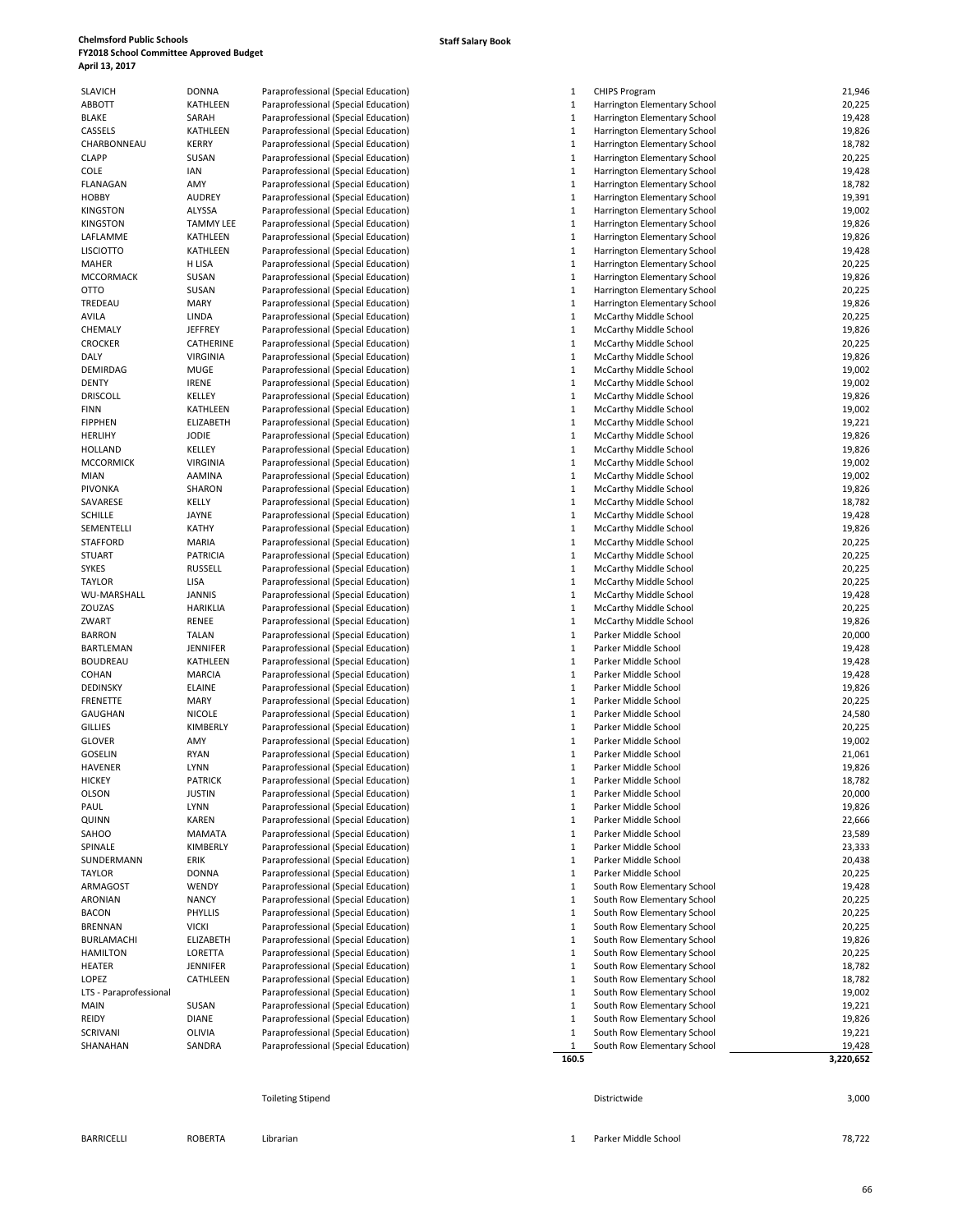**Chelmsford Public Schools**
**FY2018 School Committee Approved Budget**
**April 13, 2017**

**Staff Salary Book**

| | | | | | |
|---|---|---|---|---|---|
| SLAVICH | DONNA | Paraprofessional (Special Education) | 1 | CHIPS Program | 21,946 |
| ABBOTT | KATHLEEN | Paraprofessional (Special Education) | 1 | Harrington Elementary School | 20,225 |
| BLAKE | SARAH | Paraprofessional (Special Education) | 1 | Harrington Elementary School | 19,428 |
| CASSELS | KATHLEEN | Paraprofessional (Special Education) | 1 | Harrington Elementary School | 19,826 |
| CHARBONNEAU | KERRY | Paraprofessional (Special Education) | 1 | Harrington Elementary School | 18,782 |
| CLAPP | SUSAN | Paraprofessional (Special Education) | 1 | Harrington Elementary School | 20,225 |
| COLE | IAN | Paraprofessional (Special Education) | 1 | Harrington Elementary School | 19,428 |
| FLANAGAN | AMY | Paraprofessional (Special Education) | 1 | Harrington Elementary School | 18,782 |
| HOBBY | AUDREY | Paraprofessional (Special Education) | 1 | Harrington Elementary School | 19,391 |
| KINGSTON | ALYSSA | Paraprofessional (Special Education) | 1 | Harrington Elementary School | 19,002 |
| KINGSTON | TAMMY LEE | Paraprofessional (Special Education) | 1 | Harrington Elementary School | 19,826 |
| LAFLAMME | KATHLEEN | Paraprofessional (Special Education) | 1 | Harrington Elementary School | 19,826 |
| LISCIOTTO | KATHLEEN | Paraprofessional (Special Education) | 1 | Harrington Elementary School | 19,428 |
| MAHER | H LISA | Paraprofessional (Special Education) | 1 | Harrington Elementary School | 20,225 |
| MCCORMACK | SUSAN | Paraprofessional (Special Education) | 1 | Harrington Elementary School | 19,826 |
| OTTO | SUSAN | Paraprofessional (Special Education) | 1 | Harrington Elementary School | 20,225 |
| TREDEAU | MARY | Paraprofessional (Special Education) | 1 | Harrington Elementary School | 19,826 |
| AVILA | LINDA | Paraprofessional (Special Education) | 1 | McCarthy Middle School | 20,225 |
| CHEMALY | JEFFREY | Paraprofessional (Special Education) | 1 | McCarthy Middle School | 19,826 |
| CROCKER | CATHERINE | Paraprofessional (Special Education) | 1 | McCarthy Middle School | 20,225 |
| DALY | VIRGINIA | Paraprofessional (Special Education) | 1 | McCarthy Middle School | 19,826 |
| DEMIRDAG | MUGE | Paraprofessional (Special Education) | 1 | McCarthy Middle School | 19,002 |
| DENTY | IRENE | Paraprofessional (Special Education) | 1 | McCarthy Middle School | 19,002 |
| DRISCOLL | KELLEY | Paraprofessional (Special Education) | 1 | McCarthy Middle School | 19,826 |
| FINN | KATHLEEN | Paraprofessional (Special Education) | 1 | McCarthy Middle School | 19,002 |
| FIPPHEN | ELIZABETH | Paraprofessional (Special Education) | 1 | McCarthy Middle School | 19,221 |
| HERLIHY | JODIE | Paraprofessional (Special Education) | 1 | McCarthy Middle School | 19,826 |
| HOLLAND | KELLEY | Paraprofessional (Special Education) | 1 | McCarthy Middle School | 19,826 |
| MCCORMICK | VIRGINIA | Paraprofessional (Special Education) | 1 | McCarthy Middle School | 19,002 |
| MIAN | AAMINA | Paraprofessional (Special Education) | 1 | McCarthy Middle School | 19,002 |
| PIVONKA | SHARON | Paraprofessional (Special Education) | 1 | McCarthy Middle School | 19,826 |
| SAVARESE | KELLY | Paraprofessional (Special Education) | 1 | McCarthy Middle School | 18,782 |
| SCHILLE | JAYNE | Paraprofessional (Special Education) | 1 | McCarthy Middle School | 19,428 |
| SEMENTELLI | KATHY | Paraprofessional (Special Education) | 1 | McCarthy Middle School | 19,826 |
| STAFFORD | MARIA | Paraprofessional (Special Education) | 1 | McCarthy Middle School | 20,225 |
| STUART | PATRICIA | Paraprofessional (Special Education) | 1 | McCarthy Middle School | 20,225 |
| SYKES | RUSSELL | Paraprofessional (Special Education) | 1 | McCarthy Middle School | 20,225 |
| TAYLOR | LISA | Paraprofessional (Special Education) | 1 | McCarthy Middle School | 20,225 |
| WU-MARSHALL | JANNIS | Paraprofessional (Special Education) | 1 | McCarthy Middle School | 19,428 |
| ZOUZAS | HARIKLIA | Paraprofessional (Special Education) | 1 | McCarthy Middle School | 20,225 |
| ZWART | RENEE | Paraprofessional (Special Education) | 1 | McCarthy Middle School | 19,826 |
| BARRON | TALAN | Paraprofessional (Special Education) | 1 | Parker Middle School | 20,000 |
| BARTLEMAN | JENNIFER | Paraprofessional (Special Education) | 1 | Parker Middle School | 19,428 |
| BOUDREAU | KATHLEEN | Paraprofessional (Special Education) | 1 | Parker Middle School | 19,428 |
| COHAN | MARCIA | Paraprofessional (Special Education) | 1 | Parker Middle School | 19,428 |
| DEDINSKY | ELAINE | Paraprofessional (Special Education) | 1 | Parker Middle School | 19,826 |
| FRENETTE | MARY | Paraprofessional (Special Education) | 1 | Parker Middle School | 20,225 |
| GAUGHAN | NICOLE | Paraprofessional (Special Education) | 1 | Parker Middle School | 24,580 |
| GILLIES | KIMBERLY | Paraprofessional (Special Education) | 1 | Parker Middle School | 20,225 |
| GLOVER | AMY | Paraprofessional (Special Education) | 1 | Parker Middle School | 19,002 |
| GOSELIN | RYAN | Paraprofessional (Special Education) | 1 | Parker Middle School | 21,061 |
| HAVENER | LYNN | Paraprofessional (Special Education) | 1 | Parker Middle School | 19,826 |
| HICKEY | PATRICK | Paraprofessional (Special Education) | 1 | Parker Middle School | 18,782 |
| OLSON | JUSTIN | Paraprofessional (Special Education) | 1 | Parker Middle School | 20,000 |
| PAUL | LYNN | Paraprofessional (Special Education) | 1 | Parker Middle School | 19,826 |
| QUINN | KAREN | Paraprofessional (Special Education) | 1 | Parker Middle School | 22,666 |
| SAHOO | MAMATA | Paraprofessional (Special Education) | 1 | Parker Middle School | 23,589 |
| SPINALE | KIMBERLY | Paraprofessional (Special Education) | 1 | Parker Middle School | 23,333 |
| SUNDERMANN | ERIK | Paraprofessional (Special Education) | 1 | Parker Middle School | 20,438 |
| TAYLOR | DONNA | Paraprofessional (Special Education) | 1 | Parker Middle School | 20,225 |
| ARMAGOST | WENDY | Paraprofessional (Special Education) | 1 | South Row Elementary School | 19,428 |
| ARONIAN | NANCY | Paraprofessional (Special Education) | 1 | South Row Elementary School | 20,225 |
| BACON | PHYLLIS | Paraprofessional (Special Education) | 1 | South Row Elementary School | 20,225 |
| BRENNAN | VICKI | Paraprofessional (Special Education) | 1 | South Row Elementary School | 20,225 |
| BURLAMACHI | ELIZABETH | Paraprofessional (Special Education) | 1 | South Row Elementary School | 19,826 |
| HAMILTON | LORETTA | Paraprofessional (Special Education) | 1 | South Row Elementary School | 20,225 |
| HEATER | JENNIFER | Paraprofessional (Special Education) | 1 | South Row Elementary School | 18,782 |
| LOPEZ | CATHLEEN | Paraprofessional (Special Education) | 1 | South Row Elementary School | 18,782 |
| LTS - Paraprofessional | | Paraprofessional (Special Education) | 1 | South Row Elementary School | 19,002 |
| MAIN | SUSAN | Paraprofessional (Special Education) | 1 | South Row Elementary School | 19,221 |
| REIDY | DIANE | Paraprofessional (Special Education) | 1 | South Row Elementary School | 19,826 |
| SCRIVANI | OLIVIA | Paraprofessional (Special Education) | 1 | South Row Elementary School | 19,221 |
| SHANAHAN | SANDRA | Paraprofessional (Special Education) | 1 | South Row Elementary School | 19,428 |
| | | | **160.5** | | **3,220,652** |
| | | Toileting Stipend | | Districtwide | 3,000 |
| BARRICELLI | ROBERTA | Librarian | 1 | Parker Middle School | 78,722 |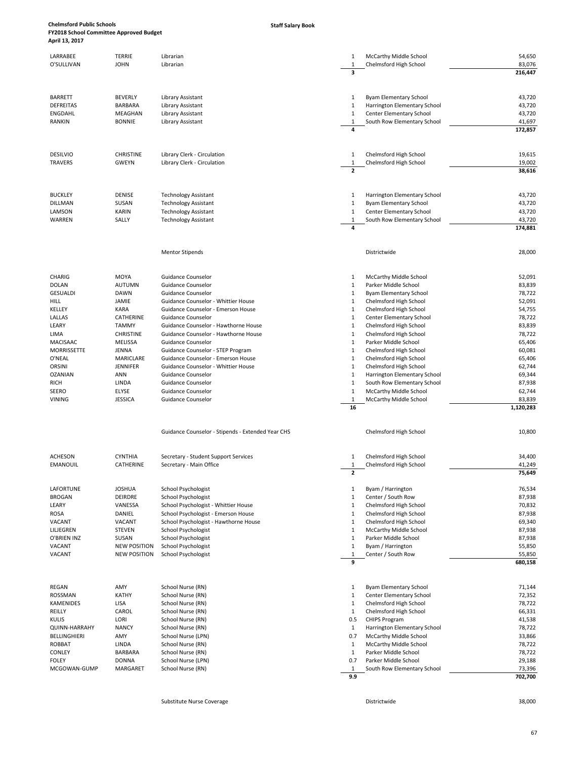| Last Name | First Name | Position | FTE | Location | Amount |
|---|---|---|---|---|---|
| LARRABEE | TERRIE | Librarian | 1 | McCarthy Middle School | 54,650 |
| O'SULLIVAN | JOHN | Librarian | 1 | Chelmsford High School | 83,076 |
| | | | **3** | | **216,447** |
| BARRETT | BEVERLY | Library Assistant | 1 | Byam Elementary School | 43,720 |
| DEFREITAS | BARBARA | Library Assistant | 1 | Harrington Elementary School | 43,720 |
| ENGDAHL | MEAGHAN | Library Assistant | 1 | Center Elementary School | 43,720 |
| RANKIN | BONNIE | Library Assistant | 1 | South Row Elementary School | 41,697 |
| | | | **4** | | **172,857** |
| DESILVIO | CHRISTINE | Library Clerk - Circulation | 1 | Chelmsford High School | 19,615 |
| TRAVERS | GWEYN | Library Clerk - Circulation | 1 | Chelmsford High School | 19,002 |
| | | | **2** | | **38,616** |
| BUCKLEY | DENISE | Technology Assistant | 1 | Harrington Elementary School | 43,720 |
| DILLMAN | SUSAN | Technology Assistant | 1 | Byam Elementary School | 43,720 |
| LAMSON | KARIN | Technology Assistant | 1 | Center Elementary School | 43,720 |
| WARREN | SALLY | Technology Assistant | 1 | South Row Elementary School | 43,720 |
| | | | **4** | | **174,881** |
| | | Mentor Stipends | | Districtwide | 28,000 |
| CHARIG | MOYA | Guidance Counselor | 1 | McCarthy Middle School | 52,091 |
| DOLAN | AUTUMN | Guidance Counselor | 1 | Parker Middle School | 83,839 |
| GESUALDI | DAWN | Guidance Counselor | 1 | Byam Elementary School | 78,722 |
| HILL | JAMIE | Guidance Counselor - Whittier House | 1 | Chelmsford High School | 52,091 |
| KELLEY | KARA | Guidance Counselor - Emerson House | 1 | Chelmsford High School | 54,755 |
| LALLAS | CATHERINE | Guidance Counselor | 1 | Center Elementary School | 78,722 |
| LEARY | TAMMY | Guidance Counselor - Hawthorne House | 1 | Chelmsford High School | 83,839 |
| LIMA | CHRISTINE | Guidance Counselor - Hawthorne House | 1 | Chelmsford High School | 78,722 |
| MACISAAC | MELISSA | Guidance Counselor | 1 | Parker Middle School | 65,406 |
| MORRISSETTE | JENNA | Guidance Counselor - STEP Program | 1 | Chelmsford High School | 60,081 |
| O'NEAL | MARICLARE | Guidance Counselor - Emerson House | 1 | Chelmsford High School | 65,406 |
| ORSINI | JENNIFER | Guidance Counselor - Whittier House | 1 | Chelmsford High School | 62,744 |
| OZANIAN | ANN | Guidance Counselor | 1 | Harrington Elementary School | 69,344 |
| RICH | LINDA | Guidance Counselor | 1 | South Row Elementary School | 87,938 |
| SEERO | ELYSE | Guidance Counselor | 1 | McCarthy Middle School | 62,744 |
| VINING | JESSICA | Guidance Counselor | 1 | McCarthy Middle School | 83,839 |
| | | | **16** | | **1,120,283** |
| | | Guidance Counselor - Stipends - Extended Year CHS | | Chelmsford High School | 10,800 |
| ACHESON | CYNTHIA | Secretary - Student Support Services | 1 | Chelmsford High School | 34,400 |
| EMANOUIL | CATHERINE | Secretary - Main Office | 1 | Chelmsford High School | 41,249 |
| | | | **2** | | **75,649** |
| LAFORTUNE | JOSHUA | School Psychologist | 1 | Byam / Harrington | 76,534 |
| BROGAN | DEIRDRE | School Psychologist | 1 | Center / South Row | 87,938 |
| LEARY | VANESSA | School Psychologist - Whittier House | 1 | Chelmsford High School | 70,832 |
| ROSA | DANIEL | School Psychologist - Emerson House | 1 | Chelmsford High School | 87,938 |
| VACANT | VACANT | School Psychologist - Hawthorne House | 1 | Chelmsford High School | 69,340 |
| LILJEGREN | STEVEN | School Psychologist | 1 | McCarthy Middle School | 87,938 |
| O'BRIEN INZ | SUSAN | School Psychologist | 1 | Parker Middle School | 87,938 |
| VACANT | NEW POSITION | School Psychologist | 1 | Byam / Harrington | 55,850 |
| VACANT | NEW POSITION | School Psychologist | 1 | Center / South Row | 55,850 |
| | | | **9** | | **680,158** |
| REGAN | AMY | School Nurse (RN) | 1 | Byam Elementary School | 71,144 |
| ROSSMAN | KATHY | School Nurse (RN) | 1 | Center Elementary School | 72,352 |
| KAMENIDES | LISA | School Nurse (RN) | 1 | Chelmsford High School | 78,722 |
| REILLY | CAROL | School Nurse (RN) | 1 | Chelmsford High School | 66,331 |
| KULIS | LORI | School Nurse (RN) | 0.5 | CHIPS Program | 41,538 |
| QUINN-HARRAHY | NANCY | School Nurse (RN) | 1 | Harrington Elementary School | 78,722 |
| BELLINGHIERI | AMY | School Nurse (LPN) | 0.7 | McCarthy Middle School | 33,866 |
| ROBBAT | LINDA | School Nurse (RN) | 1 | McCarthy Middle School | 78,722 |
| CONLEY | BARBARA | School Nurse (RN) | 1 | Parker Middle School | 78,722 |
| FOLEY | DONNA | School Nurse (LPN) | 0.7 | Parker Middle School | 29,188 |
| MCGOWAN-GUMP | MARGARET | School Nurse (RN) | 1 | South Row Elementary School | 73,396 |
| | | | **9.9** | | **702,700** |
| | | Substitute Nurse Coverage | | Districtwide | 38,000 |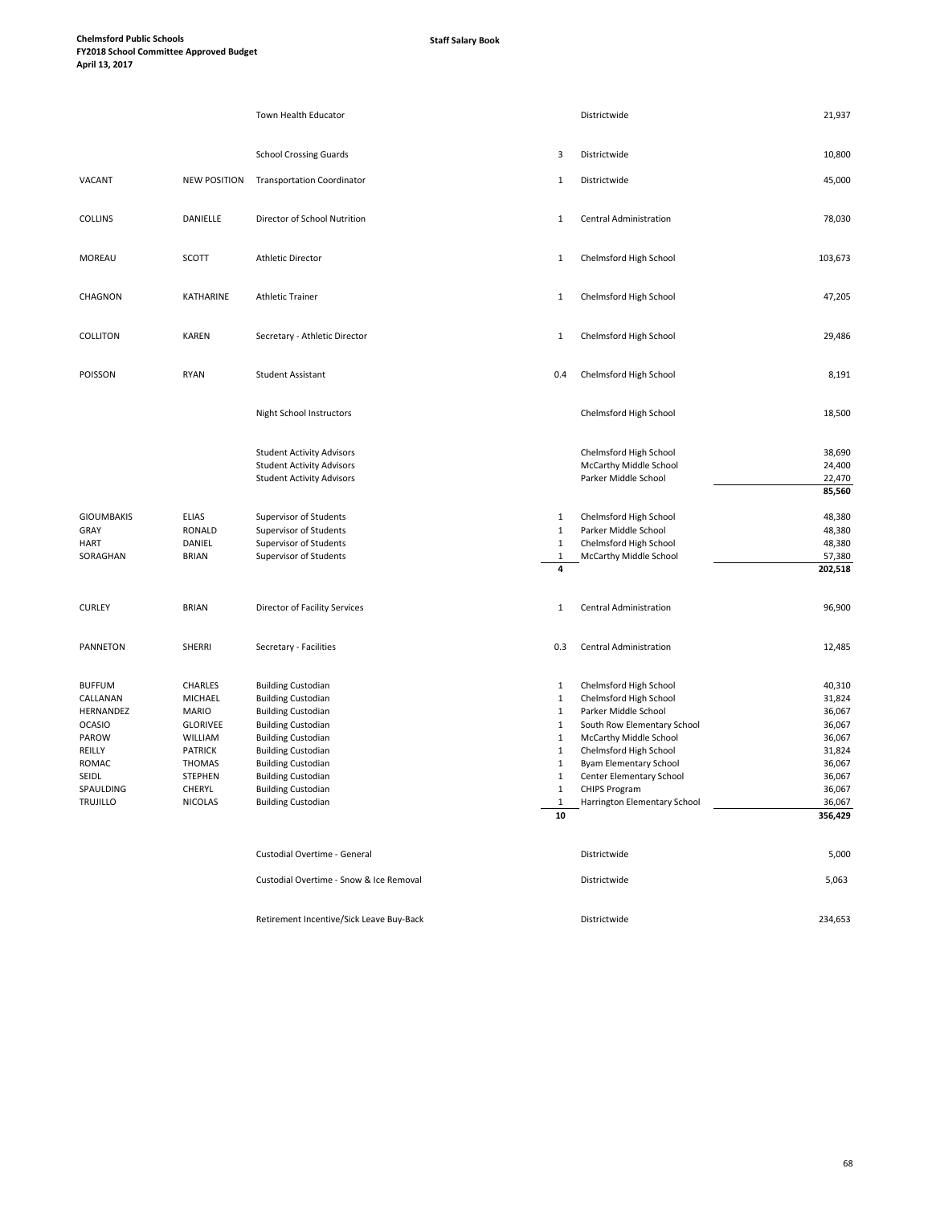| | | | | | |
|---|---|---|---|---|---|
| | | Town Health Educator | | Districtwide | 21,937 |
| | | School Crossing Guards | 3 | Districtwide | 10,800 |
| VACANT | NEW POSITION | Transportation Coordinator | 1 | Districtwide | 45,000 |
| COLLINS | DANIELLE | Director of School Nutrition | 1 | Central Administration | 78,030 |
| MOREAU | SCOTT | Athletic Director | 1 | Chelmsford High School | 103,673 |
| CHAGNON | KATHARINE | Athletic Trainer | 1 | Chelmsford High School | 47,205 |
| COLLITON | KAREN | Secretary - Athletic Director | 1 | Chelmsford High School | 29,486 |
| POISSON | RYAN | Student Assistant | 0.4 | Chelmsford High School | 8,191 |
| | | Night School Instructors | | Chelmsford High School | 18,500 |
| | | Student Activity Advisors | | Chelmsford High School | 38,690 |
| | | Student Activity Advisors | | McCarthy Middle School | 24,400 |
| | | Student Activity Advisors | | Parker Middle School | 22,470 |
| | | | | | **85,560** |
| GIOUMBAKIS | ELIAS | Supervisor of Students | 1 | Chelmsford High School | 48,380 |
| GRAY | RONALD | Supervisor of Students | 1 | Parker Middle School | 48,380 |
| HART | DANIEL | Supervisor of Students | 1 | Chelmsford High School | 48,380 |
| SORAGHAN | BRIAN | Supervisor of Students | 1 | McCarthy Middle School | 57,380 |
| | | | **4** | | **202,518** |
| CURLEY | BRIAN | Director of Facility Services | 1 | Central Administration | 96,900 |
| PANNETON | SHERRI | Secretary - Facilities | 0.3 | Central Administration | 12,485 |
| BUFFUM | CHARLES | Building Custodian | 1 | Chelmsford High School | 40,310 |
| CALLANAN | MICHAEL | Building Custodian | 1 | Chelmsford High School | 31,824 |
| HERNANDEZ | MARIO | Building Custodian | 1 | Parker Middle School | 36,067 |
| OCASIO | GLORIVEE | Building Custodian | 1 | South Row Elementary School | 36,067 |
| PAROW | WILLIAM | Building Custodian | 1 | McCarthy Middle School | 36,067 |
| REILLY | PATRICK | Building Custodian | 1 | Chelmsford High School | 31,824 |
| ROMAC | THOMAS | Building Custodian | 1 | Byam Elementary School | 36,067 |
| SEIDL | STEPHEN | Building Custodian | 1 | Center Elementary School | 36,067 |
| SPAULDING | CHERYL | Building Custodian | 1 | CHIPS Program | 36,067 |
| TRUJILLO | NICOLAS | Building Custodian | 1 | Harrington Elementary School | 36,067 |
| | | | **10** | | **356,429** |
| | | Custodial Overtime - General | | Districtwide | 5,000 |
| | | Custodial Overtime - Snow & Ice Removal | | Districtwide | 5,063 |
| | | Retirement Incentive/Sick Leave Buy-Back | | Districtwide | 234,653 |